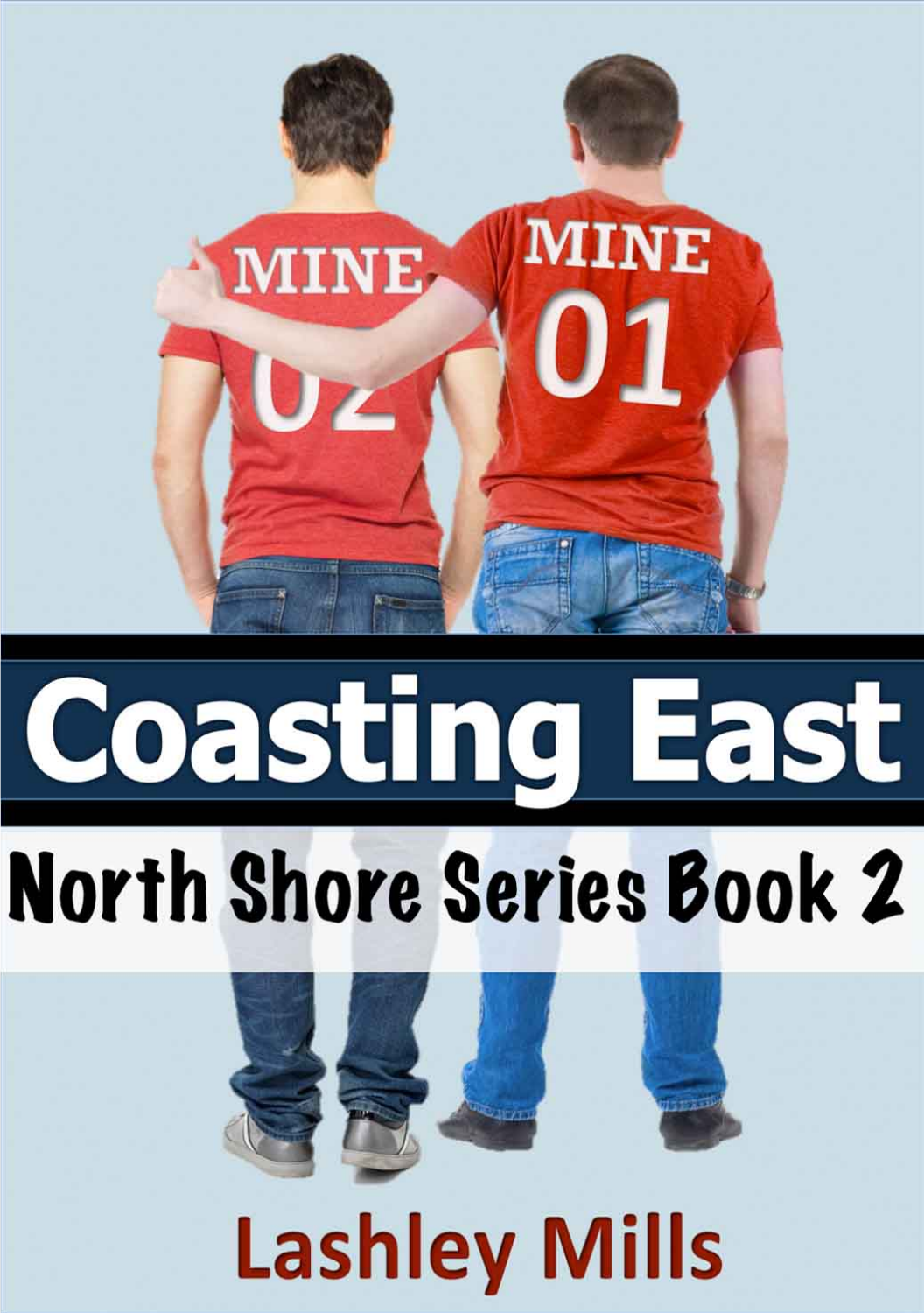# Coasting East

## North Shore Series Book 2

Lashley Mills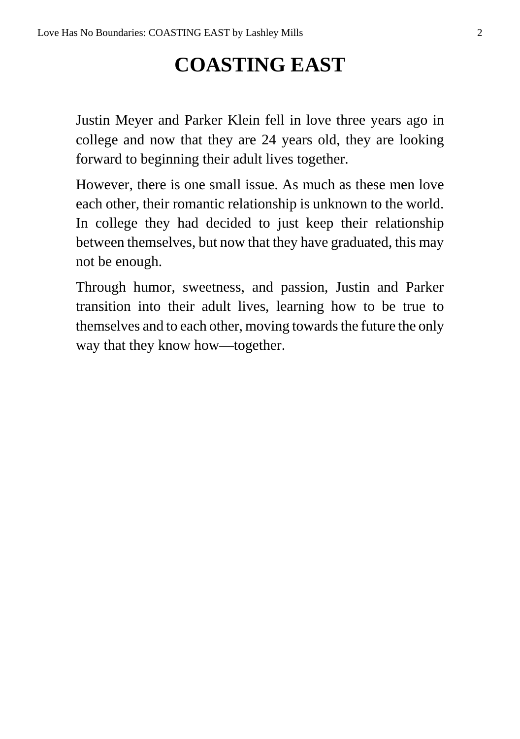# COASTING EAST

Justin Meyer and Parker Klein fell in love three years ago in college and now that they are 24 years old, they are looking forward to beginning their adult lives together.

However, there is one small issue. As much as these men love each other, their romantic relationship is unknown to the world. In college they had decided to just keep their relationship between themselves, but now that they have graduated, this may not be enough.

Through humor, sweetness, and passion, Justin and Parker transition into their adult lives, learning how to be true to themselves and to each other, moving towards the future the only way that they know how—together.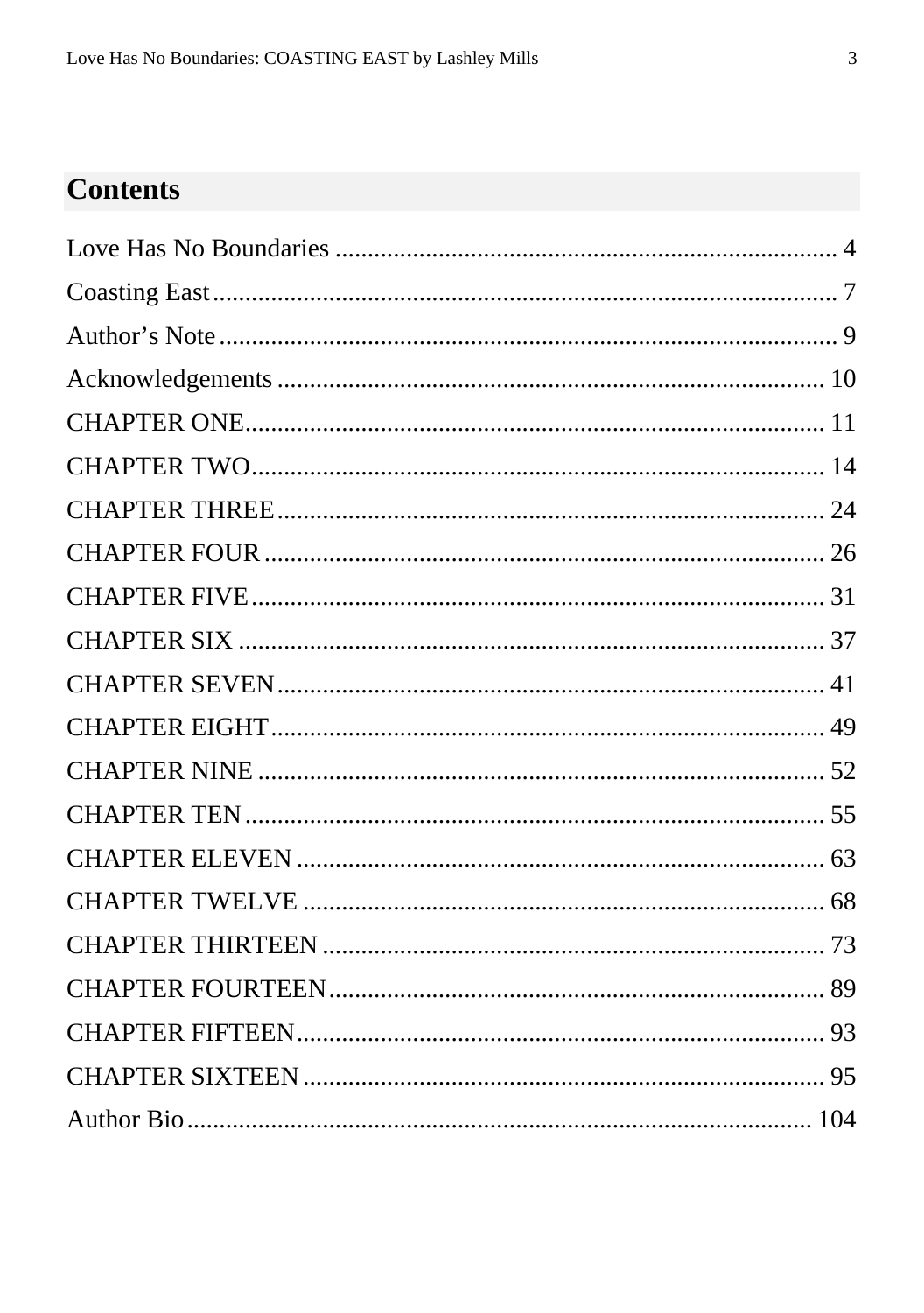## Contents

Love Has No Boundaries .......... 4
Coasting East .......... 7
Author's Note .......... 9
Acknowledgements .......... 10
CHAPTER ONE .......... 11
CHAPTER TWO .......... 14
CHAPTER THREE .......... 24
CHAPTER FOUR .......... 26
CHAPTER FIVE .......... 31
CHAPTER SIX .......... 37
CHAPTER SEVEN .......... 41
CHAPTER EIGHT .......... 49
CHAPTER NINE .......... 52
CHAPTER TEN .......... 55
CHAPTER ELEVEN .......... 63
CHAPTER TWELVE .......... 68
CHAPTER THIRTEEN .......... 73
CHAPTER FOURTEEN .......... 89
CHAPTER FIFTEEN .......... 93
CHAPTER SIXTEEN .......... 95
Author Bio .......... 104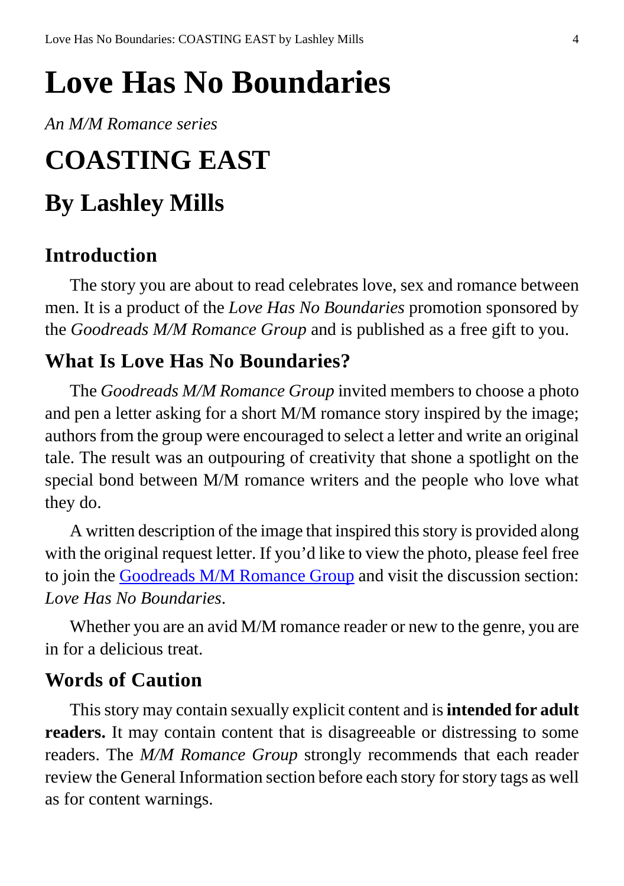# Love Has No Boundaries

*An M/M Romance series*

# COASTING EAST

# By Lashley Mills

### Introduction

The story you are about to read celebrates love, sex and romance between men. It is a product of the *Love Has No Boundaries* promotion sponsored by the *Goodreads M/M Romance Group* and is published as a free gift to you.

### What Is Love Has No Boundaries?

The *Goodreads M/M Romance Group* invited members to choose a photo and pen a letter asking for a short M/M romance story inspired by the image; authors from the group were encouraged to select a letter and write an original tale. The result was an outpouring of creativity that shone a spotlight on the special bond between M/M romance writers and the people who love what they do.

A written description of the image that inspired this story is provided along with the original request letter. If you'd like to view the photo, please feel free to join the Goodreads M/M Romance Group and visit the discussion section: *Love Has No Boundaries*.

Whether you are an avid M/M romance reader or new to the genre, you are in for a delicious treat.

### Words of Caution

This story may contain sexually explicit content and is **intended for adult readers.** It may contain content that is disagreeable or distressing to some readers. The *M/M Romance Group* strongly recommends that each reader review the General Information section before each story for story tags as well as for content warnings.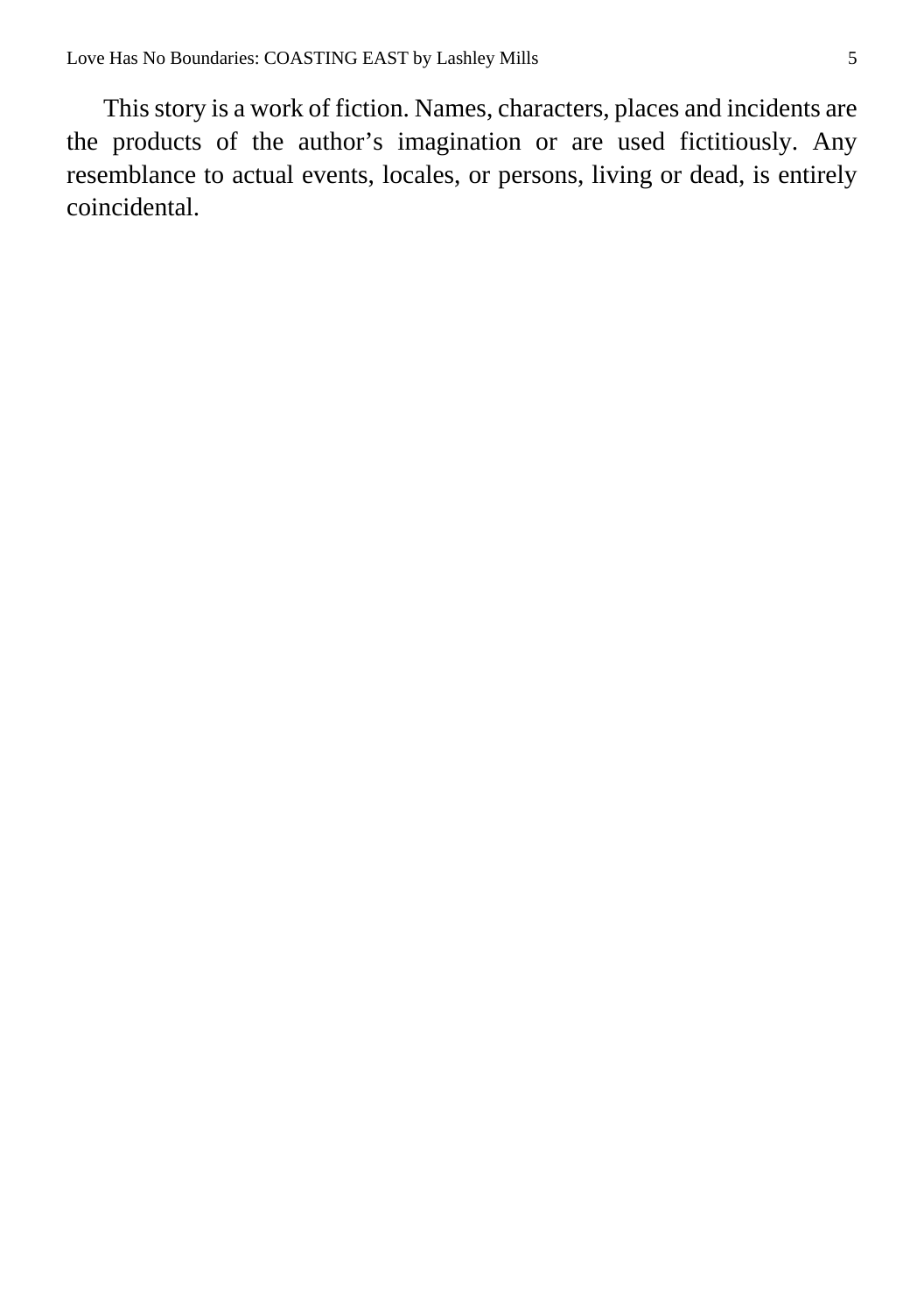This story is a work of fiction. Names, characters, places and incidents are the products of the author's imagination or are used fictitiously. Any resemblance to actual events, locales, or persons, living or dead, is entirely coincidental.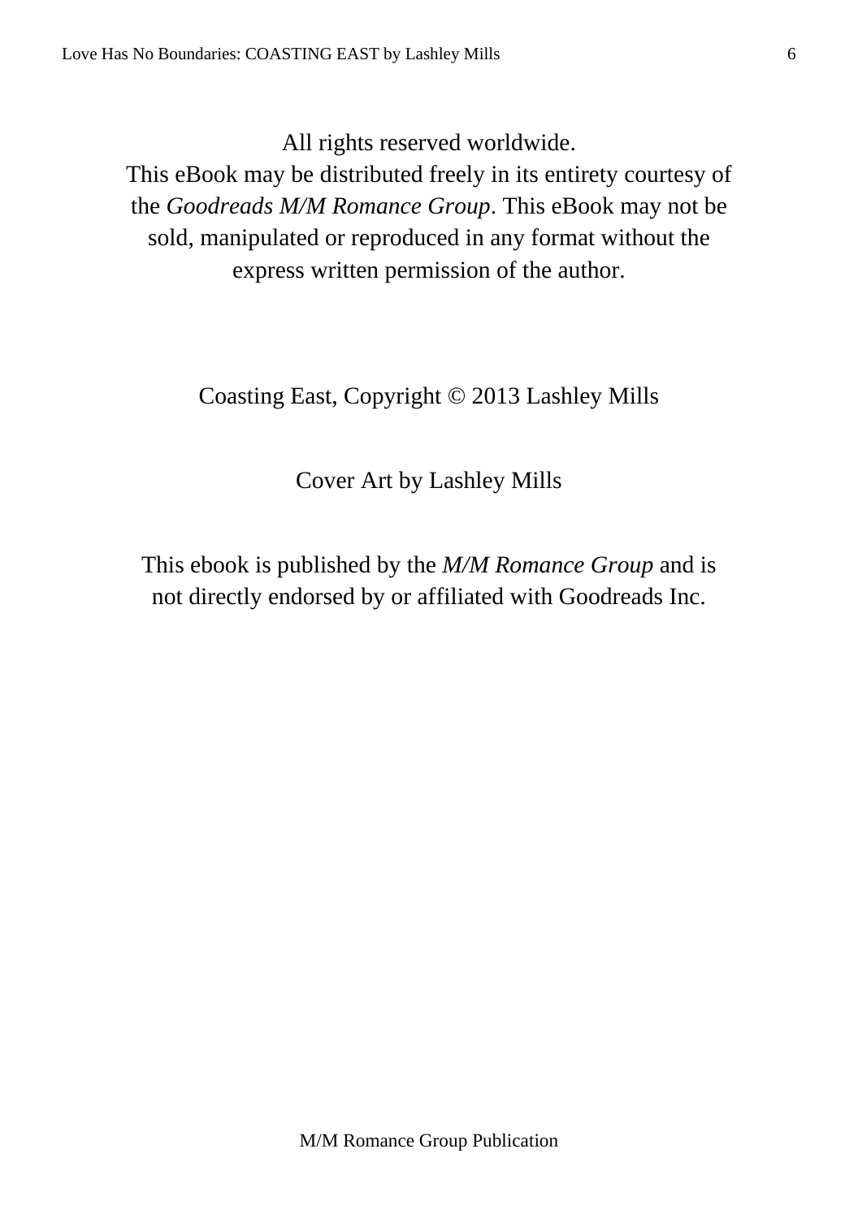All rights reserved worldwide.
This eBook may be distributed freely in its entirety courtesy of the *Goodreads M/M Romance Group*. This eBook may not be sold, manipulated or reproduced in any format without the express written permission of the author.

Coasting East, Copyright © 2013 Lashley Mills

Cover Art by Lashley Mills

This ebook is published by the *M/M Romance Group* and is not directly endorsed by or affiliated with Goodreads Inc.

M/M Romance Group Publication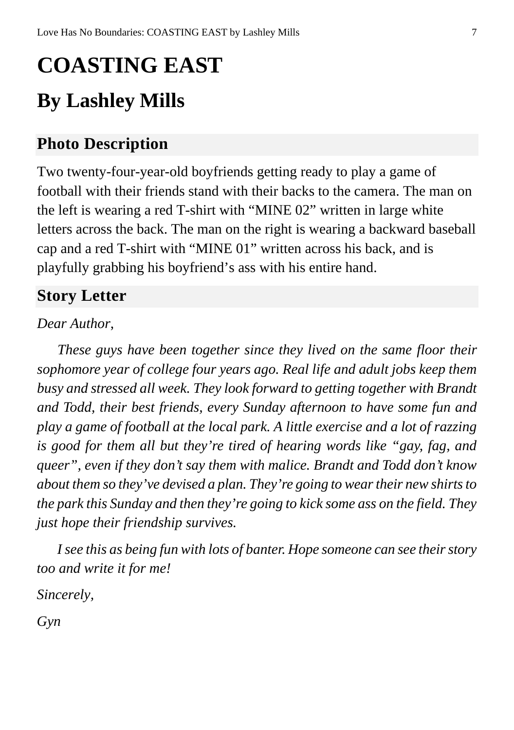# COASTING EAST

## By Lashley Mills

### Photo Description

Two twenty-four-year-old boyfriends getting ready to play a game of football with their friends stand with their backs to the camera. The man on the left is wearing a red T-shirt with “MINE 02” written in large white letters across the back. The man on the right is wearing a backward baseball cap and a red T-shirt with “MINE 01” written across his back, and is playfully grabbing his boyfriend’s ass with his entire hand.

### Story Letter

*Dear Author,*

*These guys have been together since they lived on the same floor their sophomore year of college four years ago. Real life and adult jobs keep them busy and stressed all week. They look forward to getting together with Brandt and Todd, their best friends, every Sunday afternoon to have some fun and play a game of football at the local park. A little exercise and a lot of razzing is good for them all but they’re tired of hearing words like “gay, fag, and queer”, even if they don’t say them with malice. Brandt and Todd don’t know about them so they’ve devised a plan. They’re going to wear their new shirts to the park this Sunday and then they’re going to kick some ass on the field. They just hope their friendship survives.*

*I see this as being fun with lots of banter. Hope someone can see their story too and write it for me!*

*Sincerely,*

*Gyn*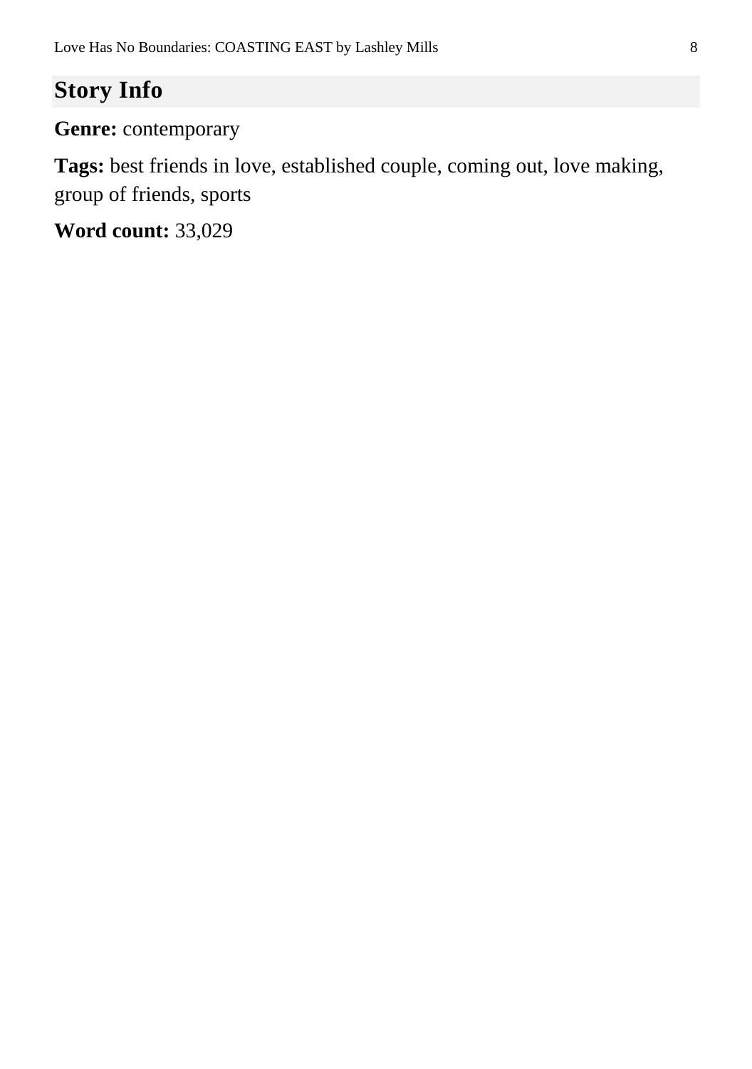## Story Info

**Genre:** contemporary

**Tags:** best friends in love, established couple, coming out, love making, group of friends, sports

**Word count:** 33,029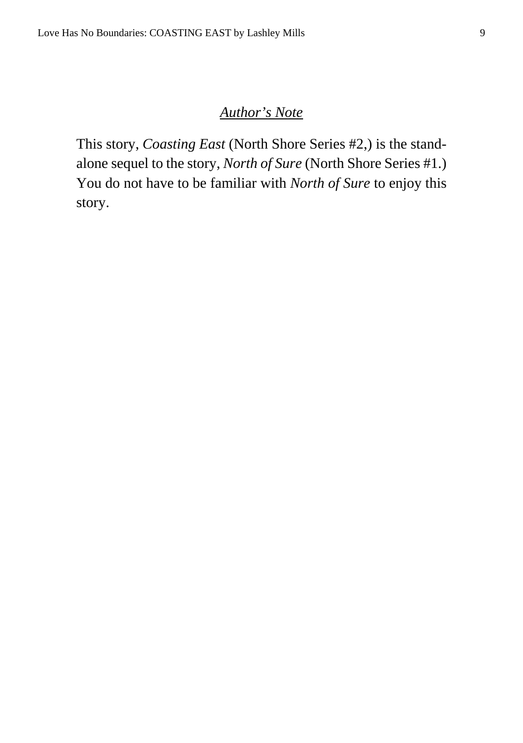## *Author's Note*

This story, *Coasting East* (North Shore Series #2,) is the stand-alone sequel to the story, *North of Sure* (North Shore Series #1.) You do not have to be familiar with *North of Sure* to enjoy this story.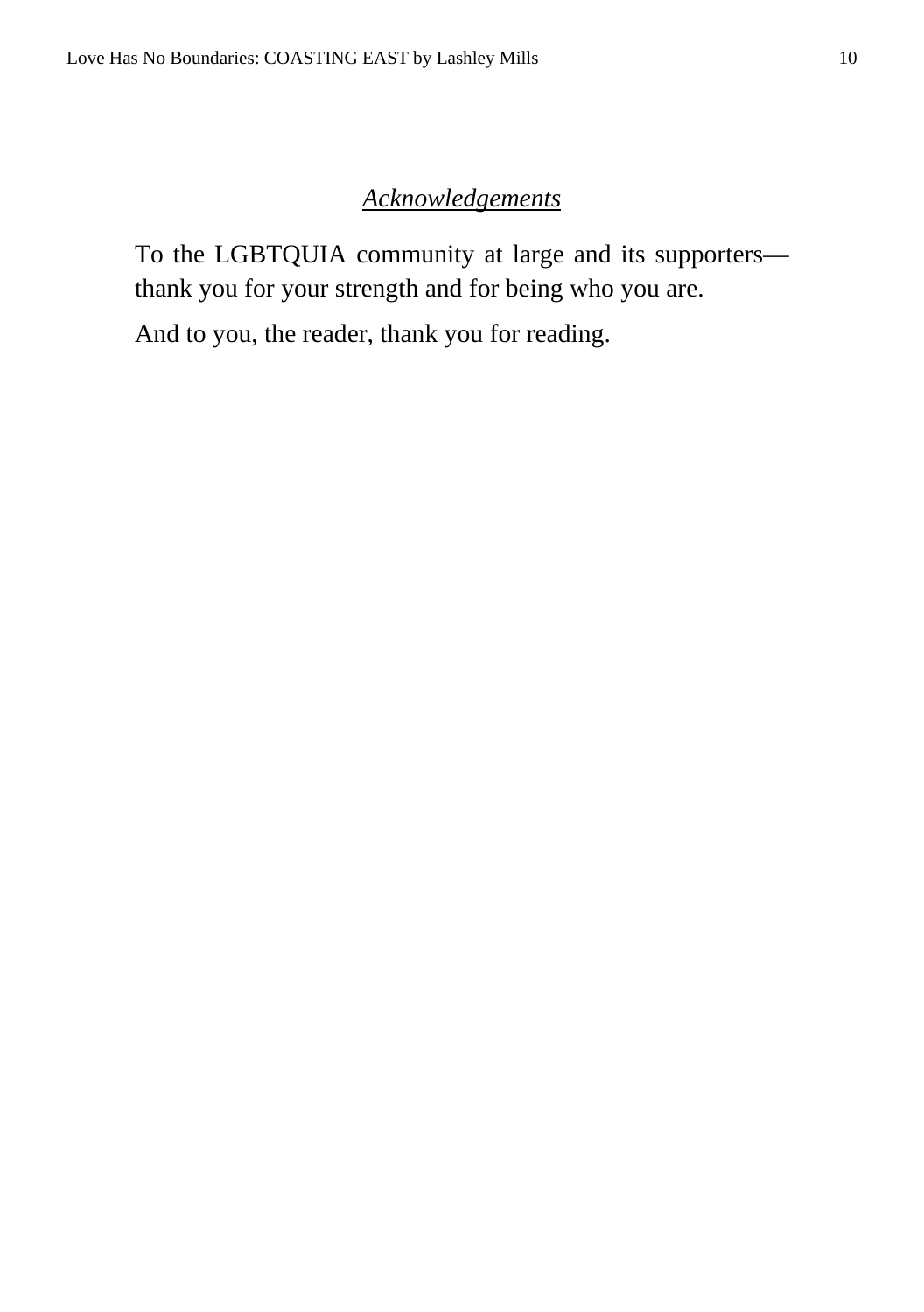## *Acknowledgements*

To the LGBTQUIA community at large and its supporters—thank you for your strength and for being who you are.

And to you, the reader, thank you for reading.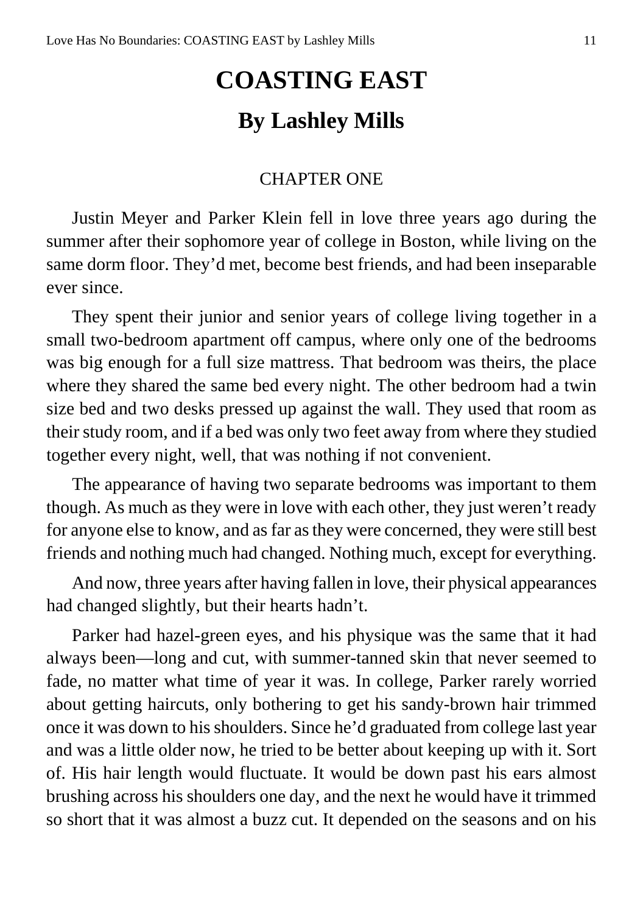# COASTING EAST

## By Lashley Mills

### CHAPTER ONE

Justin Meyer and Parker Klein fell in love three years ago during the summer after their sophomore year of college in Boston, while living on the same dorm floor. They'd met, become best friends, and had been inseparable ever since.

They spent their junior and senior years of college living together in a small two-bedroom apartment off campus, where only one of the bedrooms was big enough for a full size mattress. That bedroom was theirs, the place where they shared the same bed every night. The other bedroom had a twin size bed and two desks pressed up against the wall. They used that room as their study room, and if a bed was only two feet away from where they studied together every night, well, that was nothing if not convenient.

The appearance of having two separate bedrooms was important to them though. As much as they were in love with each other, they just weren't ready for anyone else to know, and as far as they were concerned, they were still best friends and nothing much had changed. Nothing much, except for everything.

And now, three years after having fallen in love, their physical appearances had changed slightly, but their hearts hadn't.

Parker had hazel-green eyes, and his physique was the same that it had always been—long and cut, with summer-tanned skin that never seemed to fade, no matter what time of year it was. In college, Parker rarely worried about getting haircuts, only bothering to get his sandy-brown hair trimmed once it was down to his shoulders. Since he'd graduated from college last year and was a little older now, he tried to be better about keeping up with it. Sort of. His hair length would fluctuate. It would be down past his ears almost brushing across his shoulders one day, and the next he would have it trimmed so short that it was almost a buzz cut. It depended on the seasons and on his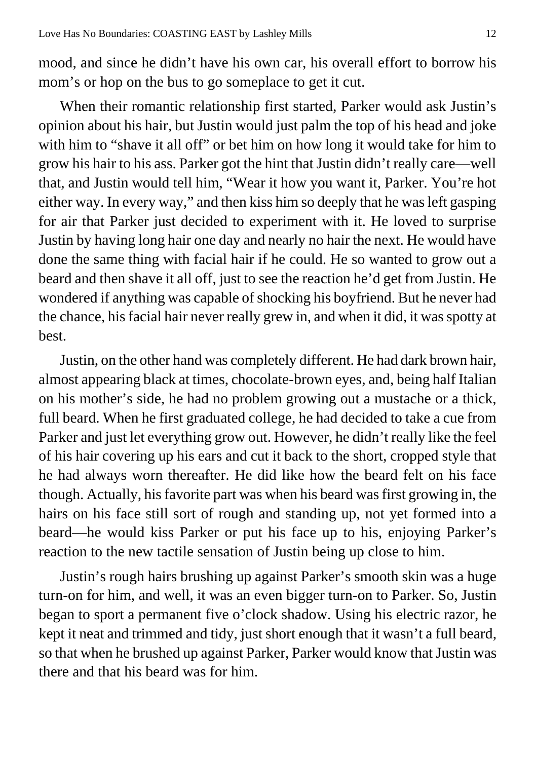mood, and since he didn't have his own car, his overall effort to borrow his mom's or hop on the bus to go someplace to get it cut.

When their romantic relationship first started, Parker would ask Justin's opinion about his hair, but Justin would just palm the top of his head and joke with him to "shave it all off" or bet him on how long it would take for him to grow his hair to his ass. Parker got the hint that Justin didn't really care—well that, and Justin would tell him, "Wear it how you want it, Parker. You're hot either way. In every way," and then kiss him so deeply that he was left gasping for air that Parker just decided to experiment with it. He loved to surprise Justin by having long hair one day and nearly no hair the next. He would have done the same thing with facial hair if he could. He so wanted to grow out a beard and then shave it all off, just to see the reaction he'd get from Justin. He wondered if anything was capable of shocking his boyfriend. But he never had the chance, his facial hair never really grew in, and when it did, it was spotty at best.

Justin, on the other hand was completely different. He had dark brown hair, almost appearing black at times, chocolate-brown eyes, and, being half Italian on his mother's side, he had no problem growing out a mustache or a thick, full beard. When he first graduated college, he had decided to take a cue from Parker and just let everything grow out. However, he didn't really like the feel of his hair covering up his ears and cut it back to the short, cropped style that he had always worn thereafter. He did like how the beard felt on his face though. Actually, his favorite part was when his beard was first growing in, the hairs on his face still sort of rough and standing up, not yet formed into a beard—he would kiss Parker or put his face up to his, enjoying Parker's reaction to the new tactile sensation of Justin being up close to him.

Justin's rough hairs brushing up against Parker's smooth skin was a huge turn-on for him, and well, it was an even bigger turn-on to Parker. So, Justin began to sport a permanent five o'clock shadow. Using his electric razor, he kept it neat and trimmed and tidy, just short enough that it wasn't a full beard, so that when he brushed up against Parker, Parker would know that Justin was there and that his beard was for him.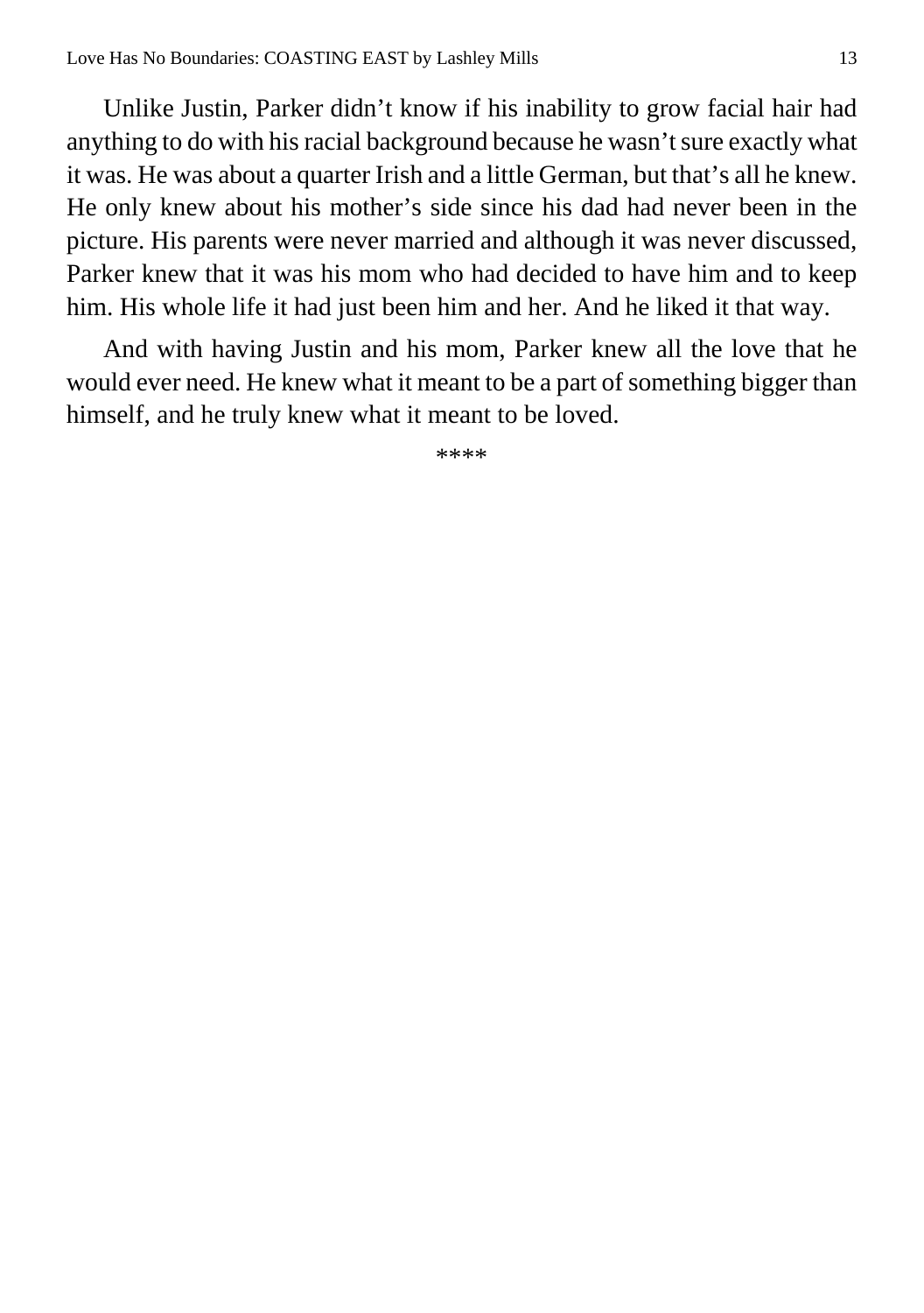Unlike Justin, Parker didn't know if his inability to grow facial hair had anything to do with his racial background because he wasn't sure exactly what it was. He was about a quarter Irish and a little German, but that's all he knew. He only knew about his mother's side since his dad had never been in the picture. His parents were never married and although it was never discussed, Parker knew that it was his mom who had decided to have him and to keep him. His whole life it had just been him and her. And he liked it that way.

And with having Justin and his mom, Parker knew all the love that he would ever need. He knew what it meant to be a part of something bigger than himself, and he truly knew what it meant to be loved.

****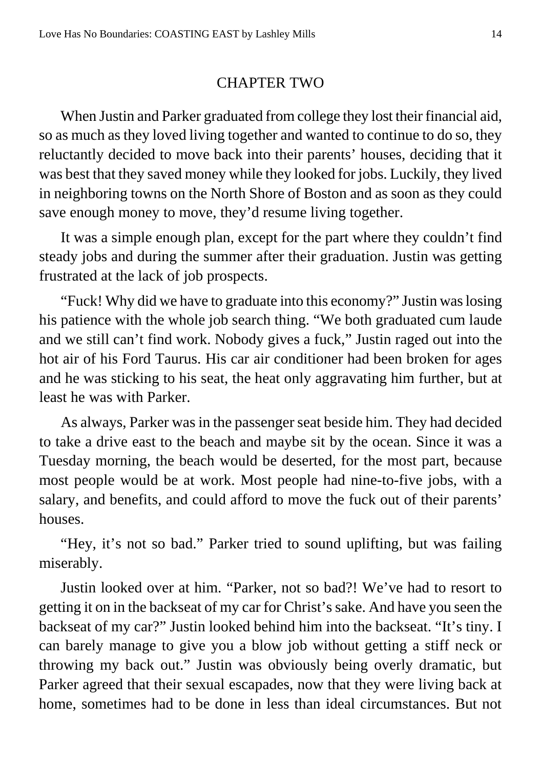## CHAPTER TWO

When Justin and Parker graduated from college they lost their financial aid, so as much as they loved living together and wanted to continue to do so, they reluctantly decided to move back into their parents' houses, deciding that it was best that they saved money while they looked for jobs. Luckily, they lived in neighboring towns on the North Shore of Boston and as soon as they could save enough money to move, they'd resume living together.

It was a simple enough plan, except for the part where they couldn't find steady jobs and during the summer after their graduation. Justin was getting frustrated at the lack of job prospects.

"Fuck! Why did we have to graduate into this economy?" Justin was losing his patience with the whole job search thing. "We both graduated cum laude and we still can't find work. Nobody gives a fuck," Justin raged out into the hot air of his Ford Taurus. His car air conditioner had been broken for ages and he was sticking to his seat, the heat only aggravating him further, but at least he was with Parker.

As always, Parker was in the passenger seat beside him. They had decided to take a drive east to the beach and maybe sit by the ocean. Since it was a Tuesday morning, the beach would be deserted, for the most part, because most people would be at work. Most people had nine-to-five jobs, with a salary, and benefits, and could afford to move the fuck out of their parents' houses.

"Hey, it's not so bad." Parker tried to sound uplifting, but was failing miserably.

Justin looked over at him. "Parker, not so bad?! We've had to resort to getting it on in the backseat of my car for Christ's sake. And have you seen the backseat of my car?" Justin looked behind him into the backseat. "It's tiny. I can barely manage to give you a blow job without getting a stiff neck or throwing my back out." Justin was obviously being overly dramatic, but Parker agreed that their sexual escapades, now that they were living back at home, sometimes had to be done in less than ideal circumstances. But not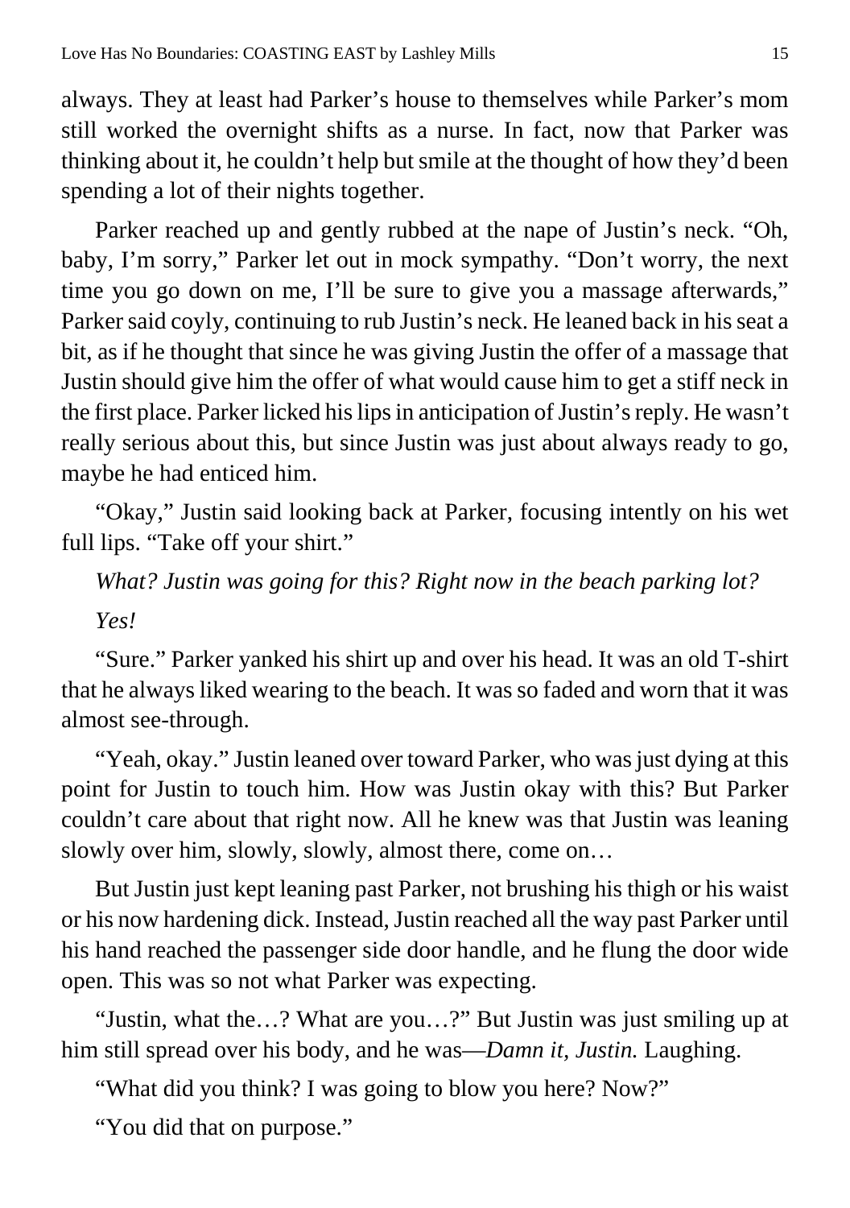always. They at least had Parker's house to themselves while Parker's mom still worked the overnight shifts as a nurse. In fact, now that Parker was thinking about it, he couldn't help but smile at the thought of how they'd been spending a lot of their nights together.

Parker reached up and gently rubbed at the nape of Justin's neck. "Oh, baby, I'm sorry," Parker let out in mock sympathy. "Don't worry, the next time you go down on me, I'll be sure to give you a massage afterwards," Parker said coyly, continuing to rub Justin's neck. He leaned back in his seat a bit, as if he thought that since he was giving Justin the offer of a massage that Justin should give him the offer of what would cause him to get a stiff neck in the first place. Parker licked his lips in anticipation of Justin's reply. He wasn't really serious about this, but since Justin was just about always ready to go, maybe he had enticed him.

"Okay," Justin said looking back at Parker, focusing intently on his wet full lips. "Take off your shirt."

*What? Justin was going for this? Right now in the beach parking lot?*

*Yes!*

"Sure." Parker yanked his shirt up and over his head. It was an old T-shirt that he always liked wearing to the beach. It was so faded and worn that it was almost see-through.

"Yeah, okay." Justin leaned over toward Parker, who was just dying at this point for Justin to touch him. How was Justin okay with this? But Parker couldn't care about that right now. All he knew was that Justin was leaning slowly over him, slowly, slowly, almost there, come on…

But Justin just kept leaning past Parker, not brushing his thigh or his waist or his now hardening dick. Instead, Justin reached all the way past Parker until his hand reached the passenger side door handle, and he flung the door wide open. This was so not what Parker was expecting.

"Justin, what the…? What are you…?" But Justin was just smiling up at him still spread over his body, and he was—*Damn it, Justin.* Laughing.

"What did you think? I was going to blow you here? Now?"

"You did that on purpose."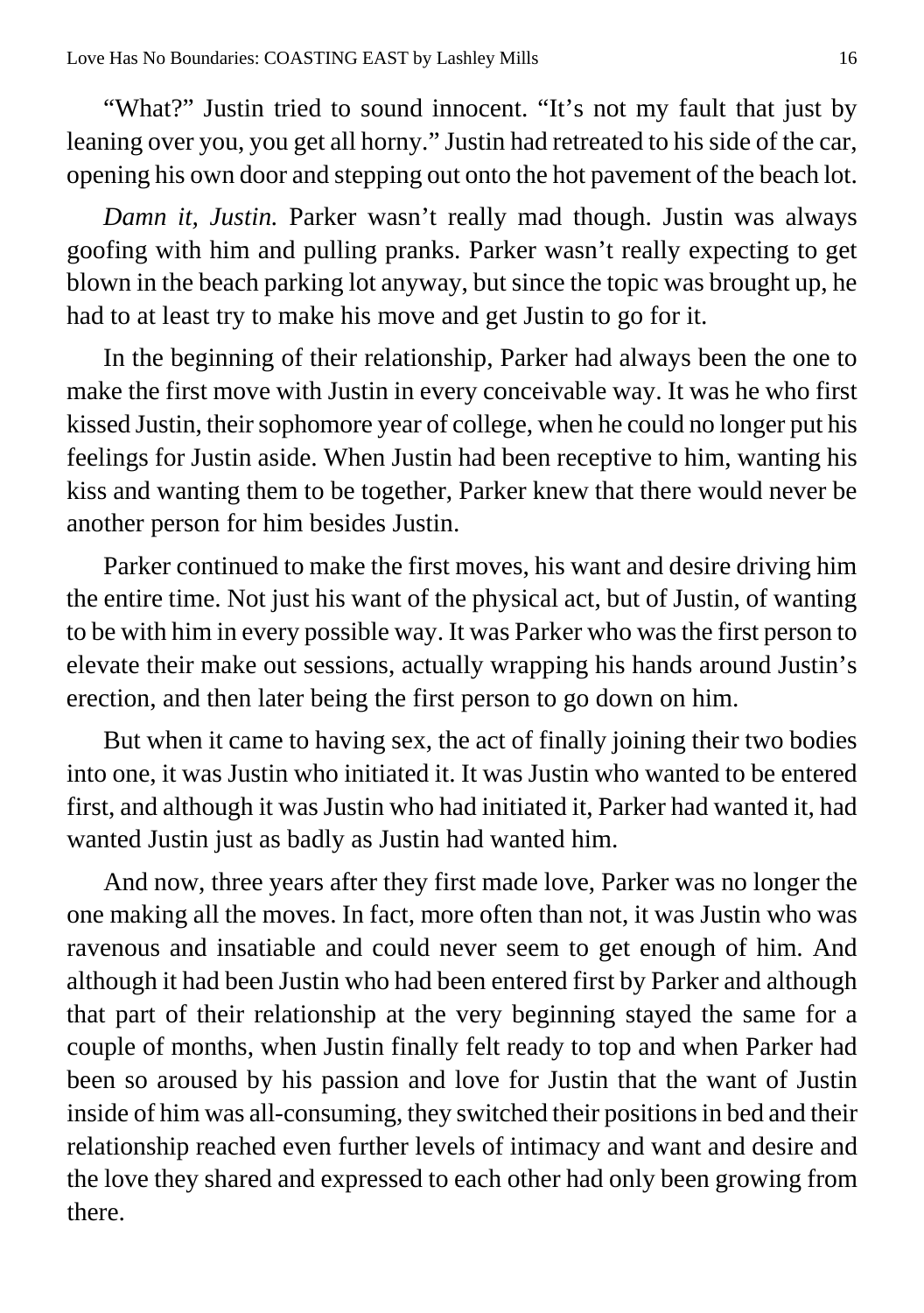"What?" Justin tried to sound innocent. "It's not my fault that just by leaning over you, you get all horny." Justin had retreated to his side of the car, opening his own door and stepping out onto the hot pavement of the beach lot.

*Damn it, Justin.* Parker wasn't really mad though. Justin was always goofing with him and pulling pranks. Parker wasn't really expecting to get blown in the beach parking lot anyway, but since the topic was brought up, he had to at least try to make his move and get Justin to go for it.

In the beginning of their relationship, Parker had always been the one to make the first move with Justin in every conceivable way. It was he who first kissed Justin, their sophomore year of college, when he could no longer put his feelings for Justin aside. When Justin had been receptive to him, wanting his kiss and wanting them to be together, Parker knew that there would never be another person for him besides Justin.

Parker continued to make the first moves, his want and desire driving him the entire time. Not just his want of the physical act, but of Justin, of wanting to be with him in every possible way. It was Parker who was the first person to elevate their make out sessions, actually wrapping his hands around Justin's erection, and then later being the first person to go down on him.

But when it came to having sex, the act of finally joining their two bodies into one, it was Justin who initiated it. It was Justin who wanted to be entered first, and although it was Justin who had initiated it, Parker had wanted it, had wanted Justin just as badly as Justin had wanted him.

And now, three years after they first made love, Parker was no longer the one making all the moves. In fact, more often than not, it was Justin who was ravenous and insatiable and could never seem to get enough of him. And although it had been Justin who had been entered first by Parker and although that part of their relationship at the very beginning stayed the same for a couple of months, when Justin finally felt ready to top and when Parker had been so aroused by his passion and love for Justin that the want of Justin inside of him was all-consuming, they switched their positions in bed and their relationship reached even further levels of intimacy and want and desire and the love they shared and expressed to each other had only been growing from there.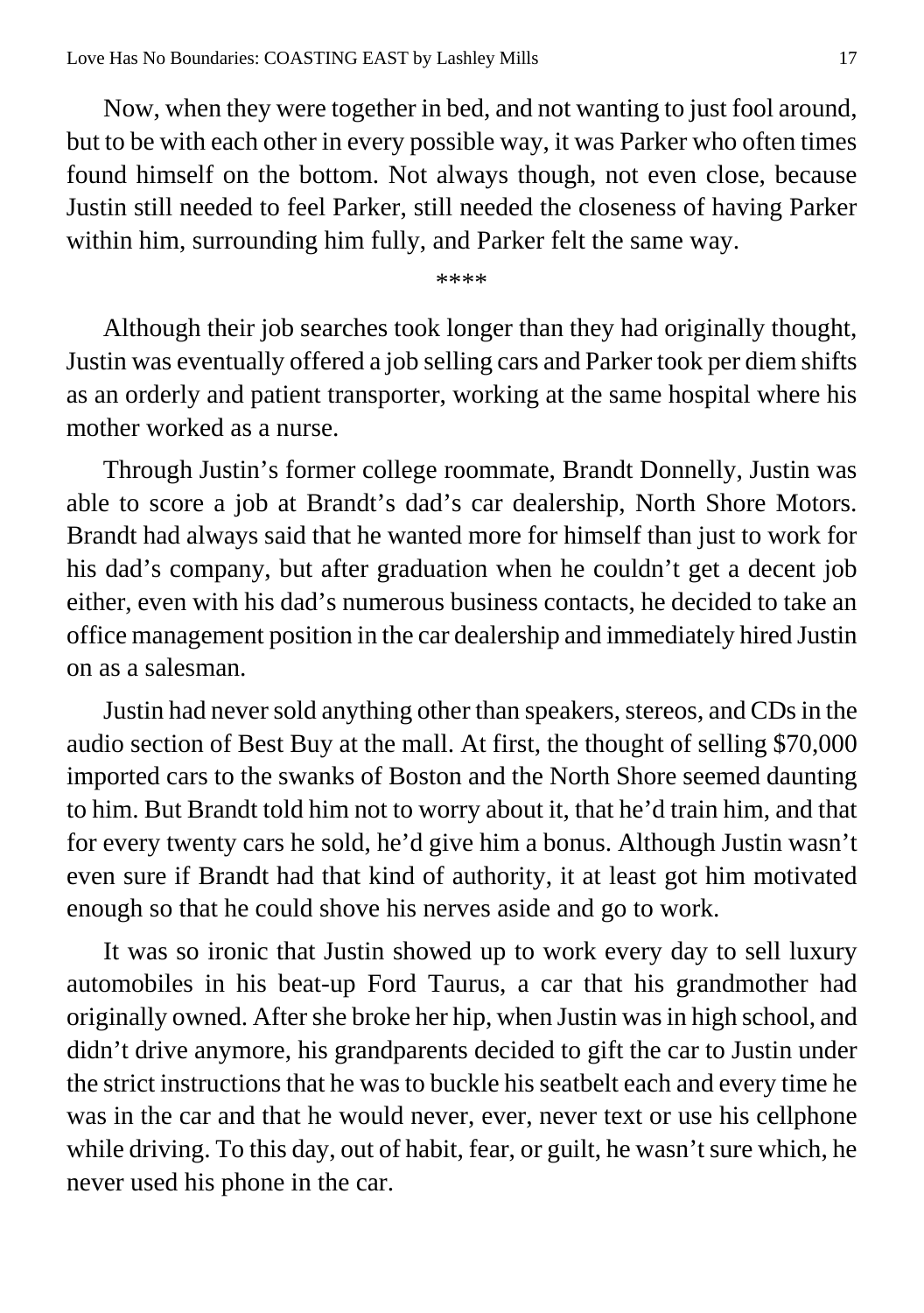Now, when they were together in bed, and not wanting to just fool around, but to be with each other in every possible way, it was Parker who often times found himself on the bottom. Not always though, not even close, because Justin still needed to feel Parker, still needed the closeness of having Parker within him, surrounding him fully, and Parker felt the same way.

****

Although their job searches took longer than they had originally thought, Justin was eventually offered a job selling cars and Parker took per diem shifts as an orderly and patient transporter, working at the same hospital where his mother worked as a nurse.

Through Justin's former college roommate, Brandt Donnelly, Justin was able to score a job at Brandt's dad's car dealership, North Shore Motors. Brandt had always said that he wanted more for himself than just to work for his dad's company, but after graduation when he couldn't get a decent job either, even with his dad's numerous business contacts, he decided to take an office management position in the car dealership and immediately hired Justin on as a salesman.

Justin had never sold anything other than speakers, stereos, and CDs in the audio section of Best Buy at the mall. At first, the thought of selling $70,000 imported cars to the swanks of Boston and the North Shore seemed daunting to him. But Brandt told him not to worry about it, that he'd train him, and that for every twenty cars he sold, he'd give him a bonus. Although Justin wasn't even sure if Brandt had that kind of authority, it at least got him motivated enough so that he could shove his nerves aside and go to work.

It was so ironic that Justin showed up to work every day to sell luxury automobiles in his beat-up Ford Taurus, a car that his grandmother had originally owned. After she broke her hip, when Justin was in high school, and didn't drive anymore, his grandparents decided to gift the car to Justin under the strict instructions that he was to buckle his seatbelt each and every time he was in the car and that he would never, ever, never text or use his cellphone while driving. To this day, out of habit, fear, or guilt, he wasn't sure which, he never used his phone in the car.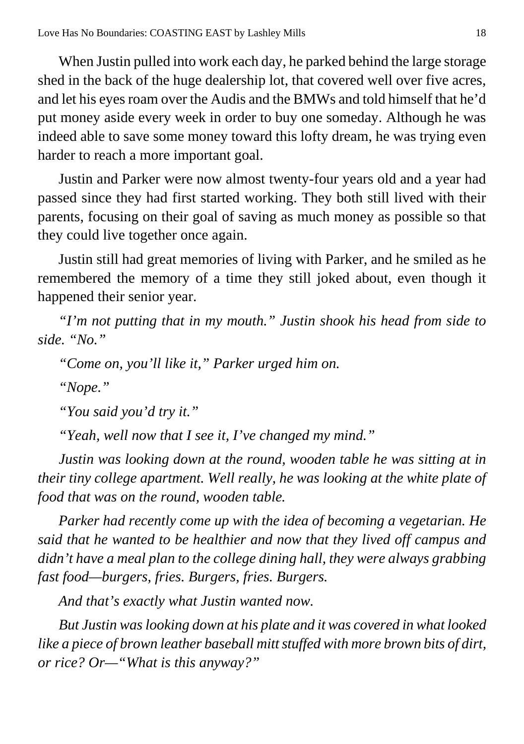When Justin pulled into work each day, he parked behind the large storage shed in the back of the huge dealership lot, that covered well over five acres, and let his eyes roam over the Audis and the BMWs and told himself that he'd put money aside every week in order to buy one someday. Although he was indeed able to save some money toward this lofty dream, he was trying even harder to reach a more important goal.

Justin and Parker were now almost twenty-four years old and a year had passed since they had first started working. They both still lived with their parents, focusing on their goal of saving as much money as possible so that they could live together once again.

Justin still had great memories of living with Parker, and he smiled as he remembered the memory of a time they still joked about, even though it happened their senior year.

*"I'm not putting that in my mouth." Justin shook his head from side to side. "No."*

*"Come on, you'll like it," Parker urged him on.*

*"Nope."*

*"You said you'd try it."*

*"Yeah, well now that I see it, I've changed my mind."*

*Justin was looking down at the round, wooden table he was sitting at in their tiny college apartment. Well really, he was looking at the white plate of food that was on the round, wooden table.*

*Parker had recently come up with the idea of becoming a vegetarian. He said that he wanted to be healthier and now that they lived off campus and didn't have a meal plan to the college dining hall, they were always grabbing fast food—burgers, fries. Burgers, fries. Burgers.*

*And that's exactly what Justin wanted now.*

*But Justin was looking down at his plate and it was covered in what looked like a piece of brown leather baseball mitt stuffed with more brown bits of dirt, or rice? Or—"What is this anyway?"*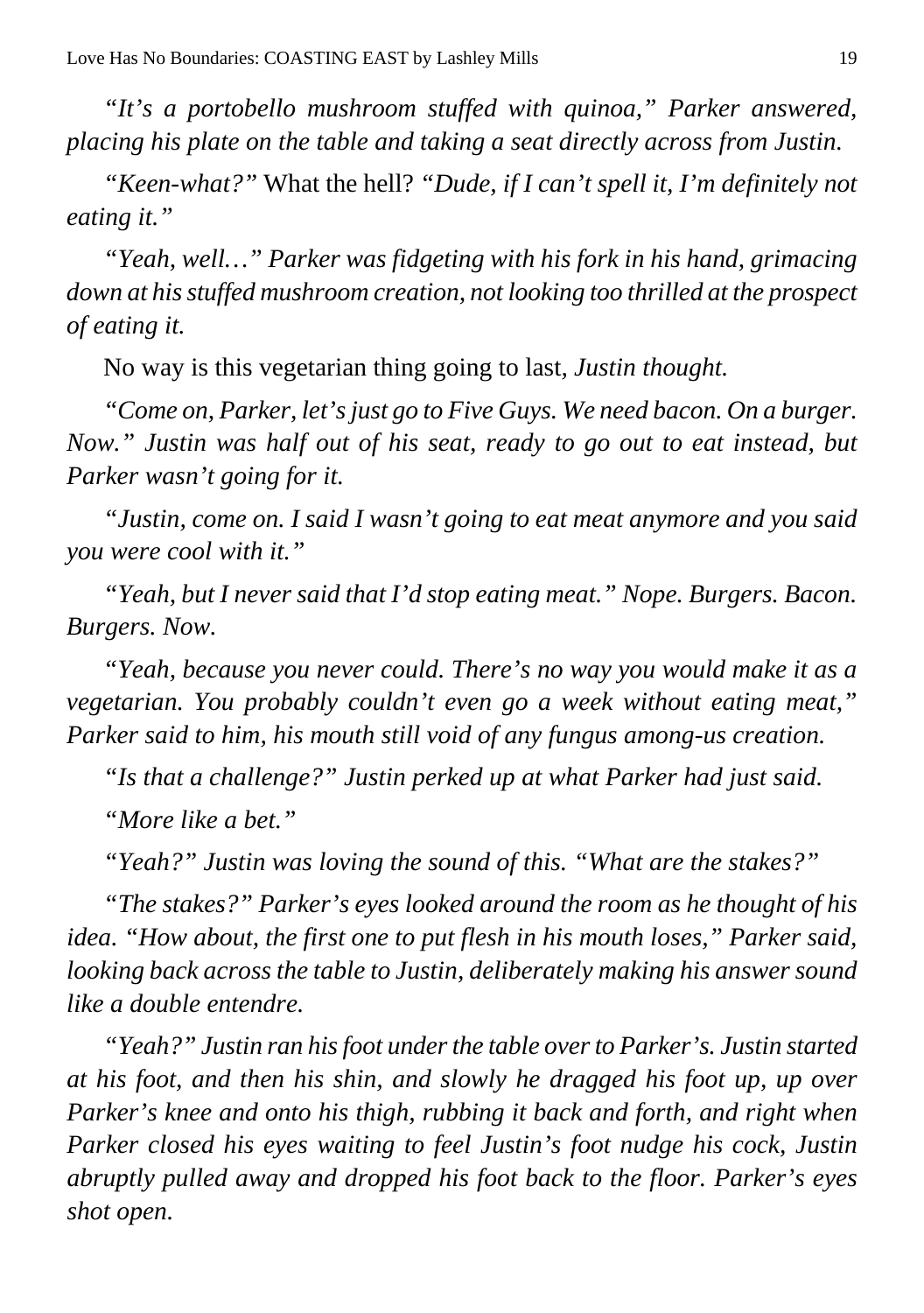*"It's a portobello mushroom stuffed with quinoa," Parker answered, placing his plate on the table and taking a seat directly across from Justin.*

*"Keen-what?"* What the hell? *"Dude, if I can't spell it, I'm definitely not eating it."*

*"Yeah, well…" Parker was fidgeting with his fork in his hand, grimacing down at his stuffed mushroom creation, not looking too thrilled at the prospect of eating it.*

No way is this vegetarian thing going to last, *Justin thought.*

*"Come on, Parker, let's just go to Five Guys. We need bacon. On a burger. Now." Justin was half out of his seat, ready to go out to eat instead, but Parker wasn't going for it.*

*"Justin, come on. I said I wasn't going to eat meat anymore and you said you were cool with it."*

*"Yeah, but I never said that I'd stop eating meat." Nope. Burgers. Bacon. Burgers. Now.*

*"Yeah, because you never could. There's no way you would make it as a vegetarian. You probably couldn't even go a week without eating meat," Parker said to him, his mouth still void of any fungus among-us creation.*

*"Is that a challenge?" Justin perked up at what Parker had just said.*

*"More like a bet."*

*"Yeah?" Justin was loving the sound of this. "What are the stakes?"*

*"The stakes?" Parker's eyes looked around the room as he thought of his idea. "How about, the first one to put flesh in his mouth loses," Parker said, looking back across the table to Justin, deliberately making his answer sound like a double entendre.*

*"Yeah?" Justin ran his foot under the table over to Parker's. Justin started at his foot, and then his shin, and slowly he dragged his foot up, up over Parker's knee and onto his thigh, rubbing it back and forth, and right when Parker closed his eyes waiting to feel Justin's foot nudge his cock, Justin abruptly pulled away and dropped his foot back to the floor. Parker's eyes shot open.*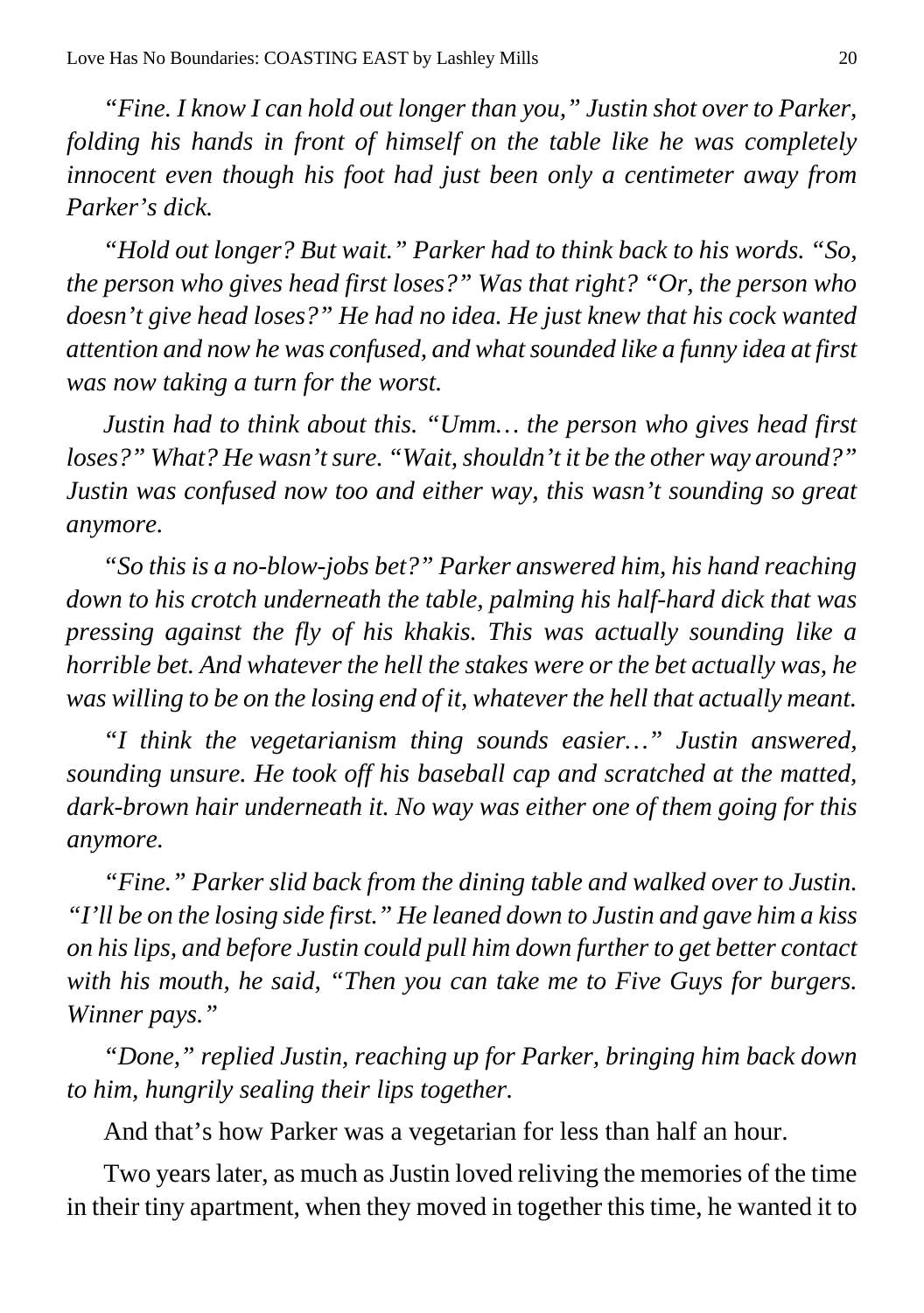*"Fine. I know I can hold out longer than you," Justin shot over to Parker, folding his hands in front of himself on the table like he was completely innocent even though his foot had just been only a centimeter away from Parker's dick.*

*"Hold out longer? But wait." Parker had to think back to his words. "So, the person who gives head first loses?" Was that right? "Or, the person who doesn't give head loses?" He had no idea. He just knew that his cock wanted attention and now he was confused, and what sounded like a funny idea at first was now taking a turn for the worst.*

*Justin had to think about this. "Umm… the person who gives head first loses?" What? He wasn't sure. "Wait, shouldn't it be the other way around?" Justin was confused now too and either way, this wasn't sounding so great anymore.*

*"So this is a no-blow-jobs bet?" Parker answered him, his hand reaching down to his crotch underneath the table, palming his half-hard dick that was pressing against the fly of his khakis. This was actually sounding like a horrible bet. And whatever the hell the stakes were or the bet actually was, he was willing to be on the losing end of it, whatever the hell that actually meant.*

*"I think the vegetarianism thing sounds easier…" Justin answered, sounding unsure. He took off his baseball cap and scratched at the matted, dark-brown hair underneath it. No way was either one of them going for this anymore.*

*"Fine." Parker slid back from the dining table and walked over to Justin. "I'll be on the losing side first." He leaned down to Justin and gave him a kiss on his lips, and before Justin could pull him down further to get better contact with his mouth, he said, "Then you can take me to Five Guys for burgers. Winner pays."*

*"Done," replied Justin, reaching up for Parker, bringing him back down to him, hungrily sealing their lips together.*

And that's how Parker was a vegetarian for less than half an hour.

Two years later, as much as Justin loved reliving the memories of the time in their tiny apartment, when they moved in together this time, he wanted it to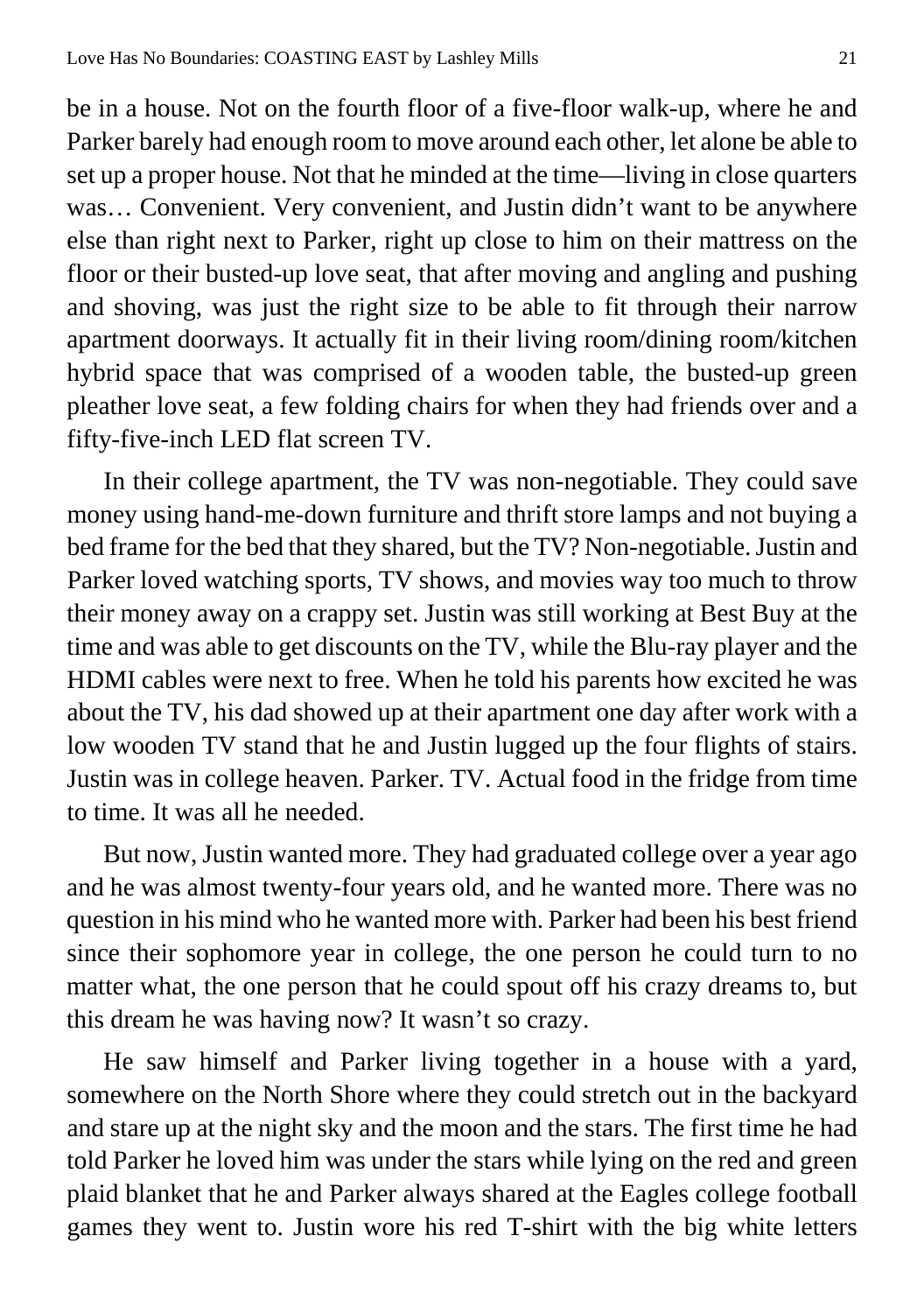be in a house. Not on the fourth floor of a five-floor walk-up, where he and Parker barely had enough room to move around each other, let alone be able to set up a proper house. Not that he minded at the time—living in close quarters was… Convenient. Very convenient, and Justin didn't want to be anywhere else than right next to Parker, right up close to him on their mattress on the floor or their busted-up love seat, that after moving and angling and pushing and shoving, was just the right size to be able to fit through their narrow apartment doorways. It actually fit in their living room/dining room/kitchen hybrid space that was comprised of a wooden table, the busted-up green pleather love seat, a few folding chairs for when they had friends over and a fifty-five-inch LED flat screen TV.

In their college apartment, the TV was non-negotiable. They could save money using hand-me-down furniture and thrift store lamps and not buying a bed frame for the bed that they shared, but the TV? Non-negotiable. Justin and Parker loved watching sports, TV shows, and movies way too much to throw their money away on a crappy set. Justin was still working at Best Buy at the time and was able to get discounts on the TV, while the Blu-ray player and the HDMI cables were next to free. When he told his parents how excited he was about the TV, his dad showed up at their apartment one day after work with a low wooden TV stand that he and Justin lugged up the four flights of stairs. Justin was in college heaven. Parker. TV. Actual food in the fridge from time to time. It was all he needed.

But now, Justin wanted more. They had graduated college over a year ago and he was almost twenty-four years old, and he wanted more. There was no question in his mind who he wanted more with. Parker had been his best friend since their sophomore year in college, the one person he could turn to no matter what, the one person that he could spout off his crazy dreams to, but this dream he was having now? It wasn't so crazy.

He saw himself and Parker living together in a house with a yard, somewhere on the North Shore where they could stretch out in the backyard and stare up at the night sky and the moon and the stars. The first time he had told Parker he loved him was under the stars while lying on the red and green plaid blanket that he and Parker always shared at the Eagles college football games they went to. Justin wore his red T-shirt with the big white letters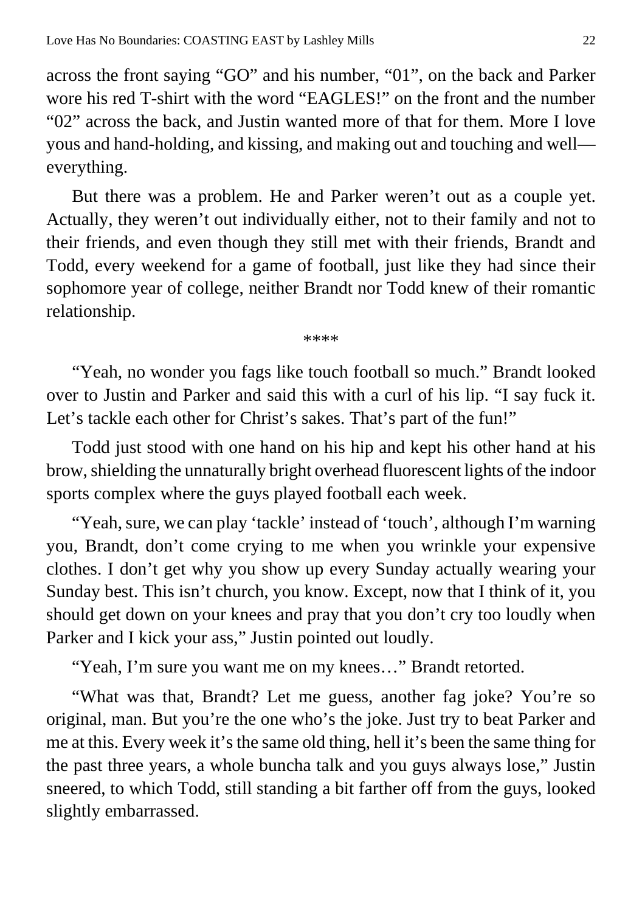across the front saying "GO" and his number, "01", on the back and Parker wore his red T-shirt with the word "EAGLES!" on the front and the number "02" across the back, and Justin wanted more of that for them. More I love yous and hand-holding, and kissing, and making out and touching and well—everything.

But there was a problem. He and Parker weren't out as a couple yet. Actually, they weren't out individually either, not to their family and not to their friends, and even though they still met with their friends, Brandt and Todd, every weekend for a game of football, just like they had since their sophomore year of college, neither Brandt nor Todd knew of their romantic relationship.

****

"Yeah, no wonder you fags like touch football so much." Brandt looked over to Justin and Parker and said this with a curl of his lip. "I say fuck it. Let's tackle each other for Christ's sakes. That's part of the fun!"

Todd just stood with one hand on his hip and kept his other hand at his brow, shielding the unnaturally bright overhead fluorescent lights of the indoor sports complex where the guys played football each week.

"Yeah, sure, we can play 'tackle' instead of 'touch', although I'm warning you, Brandt, don't come crying to me when you wrinkle your expensive clothes. I don't get why you show up every Sunday actually wearing your Sunday best. This isn't church, you know. Except, now that I think of it, you should get down on your knees and pray that you don't cry too loudly when Parker and I kick your ass," Justin pointed out loudly.

"Yeah, I'm sure you want me on my knees…" Brandt retorted.

"What was that, Brandt? Let me guess, another fag joke? You're so original, man. But you're the one who's the joke. Just try to beat Parker and me at this. Every week it's the same old thing, hell it's been the same thing for the past three years, a whole buncha talk and you guys always lose," Justin sneered, to which Todd, still standing a bit farther off from the guys, looked slightly embarrassed.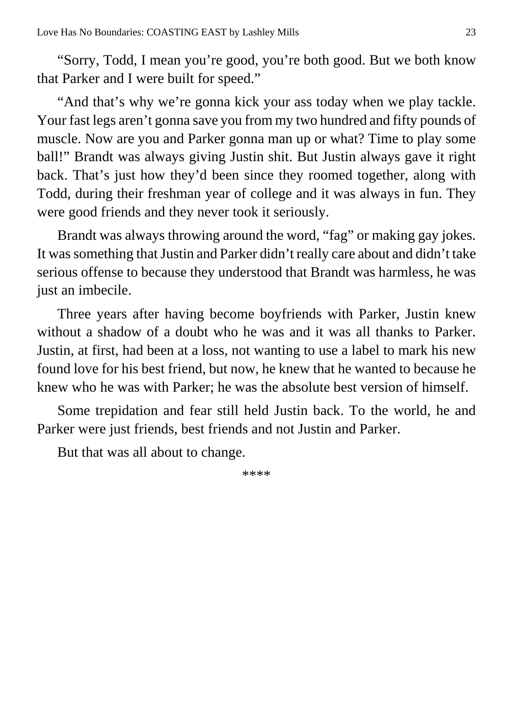"Sorry, Todd, I mean you're good, you're both good. But we both know that Parker and I were built for speed."

"And that's why we're gonna kick your ass today when we play tackle. Your fast legs aren't gonna save you from my two hundred and fifty pounds of muscle. Now are you and Parker gonna man up or what? Time to play some ball!" Brandt was always giving Justin shit. But Justin always gave it right back. That's just how they'd been since they roomed together, along with Todd, during their freshman year of college and it was always in fun. They were good friends and they never took it seriously.

Brandt was always throwing around the word, "fag" or making gay jokes. It was something that Justin and Parker didn't really care about and didn't take serious offense to because they understood that Brandt was harmless, he was just an imbecile.

Three years after having become boyfriends with Parker, Justin knew without a shadow of a doubt who he was and it was all thanks to Parker. Justin, at first, had been at a loss, not wanting to use a label to mark his new found love for his best friend, but now, he knew that he wanted to because he knew who he was with Parker; he was the absolute best version of himself.

Some trepidation and fear still held Justin back. To the world, he and Parker were just friends, best friends and not Justin and Parker.

But that was all about to change.

****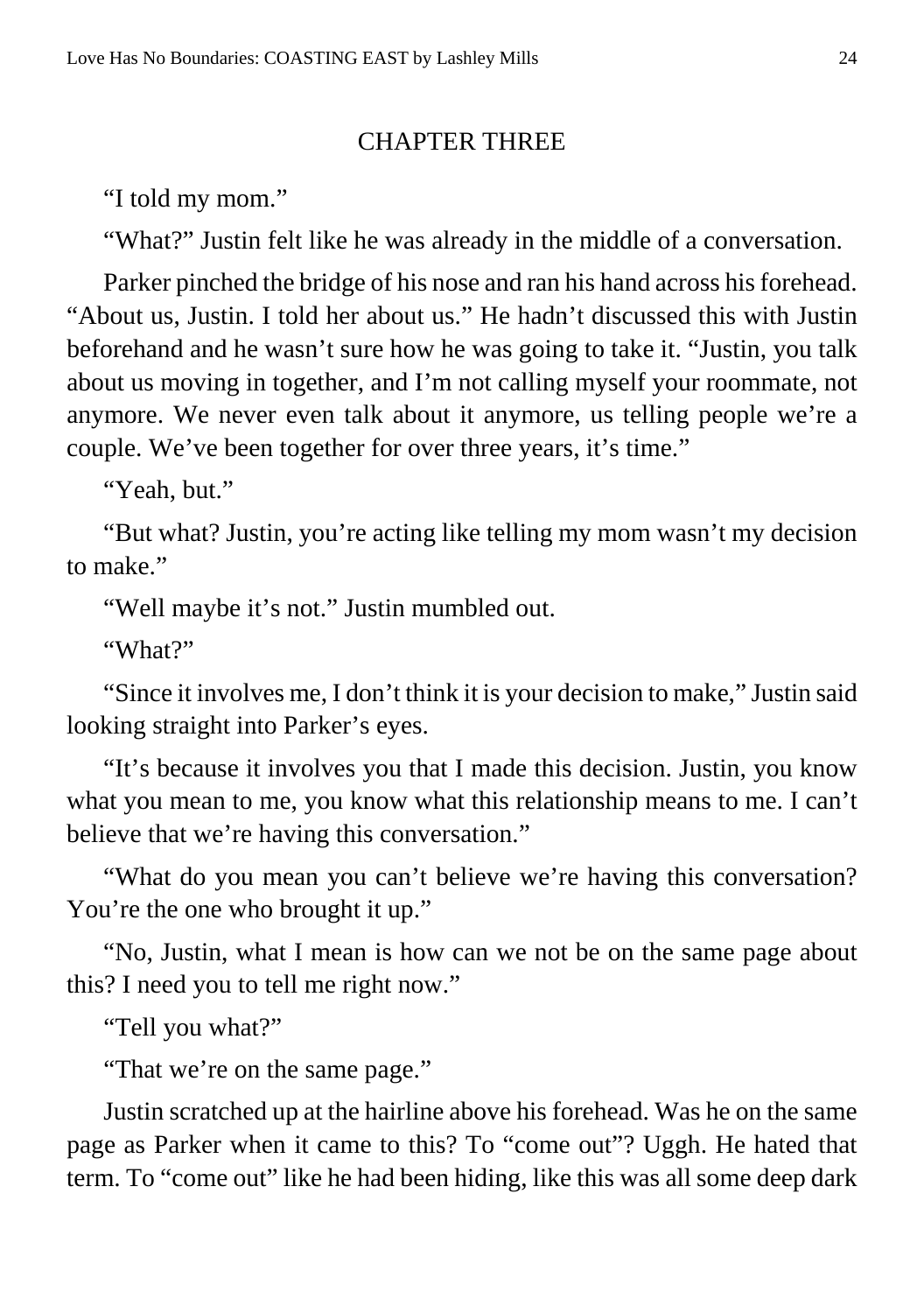## CHAPTER THREE

"I told my mom."

"What?" Justin felt like he was already in the middle of a conversation.

Parker pinched the bridge of his nose and ran his hand across his forehead. "About us, Justin. I told her about us." He hadn't discussed this with Justin beforehand and he wasn't sure how he was going to take it. "Justin, you talk about us moving in together, and I'm not calling myself your roommate, not anymore. We never even talk about it anymore, us telling people we're a couple. We've been together for over three years, it's time."

"Yeah, but."

"But what? Justin, you're acting like telling my mom wasn't my decision to make."

"Well maybe it's not." Justin mumbled out.

"What?"

"Since it involves me, I don't think it is your decision to make," Justin said looking straight into Parker's eyes.

"It's because it involves you that I made this decision. Justin, you know what you mean to me, you know what this relationship means to me. I can't believe that we're having this conversation."

"What do you mean you can't believe we're having this conversation? You're the one who brought it up."

"No, Justin, what I mean is how can we not be on the same page about this? I need you to tell me right now."

"Tell you what?"

"That we're on the same page."

Justin scratched up at the hairline above his forehead. Was he on the same page as Parker when it came to this? To "come out"? Uggh. He hated that term. To "come out" like he had been hiding, like this was all some deep dark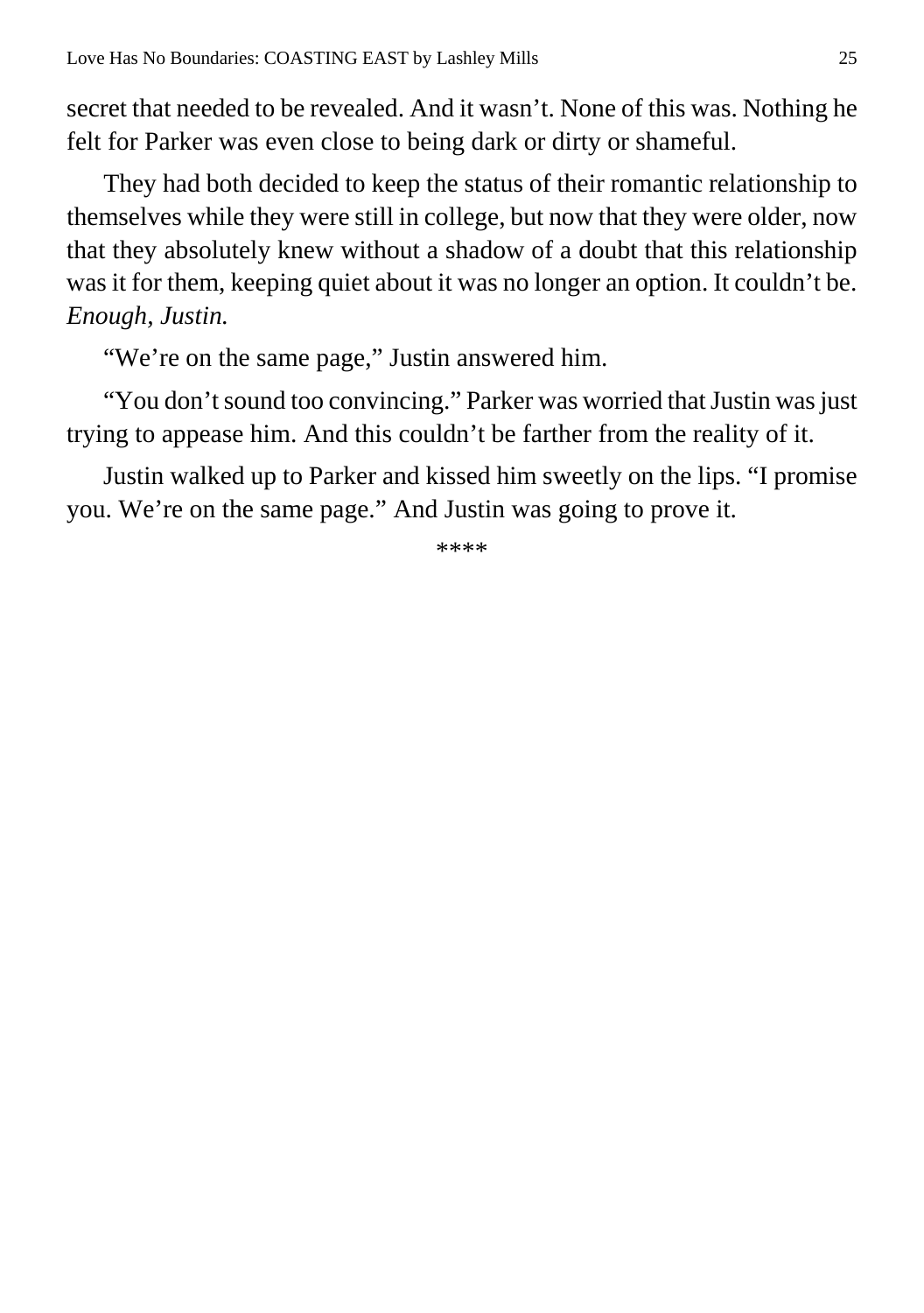secret that needed to be revealed. And it wasn't. None of this was. Nothing he felt for Parker was even close to being dark or dirty or shameful.

They had both decided to keep the status of their romantic relationship to themselves while they were still in college, but now that they were older, now that they absolutely knew without a shadow of a doubt that this relationship was it for them, keeping quiet about it was no longer an option. It couldn't be. *Enough, Justin.*

"We're on the same page," Justin answered him.

"You don't sound too convincing." Parker was worried that Justin was just trying to appease him. And this couldn't be farther from the reality of it.

Justin walked up to Parker and kissed him sweetly on the lips. "I promise you. We're on the same page." And Justin was going to prove it.

****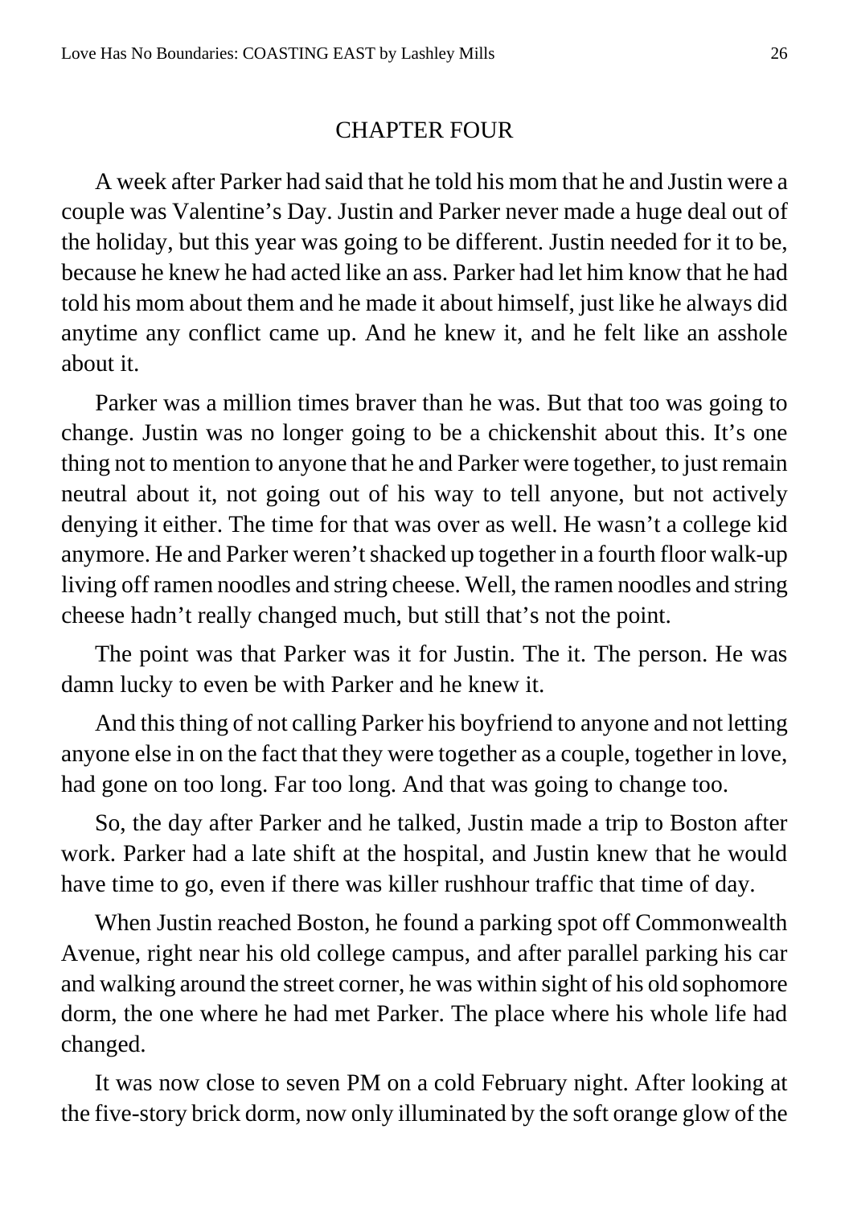## CHAPTER FOUR

A week after Parker had said that he told his mom that he and Justin were a couple was Valentine's Day. Justin and Parker never made a huge deal out of the holiday, but this year was going to be different. Justin needed for it to be, because he knew he had acted like an ass. Parker had let him know that he had told his mom about them and he made it about himself, just like he always did anytime any conflict came up. And he knew it, and he felt like an asshole about it.

Parker was a million times braver than he was. But that too was going to change. Justin was no longer going to be a chickenshit about this. It's one thing not to mention to anyone that he and Parker were together, to just remain neutral about it, not going out of his way to tell anyone, but not actively denying it either. The time for that was over as well. He wasn't a college kid anymore. He and Parker weren't shacked up together in a fourth floor walk-up living off ramen noodles and string cheese. Well, the ramen noodles and string cheese hadn't really changed much, but still that's not the point.

The point was that Parker was it for Justin. The it. The person. He was damn lucky to even be with Parker and he knew it.

And this thing of not calling Parker his boyfriend to anyone and not letting anyone else in on the fact that they were together as a couple, together in love, had gone on too long. Far too long. And that was going to change too.

So, the day after Parker and he talked, Justin made a trip to Boston after work. Parker had a late shift at the hospital, and Justin knew that he would have time to go, even if there was killer rushhour traffic that time of day.

When Justin reached Boston, he found a parking spot off Commonwealth Avenue, right near his old college campus, and after parallel parking his car and walking around the street corner, he was within sight of his old sophomore dorm, the one where he had met Parker. The place where his whole life had changed.

It was now close to seven PM on a cold February night. After looking at the five-story brick dorm, now only illuminated by the soft orange glow of the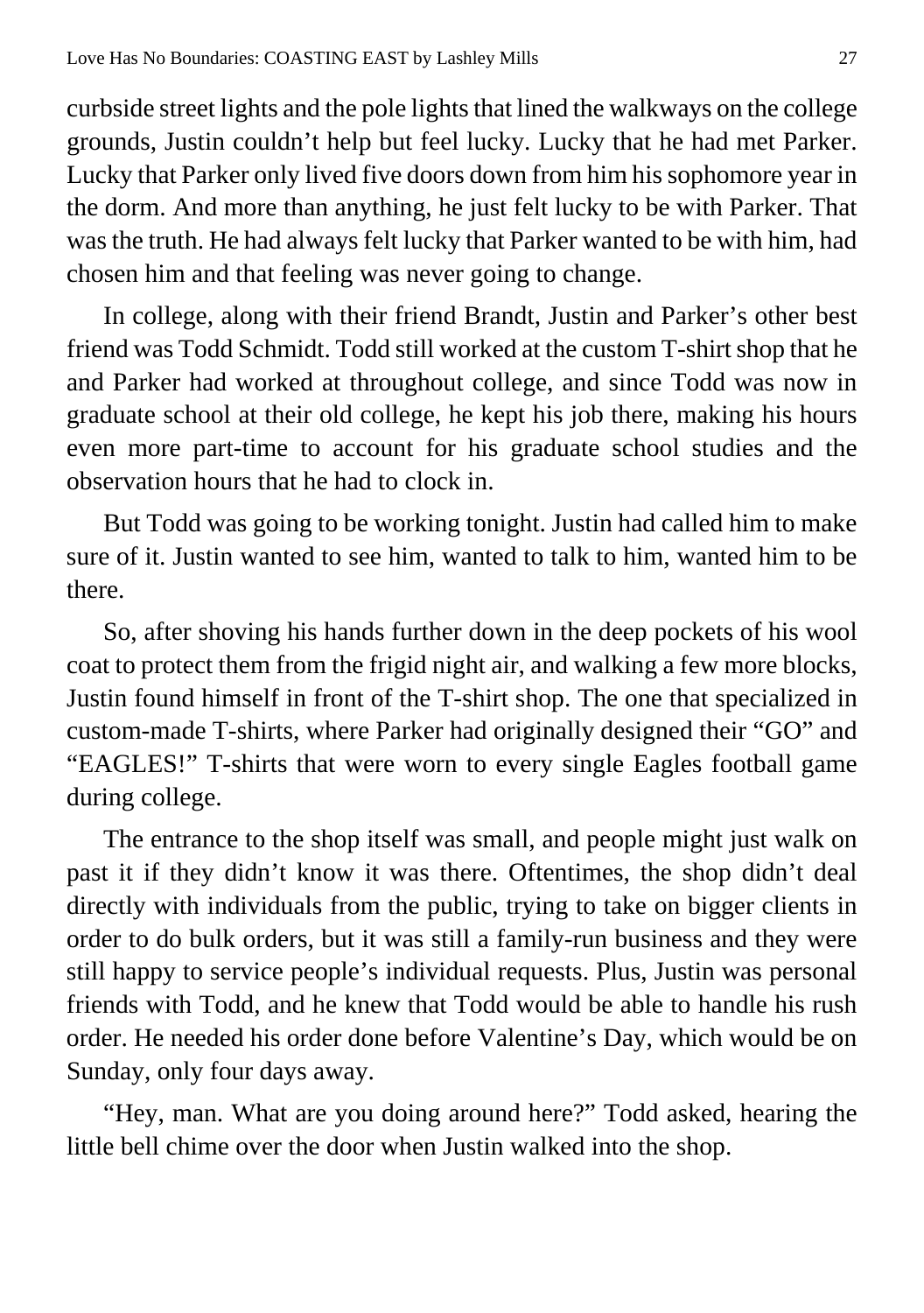curbside street lights and the pole lights that lined the walkways on the college grounds, Justin couldn't help but feel lucky. Lucky that he had met Parker. Lucky that Parker only lived five doors down from him his sophomore year in the dorm. And more than anything, he just felt lucky to be with Parker. That was the truth. He had always felt lucky that Parker wanted to be with him, had chosen him and that feeling was never going to change.

In college, along with their friend Brandt, Justin and Parker's other best friend was Todd Schmidt. Todd still worked at the custom T-shirt shop that he and Parker had worked at throughout college, and since Todd was now in graduate school at their old college, he kept his job there, making his hours even more part-time to account for his graduate school studies and the observation hours that he had to clock in.

But Todd was going to be working tonight. Justin had called him to make sure of it. Justin wanted to see him, wanted to talk to him, wanted him to be there.

So, after shoving his hands further down in the deep pockets of his wool coat to protect them from the frigid night air, and walking a few more blocks, Justin found himself in front of the T-shirt shop. The one that specialized in custom-made T-shirts, where Parker had originally designed their "GO" and "EAGLES!" T-shirts that were worn to every single Eagles football game during college.

The entrance to the shop itself was small, and people might just walk on past it if they didn't know it was there. Oftentimes, the shop didn't deal directly with individuals from the public, trying to take on bigger clients in order to do bulk orders, but it was still a family-run business and they were still happy to service people's individual requests. Plus, Justin was personal friends with Todd, and he knew that Todd would be able to handle his rush order. He needed his order done before Valentine's Day, which would be on Sunday, only four days away.

"Hey, man. What are you doing around here?" Todd asked, hearing the little bell chime over the door when Justin walked into the shop.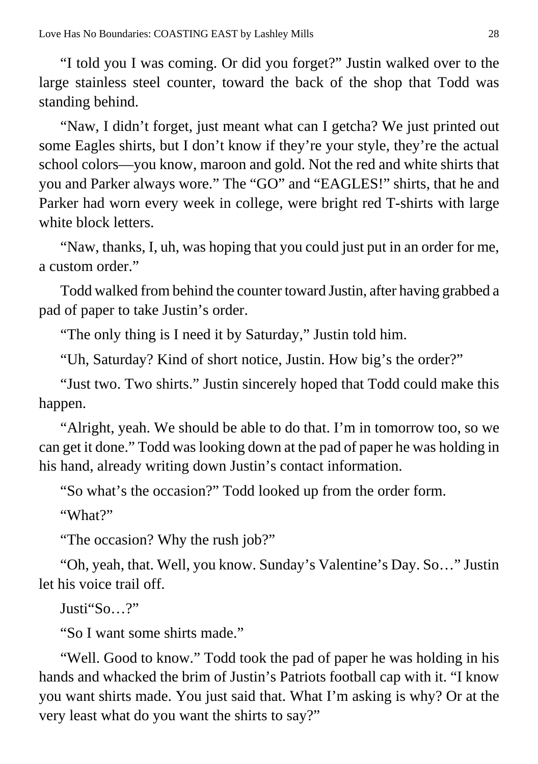"I told you I was coming. Or did you forget?" Justin walked over to the large stainless steel counter, toward the back of the shop that Todd was standing behind.

"Naw, I didn't forget, just meant what can I getcha? We just printed out some Eagles shirts, but I don't know if they're your style, they're the actual school colors—you know, maroon and gold. Not the red and white shirts that you and Parker always wore." The "GO" and "EAGLES!" shirts, that he and Parker had worn every week in college, were bright red T-shirts with large white block letters.

"Naw, thanks, I, uh, was hoping that you could just put in an order for me, a custom order."

Todd walked from behind the counter toward Justin, after having grabbed a pad of paper to take Justin's order.

"The only thing is I need it by Saturday," Justin told him.

"Uh, Saturday? Kind of short notice, Justin. How big's the order?"

"Just two. Two shirts." Justin sincerely hoped that Todd could make this happen.

"Alright, yeah. We should be able to do that. I'm in tomorrow too, so we can get it done." Todd was looking down at the pad of paper he was holding in his hand, already writing down Justin's contact information.

"So what's the occasion?" Todd looked up from the order form.

"What?"

"The occasion? Why the rush job?"

"Oh, yeah, that. Well, you know. Sunday's Valentine's Day. So…" Justin let his voice trail off.

Justi"So…?"

"So I want some shirts made."

"Well. Good to know." Todd took the pad of paper he was holding in his hands and whacked the brim of Justin's Patriots football cap with it. "I know you want shirts made. You just said that. What I'm asking is why? Or at the very least what do you want the shirts to say?"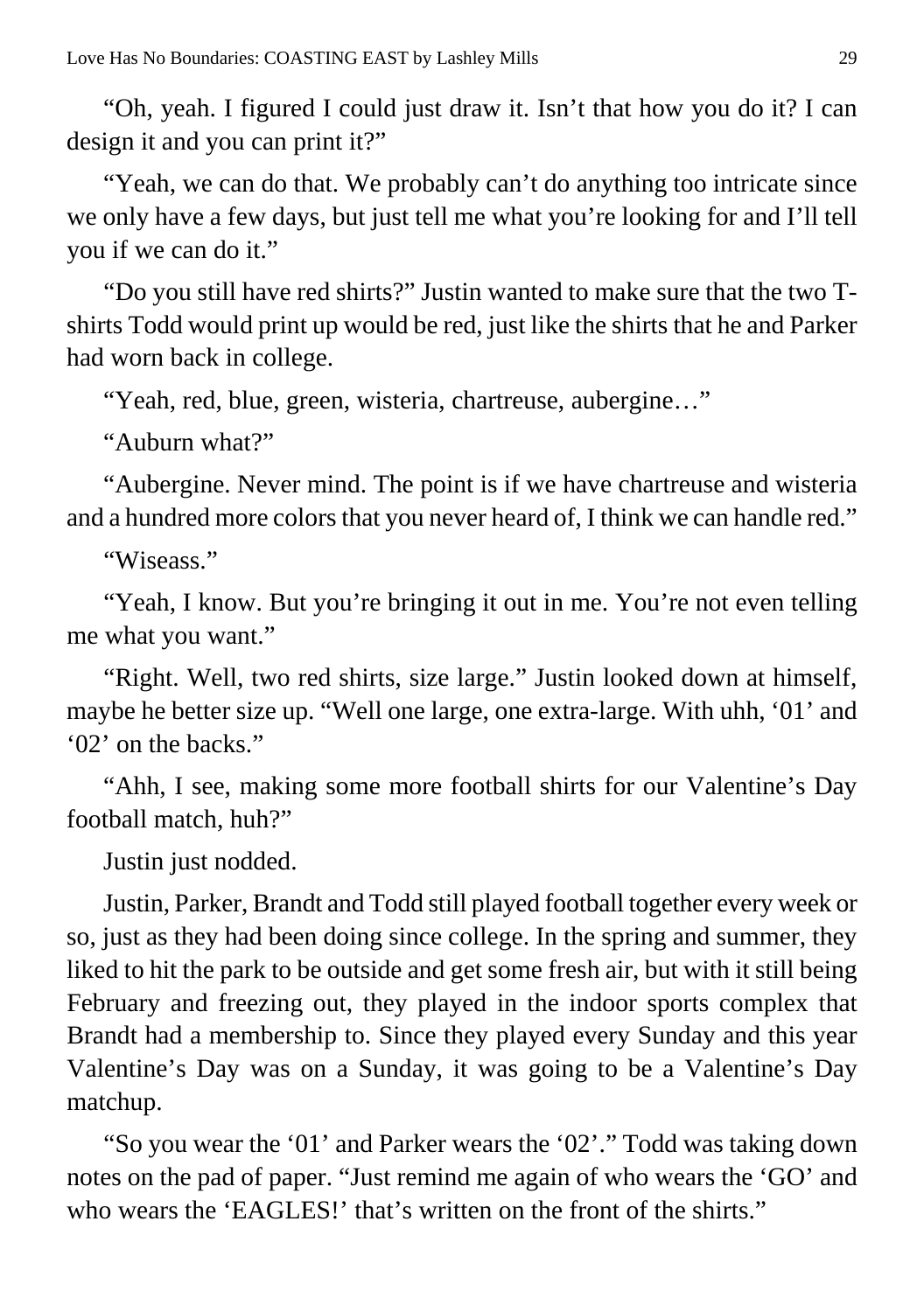"Oh, yeah. I figured I could just draw it. Isn't that how you do it? I can design it and you can print it?"

"Yeah, we can do that. We probably can't do anything too intricate since we only have a few days, but just tell me what you're looking for and I'll tell you if we can do it."

"Do you still have red shirts?" Justin wanted to make sure that the two T-shirts Todd would print up would be red, just like the shirts that he and Parker had worn back in college.

"Yeah, red, blue, green, wisteria, chartreuse, aubergine…"

"Auburn what?"

"Aubergine. Never mind. The point is if we have chartreuse and wisteria and a hundred more colors that you never heard of, I think we can handle red."

"Wiseass."

"Yeah, I know. But you're bringing it out in me. You're not even telling me what you want."

"Right. Well, two red shirts, size large." Justin looked down at himself, maybe he better size up. "Well one large, one extra-large. With uhh, '01' and '02' on the backs."

"Ahh, I see, making some more football shirts for our Valentine's Day football match, huh?"

Justin just nodded.

Justin, Parker, Brandt and Todd still played football together every week or so, just as they had been doing since college. In the spring and summer, they liked to hit the park to be outside and get some fresh air, but with it still being February and freezing out, they played in the indoor sports complex that Brandt had a membership to. Since they played every Sunday and this year Valentine's Day was on a Sunday, it was going to be a Valentine's Day matchup.

"So you wear the '01' and Parker wears the '02'." Todd was taking down notes on the pad of paper. "Just remind me again of who wears the 'GO' and who wears the 'EAGLES!' that's written on the front of the shirts."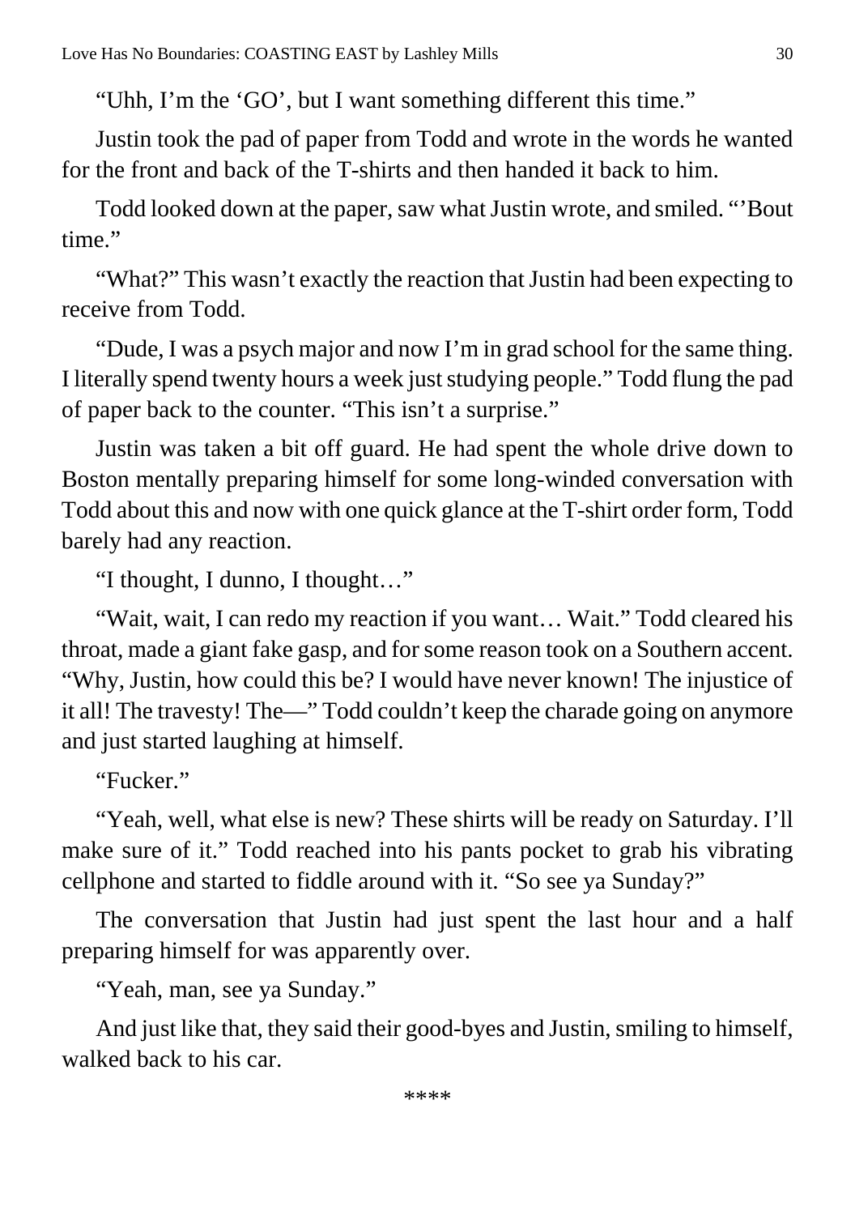"Uhh, I'm the 'GO', but I want something different this time."

Justin took the pad of paper from Todd and wrote in the words he wanted for the front and back of the T-shirts and then handed it back to him.

Todd looked down at the paper, saw what Justin wrote, and smiled. "'Bout time."

"What?" This wasn't exactly the reaction that Justin had been expecting to receive from Todd.

"Dude, I was a psych major and now I'm in grad school for the same thing. I literally spend twenty hours a week just studying people." Todd flung the pad of paper back to the counter. "This isn't a surprise."

Justin was taken a bit off guard. He had spent the whole drive down to Boston mentally preparing himself for some long-winded conversation with Todd about this and now with one quick glance at the T-shirt order form, Todd barely had any reaction.

"I thought, I dunno, I thought…"

"Wait, wait, I can redo my reaction if you want… Wait." Todd cleared his throat, made a giant fake gasp, and for some reason took on a Southern accent. "Why, Justin, how could this be? I would have never known! The injustice of it all! The travesty! The—" Todd couldn't keep the charade going on anymore and just started laughing at himself.

"Fucker."

"Yeah, well, what else is new? These shirts will be ready on Saturday. I'll make sure of it." Todd reached into his pants pocket to grab his vibrating cellphone and started to fiddle around with it. "So see ya Sunday?"

The conversation that Justin had just spent the last hour and a half preparing himself for was apparently over.

"Yeah, man, see ya Sunday."

And just like that, they said their good-byes and Justin, smiling to himself, walked back to his car.

****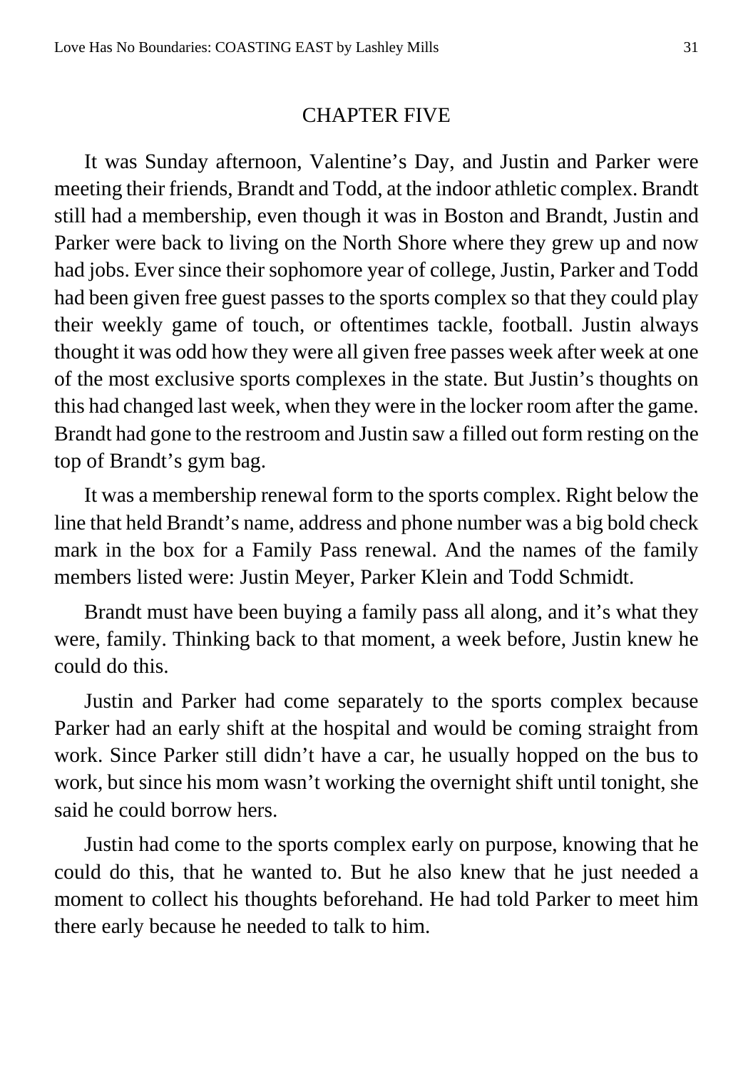# CHAPTER FIVE

It was Sunday afternoon, Valentine's Day, and Justin and Parker were meeting their friends, Brandt and Todd, at the indoor athletic complex. Brandt still had a membership, even though it was in Boston and Brandt, Justin and Parker were back to living on the North Shore where they grew up and now had jobs. Ever since their sophomore year of college, Justin, Parker and Todd had been given free guest passes to the sports complex so that they could play their weekly game of touch, or oftentimes tackle, football. Justin always thought it was odd how they were all given free passes week after week at one of the most exclusive sports complexes in the state. But Justin's thoughts on this had changed last week, when they were in the locker room after the game. Brandt had gone to the restroom and Justin saw a filled out form resting on the top of Brandt's gym bag.

It was a membership renewal form to the sports complex. Right below the line that held Brandt's name, address and phone number was a big bold check mark in the box for a Family Pass renewal. And the names of the family members listed were: Justin Meyer, Parker Klein and Todd Schmidt.

Brandt must have been buying a family pass all along, and it's what they were, family. Thinking back to that moment, a week before, Justin knew he could do this.

Justin and Parker had come separately to the sports complex because Parker had an early shift at the hospital and would be coming straight from work. Since Parker still didn't have a car, he usually hopped on the bus to work, but since his mom wasn't working the overnight shift until tonight, she said he could borrow hers.

Justin had come to the sports complex early on purpose, knowing that he could do this, that he wanted to. But he also knew that he just needed a moment to collect his thoughts beforehand. He had told Parker to meet him there early because he needed to talk to him.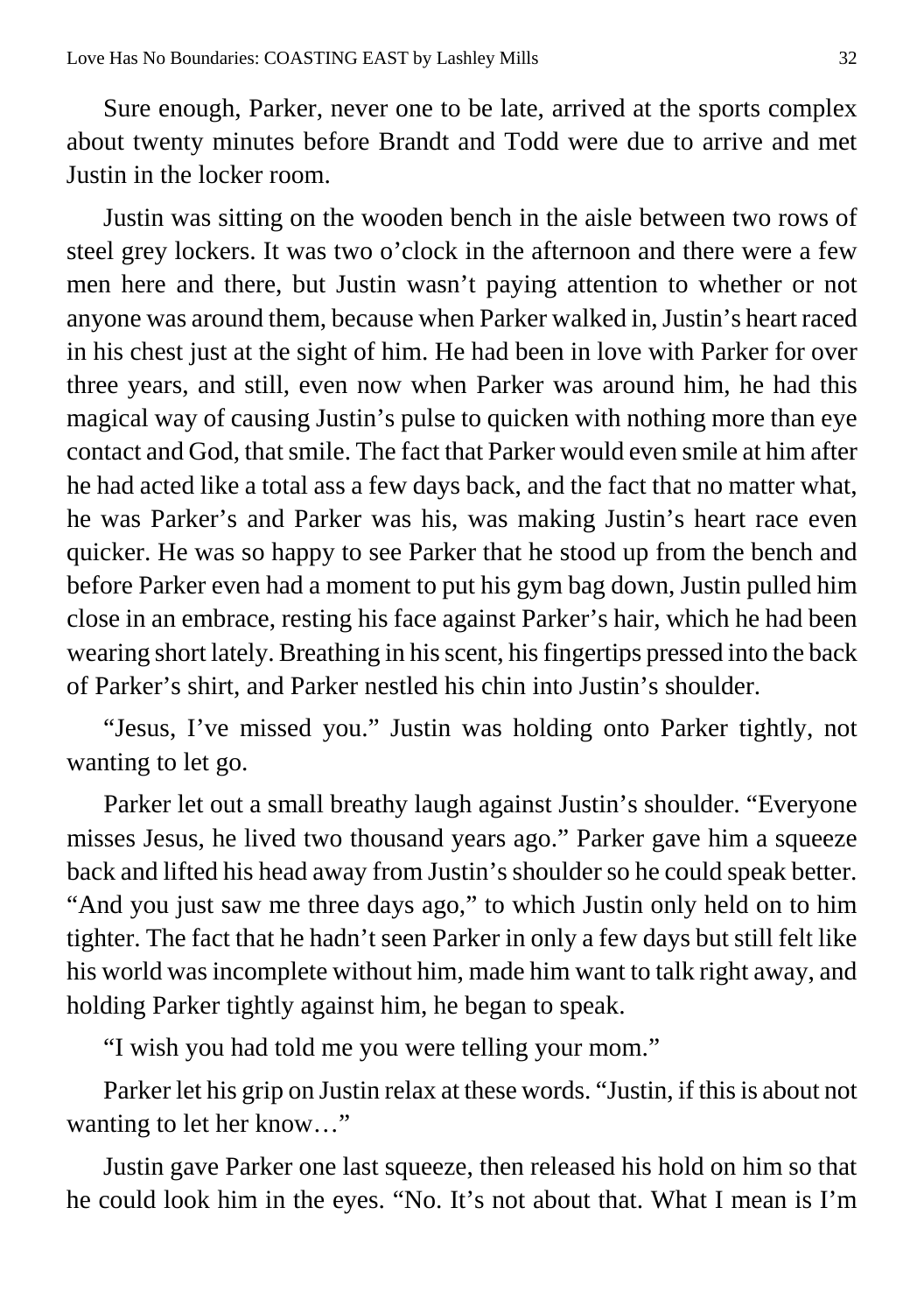Sure enough, Parker, never one to be late, arrived at the sports complex about twenty minutes before Brandt and Todd were due to arrive and met Justin in the locker room.

Justin was sitting on the wooden bench in the aisle between two rows of steel grey lockers. It was two o'clock in the afternoon and there were a few men here and there, but Justin wasn't paying attention to whether or not anyone was around them, because when Parker walked in, Justin's heart raced in his chest just at the sight of him. He had been in love with Parker for over three years, and still, even now when Parker was around him, he had this magical way of causing Justin's pulse to quicken with nothing more than eye contact and God, that smile. The fact that Parker would even smile at him after he had acted like a total ass a few days back, and the fact that no matter what, he was Parker's and Parker was his, was making Justin's heart race even quicker. He was so happy to see Parker that he stood up from the bench and before Parker even had a moment to put his gym bag down, Justin pulled him close in an embrace, resting his face against Parker's hair, which he had been wearing short lately. Breathing in his scent, his fingertips pressed into the back of Parker's shirt, and Parker nestled his chin into Justin's shoulder.

"Jesus, I've missed you." Justin was holding onto Parker tightly, not wanting to let go.

Parker let out a small breathy laugh against Justin's shoulder. "Everyone misses Jesus, he lived two thousand years ago." Parker gave him a squeeze back and lifted his head away from Justin's shoulder so he could speak better. "And you just saw me three days ago," to which Justin only held on to him tighter. The fact that he hadn't seen Parker in only a few days but still felt like his world was incomplete without him, made him want to talk right away, and holding Parker tightly against him, he began to speak.

"I wish you had told me you were telling your mom."

Parker let his grip on Justin relax at these words. "Justin, if this is about not wanting to let her know…"

Justin gave Parker one last squeeze, then released his hold on him so that he could look him in the eyes. "No. It's not about that. What I mean is I'm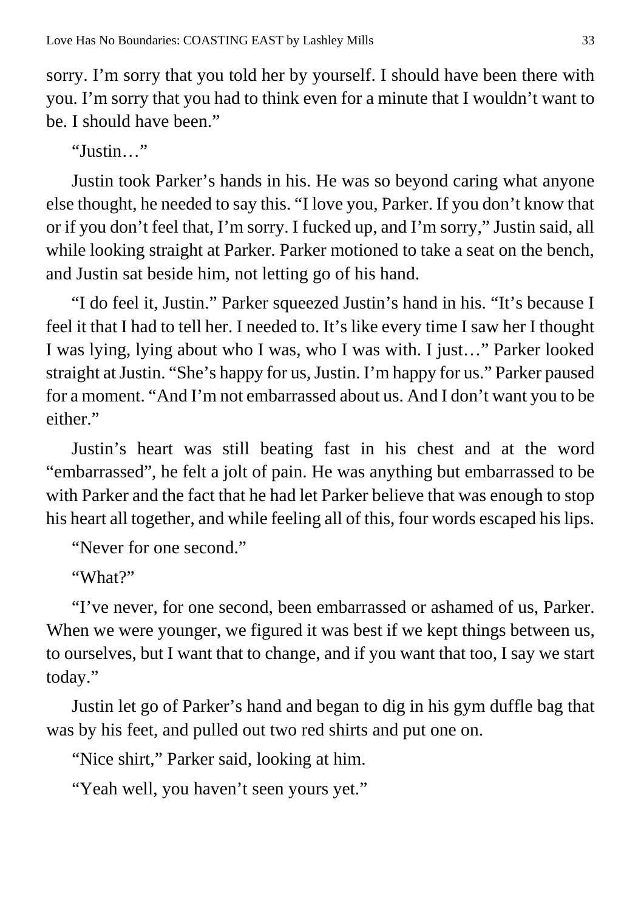sorry. I’m sorry that you told her by yourself. I should have been there with you. I’m sorry that you had to think even for a minute that I wouldn’t want to be. I should have been.”

“Justin…”

Justin took Parker’s hands in his. He was so beyond caring what anyone else thought, he needed to say this. “I love you, Parker. If you don’t know that or if you don’t feel that, I’m sorry. I fucked up, and I’m sorry,” Justin said, all while looking straight at Parker. Parker motioned to take a seat on the bench, and Justin sat beside him, not letting go of his hand.

“I do feel it, Justin.” Parker squeezed Justin’s hand in his. “It’s because I feel it that I had to tell her. I needed to. It’s like every time I saw her I thought I was lying, lying about who I was, who I was with. I just…” Parker looked straight at Justin. “She’s happy for us, Justin. I’m happy for us.” Parker paused for a moment. “And I’m not embarrassed about us. And I don’t want you to be either.”

Justin’s heart was still beating fast in his chest and at the word “embarrassed”, he felt a jolt of pain. He was anything but embarrassed to be with Parker and the fact that he had let Parker believe that was enough to stop his heart all together, and while feeling all of this, four words escaped his lips.

“Never for one second.”

“What?”

“I’ve never, for one second, been embarrassed or ashamed of us, Parker. When we were younger, we figured it was best if we kept things between us, to ourselves, but I want that to change, and if you want that too, I say we start today.”

Justin let go of Parker’s hand and began to dig in his gym duffle bag that was by his feet, and pulled out two red shirts and put one on.

“Nice shirt,” Parker said, looking at him.

“Yeah well, you haven’t seen yours yet.”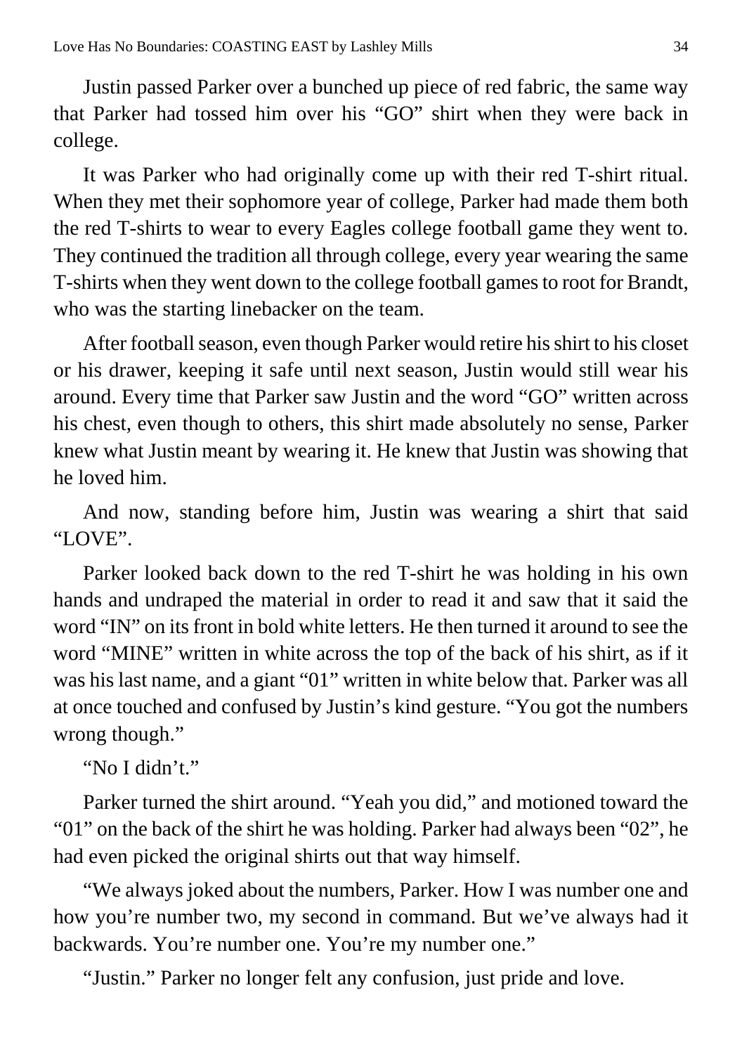Justin passed Parker over a bunched up piece of red fabric, the same way that Parker had tossed him over his “GO” shirt when they were back in college.

It was Parker who had originally come up with their red T-shirt ritual. When they met their sophomore year of college, Parker had made them both the red T-shirts to wear to every Eagles college football game they went to. They continued the tradition all through college, every year wearing the same T-shirts when they went down to the college football games to root for Brandt, who was the starting linebacker on the team.

After football season, even though Parker would retire his shirt to his closet or his drawer, keeping it safe until next season, Justin would still wear his around. Every time that Parker saw Justin and the word “GO” written across his chest, even though to others, this shirt made absolutely no sense, Parker knew what Justin meant by wearing it. He knew that Justin was showing that he loved him.

And now, standing before him, Justin was wearing a shirt that said “LOVE”.

Parker looked back down to the red T-shirt he was holding in his own hands and undraped the material in order to read it and saw that it said the word “IN” on its front in bold white letters. He then turned it around to see the word “MINE” written in white across the top of the back of his shirt, as if it was his last name, and a giant “01” written in white below that. Parker was all at once touched and confused by Justin’s kind gesture. “You got the numbers wrong though.”

“No I didn’t.”

Parker turned the shirt around. “Yeah you did,” and motioned toward the “01” on the back of the shirt he was holding. Parker had always been “02”, he had even picked the original shirts out that way himself.

“We always joked about the numbers, Parker. How I was number one and how you’re number two, my second in command. But we’ve always had it backwards. You’re number one. You’re my number one.”

“Justin.” Parker no longer felt any confusion, just pride and love.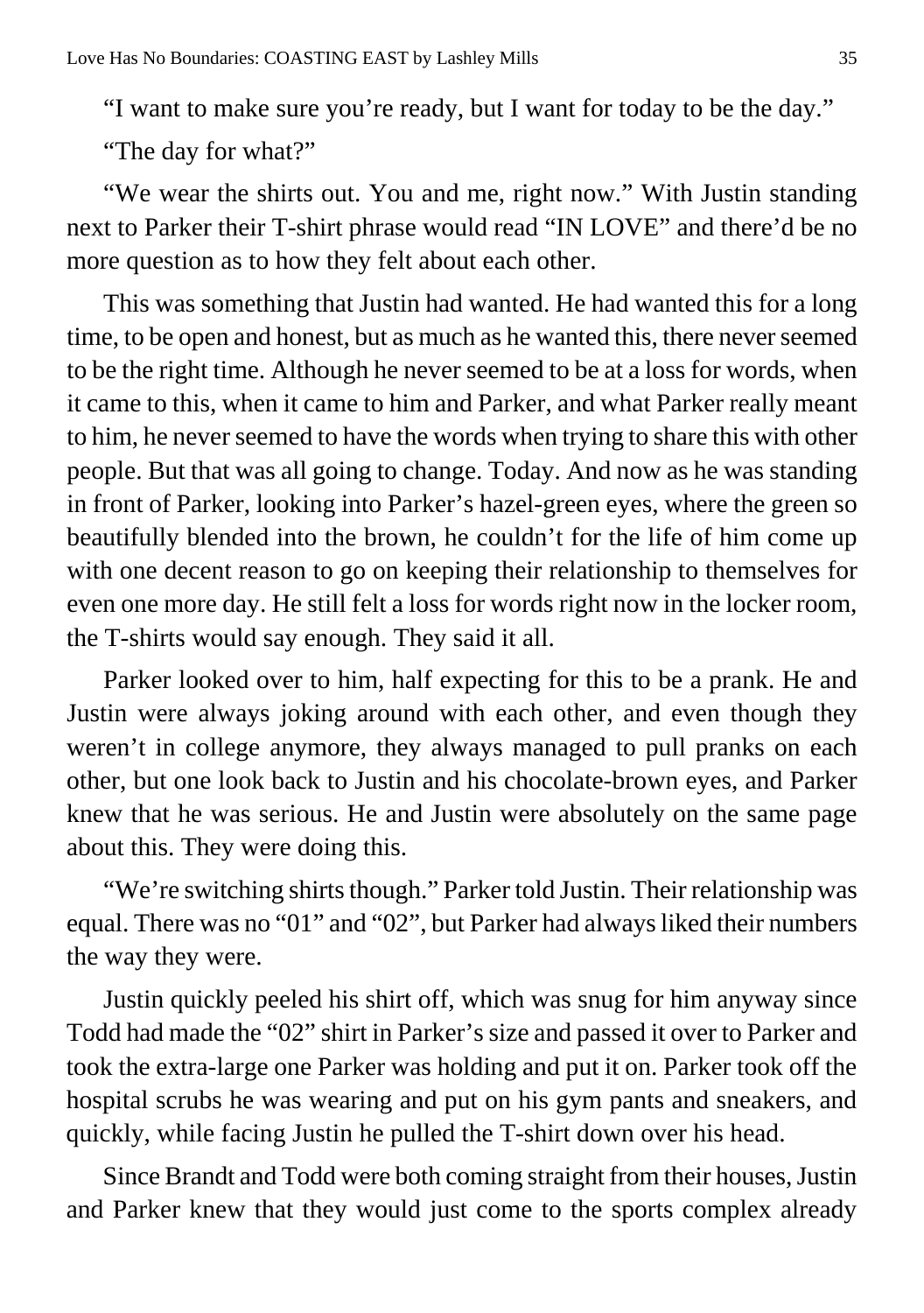"I want to make sure you're ready, but I want for today to be the day."

"The day for what?"

"We wear the shirts out. You and me, right now." With Justin standing next to Parker their T-shirt phrase would read "IN LOVE" and there'd be no more question as to how they felt about each other.

This was something that Justin had wanted. He had wanted this for a long time, to be open and honest, but as much as he wanted this, there never seemed to be the right time. Although he never seemed to be at a loss for words, when it came to this, when it came to him and Parker, and what Parker really meant to him, he never seemed to have the words when trying to share this with other people. But that was all going to change. Today. And now as he was standing in front of Parker, looking into Parker's hazel-green eyes, where the green so beautifully blended into the brown, he couldn't for the life of him come up with one decent reason to go on keeping their relationship to themselves for even one more day. He still felt a loss for words right now in the locker room, the T-shirts would say enough. They said it all.

Parker looked over to him, half expecting for this to be a prank. He and Justin were always joking around with each other, and even though they weren't in college anymore, they always managed to pull pranks on each other, but one look back to Justin and his chocolate-brown eyes, and Parker knew that he was serious. He and Justin were absolutely on the same page about this. They were doing this.

"We're switching shirts though." Parker told Justin. Their relationship was equal. There was no "01" and "02", but Parker had always liked their numbers the way they were.

Justin quickly peeled his shirt off, which was snug for him anyway since Todd had made the "02" shirt in Parker's size and passed it over to Parker and took the extra-large one Parker was holding and put it on. Parker took off the hospital scrubs he was wearing and put on his gym pants and sneakers, and quickly, while facing Justin he pulled the T-shirt down over his head.

Since Brandt and Todd were both coming straight from their houses, Justin and Parker knew that they would just come to the sports complex already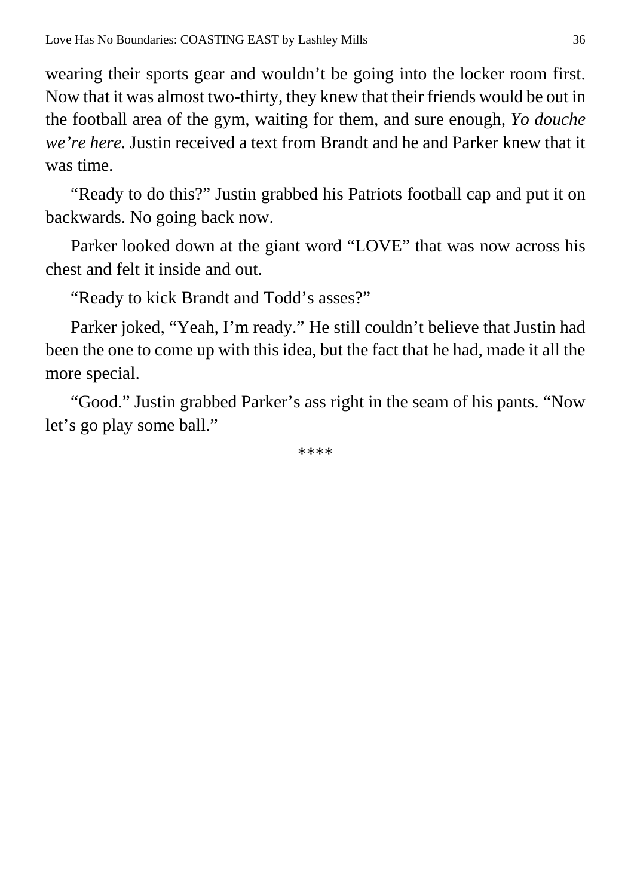wearing their sports gear and wouldn't be going into the locker room first. Now that it was almost two-thirty, they knew that their friends would be out in the football area of the gym, waiting for them, and sure enough, *Yo douche we're here.* Justin received a text from Brandt and he and Parker knew that it was time.

"Ready to do this?" Justin grabbed his Patriots football cap and put it on backwards. No going back now.

Parker looked down at the giant word "LOVE" that was now across his chest and felt it inside and out.

"Ready to kick Brandt and Todd's asses?"

Parker joked, "Yeah, I'm ready." He still couldn't believe that Justin had been the one to come up with this idea, but the fact that he had, made it all the more special.

"Good." Justin grabbed Parker's ass right in the seam of his pants. "Now let's go play some ball."

****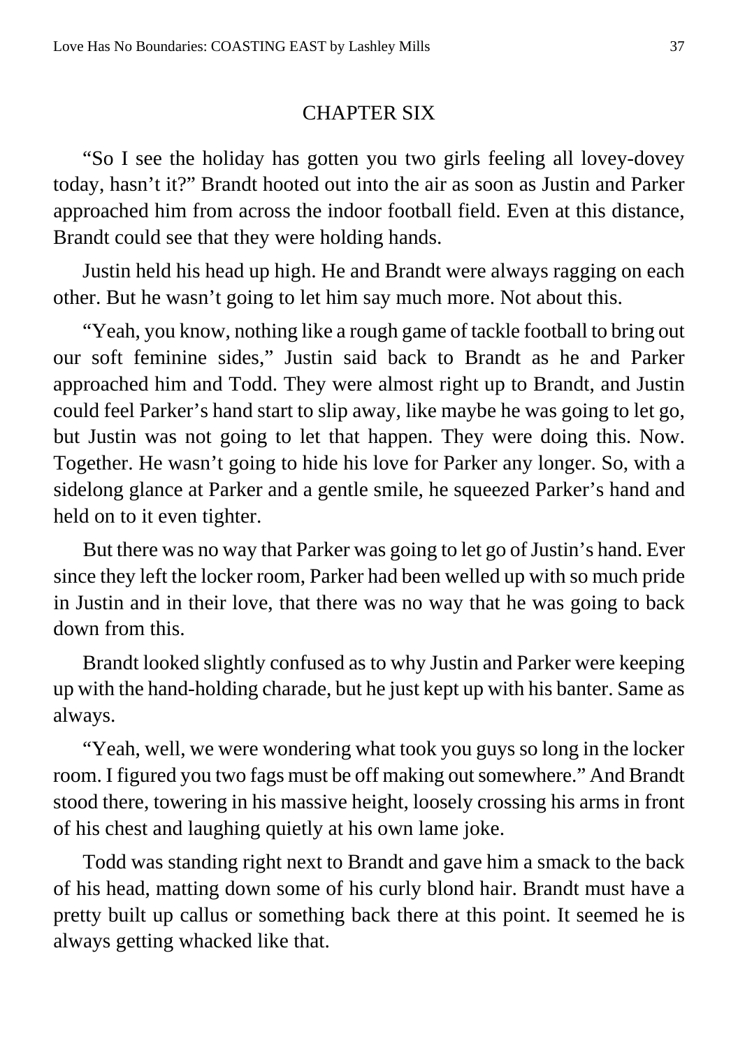## CHAPTER SIX

"So I see the holiday has gotten you two girls feeling all lovey-dovey today, hasn't it?" Brandt hooted out into the air as soon as Justin and Parker approached him from across the indoor football field. Even at this distance, Brandt could see that they were holding hands.

Justin held his head up high. He and Brandt were always ragging on each other. But he wasn't going to let him say much more. Not about this.

"Yeah, you know, nothing like a rough game of tackle football to bring out our soft feminine sides," Justin said back to Brandt as he and Parker approached him and Todd. They were almost right up to Brandt, and Justin could feel Parker's hand start to slip away, like maybe he was going to let go, but Justin was not going to let that happen. They were doing this. Now. Together. He wasn't going to hide his love for Parker any longer. So, with a sidelong glance at Parker and a gentle smile, he squeezed Parker's hand and held on to it even tighter.

But there was no way that Parker was going to let go of Justin's hand. Ever since they left the locker room, Parker had been welled up with so much pride in Justin and in their love, that there was no way that he was going to back down from this.

Brandt looked slightly confused as to why Justin and Parker were keeping up with the hand-holding charade, but he just kept up with his banter. Same as always.

"Yeah, well, we were wondering what took you guys so long in the locker room. I figured you two fags must be off making out somewhere." And Brandt stood there, towering in his massive height, loosely crossing his arms in front of his chest and laughing quietly at his own lame joke.

Todd was standing right next to Brandt and gave him a smack to the back of his head, matting down some of his curly blond hair. Brandt must have a pretty built up callus or something back there at this point. It seemed he is always getting whacked like that.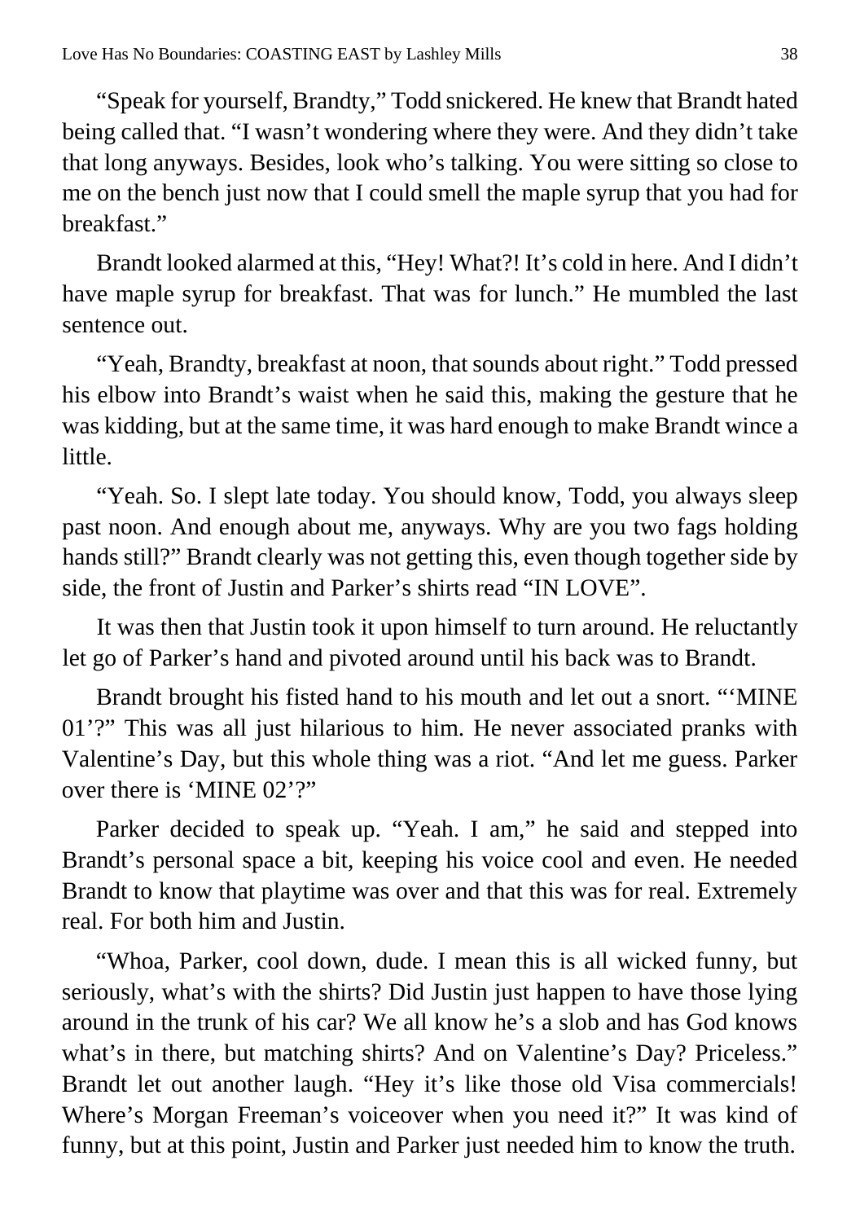"Speak for yourself, Brandty," Todd snickered. He knew that Brandt hated being called that. "I wasn't wondering where they were. And they didn't take that long anyways. Besides, look who's talking. You were sitting so close to me on the bench just now that I could smell the maple syrup that you had for breakfast."

Brandt looked alarmed at this, "Hey! What?! It's cold in here. And I didn't have maple syrup for breakfast. That was for lunch." He mumbled the last sentence out.

"Yeah, Brandty, breakfast at noon, that sounds about right." Todd pressed his elbow into Brandt's waist when he said this, making the gesture that he was kidding, but at the same time, it was hard enough to make Brandt wince a little.

"Yeah. So. I slept late today. You should know, Todd, you always sleep past noon. And enough about me, anyways. Why are you two fags holding hands still?" Brandt clearly was not getting this, even though together side by side, the front of Justin and Parker's shirts read "IN LOVE".

It was then that Justin took it upon himself to turn around. He reluctantly let go of Parker's hand and pivoted around until his back was to Brandt.

Brandt brought his fisted hand to his mouth and let out a snort. "'MINE 01'?" This was all just hilarious to him. He never associated pranks with Valentine's Day, but this whole thing was a riot. "And let me guess. Parker over there is 'MINE 02'?"

Parker decided to speak up. "Yeah. I am," he said and stepped into Brandt's personal space a bit, keeping his voice cool and even. He needed Brandt to know that playtime was over and that this was for real. Extremely real. For both him and Justin.

"Whoa, Parker, cool down, dude. I mean this is all wicked funny, but seriously, what's with the shirts? Did Justin just happen to have those lying around in the trunk of his car? We all know he's a slob and has God knows what's in there, but matching shirts? And on Valentine's Day? Priceless." Brandt let out another laugh. "Hey it's like those old Visa commercials! Where's Morgan Freeman's voiceover when you need it?" It was kind of funny, but at this point, Justin and Parker just needed him to know the truth.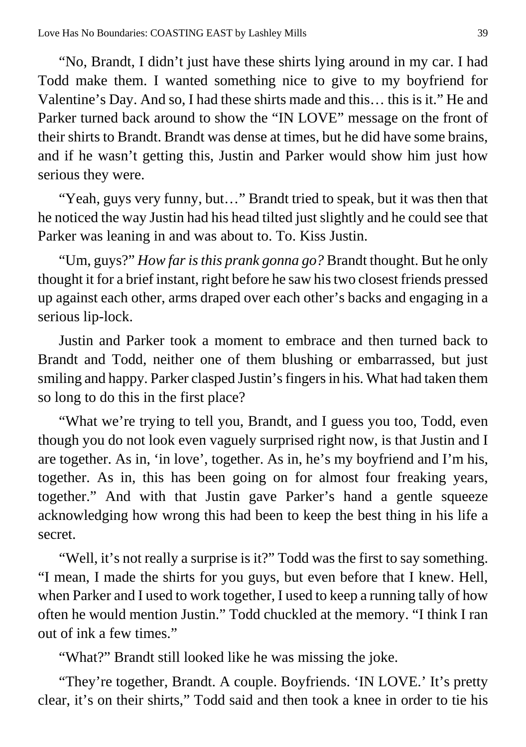"No, Brandt, I didn't just have these shirts lying around in my car. I had Todd make them. I wanted something nice to give to my boyfriend for Valentine's Day. And so, I had these shirts made and this… this is it." He and Parker turned back around to show the "IN LOVE" message on the front of their shirts to Brandt. Brandt was dense at times, but he did have some brains, and if he wasn't getting this, Justin and Parker would show him just how serious they were.

"Yeah, guys very funny, but…" Brandt tried to speak, but it was then that he noticed the way Justin had his head tilted just slightly and he could see that Parker was leaning in and was about to. To. Kiss Justin.

"Um, guys?" *How far is this prank gonna go?* Brandt thought. But he only thought it for a brief instant, right before he saw his two closest friends pressed up against each other, arms draped over each other's backs and engaging in a serious lip-lock.

Justin and Parker took a moment to embrace and then turned back to Brandt and Todd, neither one of them blushing or embarrassed, but just smiling and happy. Parker clasped Justin's fingers in his. What had taken them so long to do this in the first place?

"What we're trying to tell you, Brandt, and I guess you too, Todd, even though you do not look even vaguely surprised right now, is that Justin and I are together. As in, 'in love', together. As in, he's my boyfriend and I'm his, together. As in, this has been going on for almost four freaking years, together." And with that Justin gave Parker's hand a gentle squeeze acknowledging how wrong this had been to keep the best thing in his life a secret.

"Well, it's not really a surprise is it?" Todd was the first to say something. "I mean, I made the shirts for you guys, but even before that I knew. Hell, when Parker and I used to work together, I used to keep a running tally of how often he would mention Justin." Todd chuckled at the memory. "I think I ran out of ink a few times."

"What?" Brandt still looked like he was missing the joke.

"They're together, Brandt. A couple. Boyfriends. 'IN LOVE.' It's pretty clear, it's on their shirts," Todd said and then took a knee in order to tie his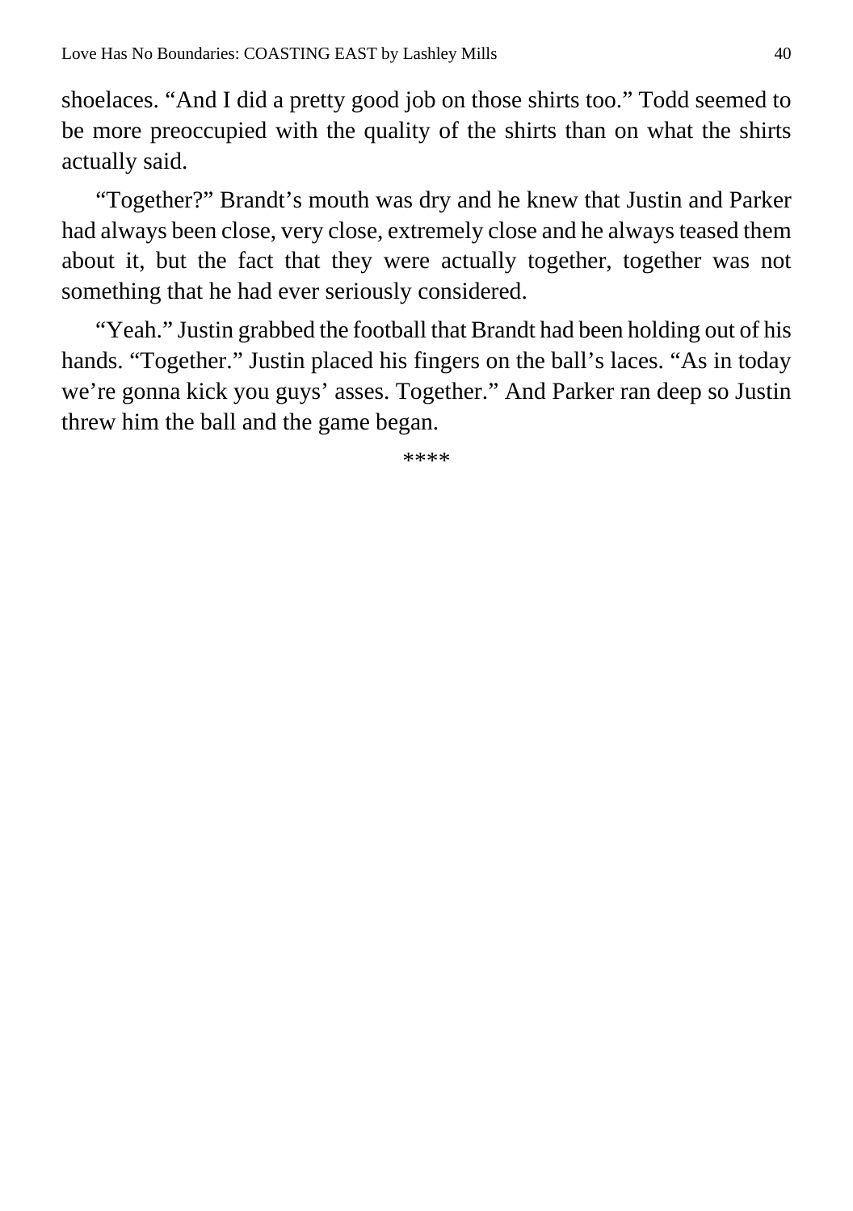shoelaces. “And I did a pretty good job on those shirts too.” Todd seemed to be more preoccupied with the quality of the shirts than on what the shirts actually said.

“Together?” Brandt’s mouth was dry and he knew that Justin and Parker had always been close, very close, extremely close and he always teased them about it, but the fact that they were actually together, together was not something that he had ever seriously considered.

“Yeah.” Justin grabbed the football that Brandt had been holding out of his hands. “Together.” Justin placed his fingers on the ball’s laces. “As in today we’re gonna kick you guys’ asses. Together.” And Parker ran deep so Justin threw him the ball and the game began.

****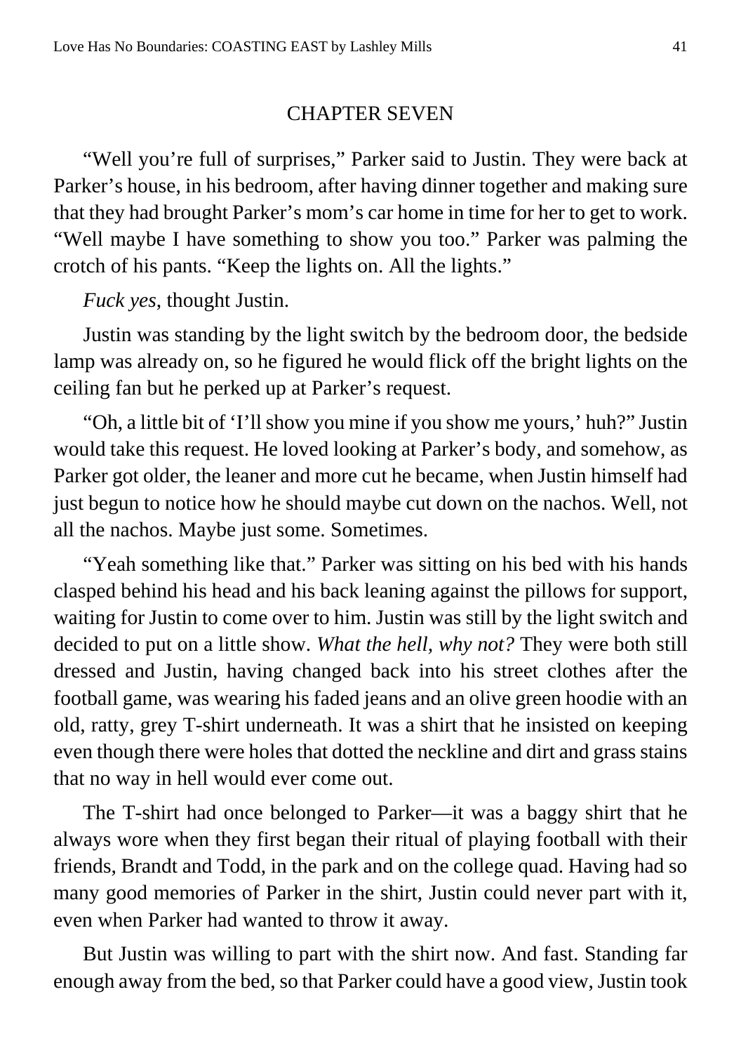# CHAPTER SEVEN

"Well you're full of surprises," Parker said to Justin. They were back at Parker's house, in his bedroom, after having dinner together and making sure that they had brought Parker's mom's car home in time for her to get to work. "Well maybe I have something to show you too." Parker was palming the crotch of his pants. "Keep the lights on. All the lights."

*Fuck yes*, thought Justin.

Justin was standing by the light switch by the bedroom door, the bedside lamp was already on, so he figured he would flick off the bright lights on the ceiling fan but he perked up at Parker's request.

"Oh, a little bit of 'I'll show you mine if you show me yours,' huh?" Justin would take this request. He loved looking at Parker's body, and somehow, as Parker got older, the leaner and more cut he became, when Justin himself had just begun to notice how he should maybe cut down on the nachos. Well, not all the nachos. Maybe just some. Sometimes.

"Yeah something like that." Parker was sitting on his bed with his hands clasped behind his head and his back leaning against the pillows for support, waiting for Justin to come over to him. Justin was still by the light switch and decided to put on a little show. *What the hell, why not?* They were both still dressed and Justin, having changed back into his street clothes after the football game, was wearing his faded jeans and an olive green hoodie with an old, ratty, grey T-shirt underneath. It was a shirt that he insisted on keeping even though there were holes that dotted the neckline and dirt and grass stains that no way in hell would ever come out.

The T-shirt had once belonged to Parker—it was a baggy shirt that he always wore when they first began their ritual of playing football with their friends, Brandt and Todd, in the park and on the college quad. Having had so many good memories of Parker in the shirt, Justin could never part with it, even when Parker had wanted to throw it away.

But Justin was willing to part with the shirt now. And fast. Standing far enough away from the bed, so that Parker could have a good view, Justin took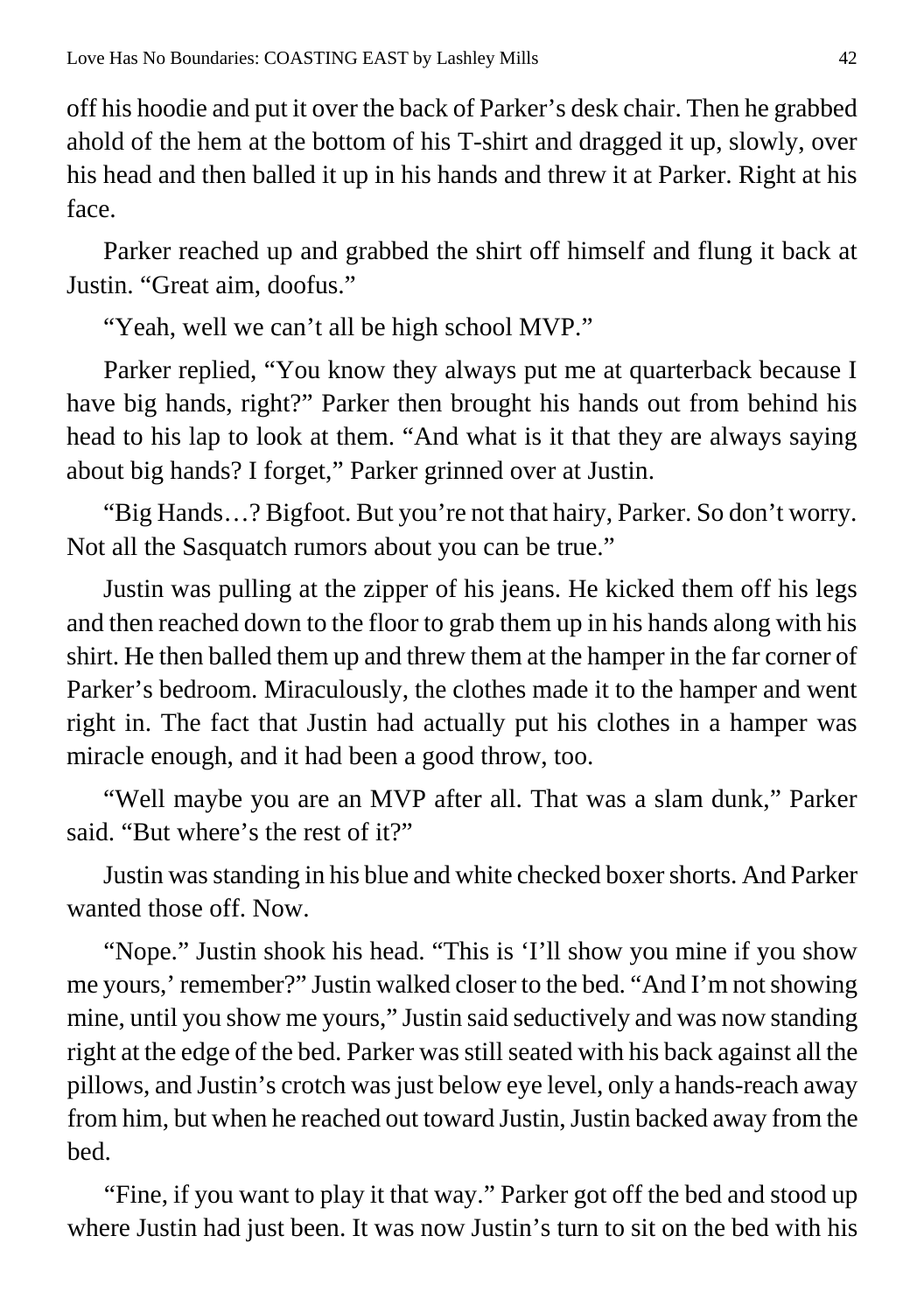off his hoodie and put it over the back of Parker's desk chair. Then he grabbed ahold of the hem at the bottom of his T-shirt and dragged it up, slowly, over his head and then balled it up in his hands and threw it at Parker. Right at his face.

Parker reached up and grabbed the shirt off himself and flung it back at Justin. "Great aim, doofus."

"Yeah, well we can't all be high school MVP."

Parker replied, "You know they always put me at quarterback because I have big hands, right?" Parker then brought his hands out from behind his head to his lap to look at them. "And what is it that they are always saying about big hands? I forget," Parker grinned over at Justin.

"Big Hands…? Bigfoot. But you're not that hairy, Parker. So don't worry. Not all the Sasquatch rumors about you can be true."

Justin was pulling at the zipper of his jeans. He kicked them off his legs and then reached down to the floor to grab them up in his hands along with his shirt. He then balled them up and threw them at the hamper in the far corner of Parker's bedroom. Miraculously, the clothes made it to the hamper and went right in. The fact that Justin had actually put his clothes in a hamper was miracle enough, and it had been a good throw, too.

"Well maybe you are an MVP after all. That was a slam dunk," Parker said. "But where's the rest of it?"

Justin was standing in his blue and white checked boxer shorts. And Parker wanted those off. Now.

"Nope." Justin shook his head. "This is 'I'll show you mine if you show me yours,' remember?" Justin walked closer to the bed. "And I'm not showing mine, until you show me yours," Justin said seductively and was now standing right at the edge of the bed. Parker was still seated with his back against all the pillows, and Justin's crotch was just below eye level, only a hands-reach away from him, but when he reached out toward Justin, Justin backed away from the bed.

"Fine, if you want to play it that way." Parker got off the bed and stood up where Justin had just been. It was now Justin's turn to sit on the bed with his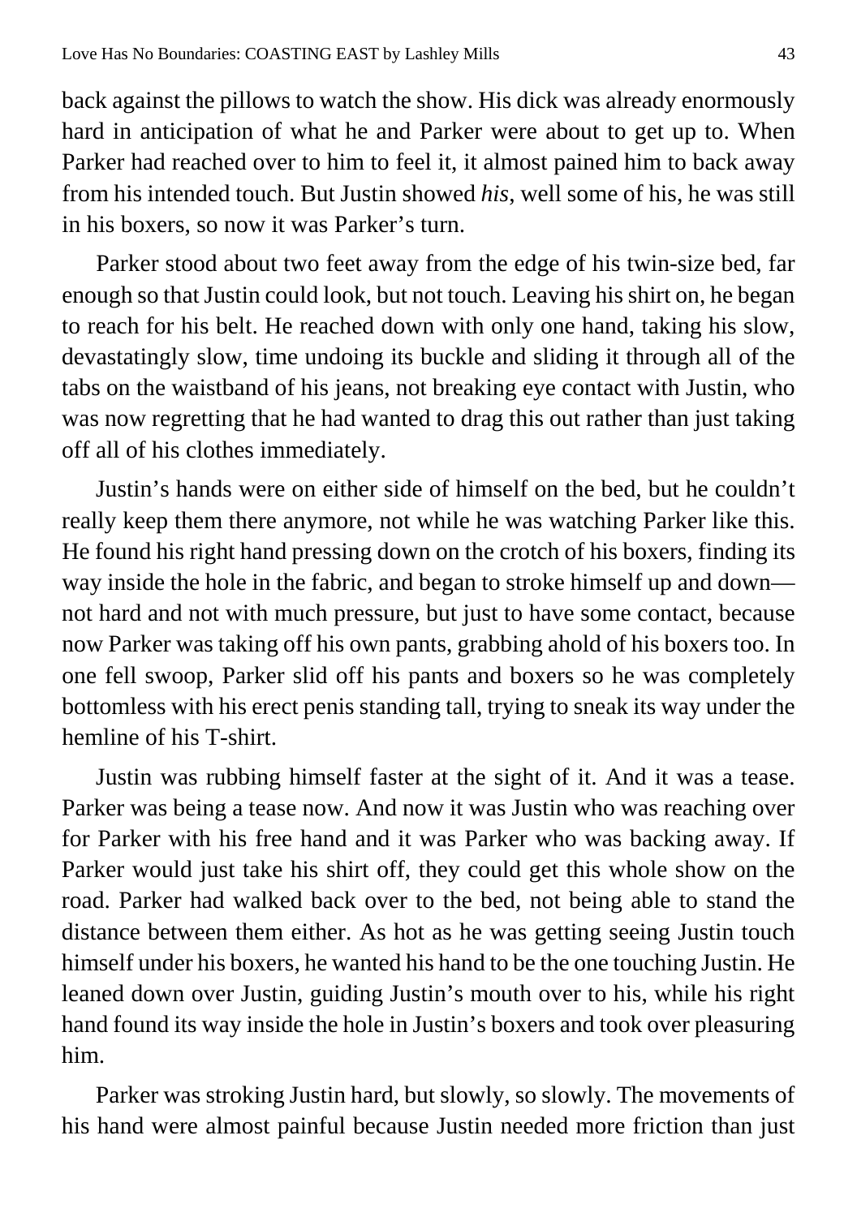back against the pillows to watch the show. His dick was already enormously hard in anticipation of what he and Parker were about to get up to. When Parker had reached over to him to feel it, it almost pained him to back away from his intended touch. But Justin showed *his*, well some of his, he was still in his boxers, so now it was Parker's turn.

Parker stood about two feet away from the edge of his twin-size bed, far enough so that Justin could look, but not touch. Leaving his shirt on, he began to reach for his belt. He reached down with only one hand, taking his slow, devastatingly slow, time undoing its buckle and sliding it through all of the tabs on the waistband of his jeans, not breaking eye contact with Justin, who was now regretting that he had wanted to drag this out rather than just taking off all of his clothes immediately.

Justin's hands were on either side of himself on the bed, but he couldn't really keep them there anymore, not while he was watching Parker like this. He found his right hand pressing down on the crotch of his boxers, finding its way inside the hole in the fabric, and began to stroke himself up and down—not hard and not with much pressure, but just to have some contact, because now Parker was taking off his own pants, grabbing ahold of his boxers too. In one fell swoop, Parker slid off his pants and boxers so he was completely bottomless with his erect penis standing tall, trying to sneak its way under the hemline of his T-shirt.

Justin was rubbing himself faster at the sight of it. And it was a tease. Parker was being a tease now. And now it was Justin who was reaching over for Parker with his free hand and it was Parker who was backing away. If Parker would just take his shirt off, they could get this whole show on the road. Parker had walked back over to the bed, not being able to stand the distance between them either. As hot as he was getting seeing Justin touch himself under his boxers, he wanted his hand to be the one touching Justin. He leaned down over Justin, guiding Justin's mouth over to his, while his right hand found its way inside the hole in Justin's boxers and took over pleasuring him.

Parker was stroking Justin hard, but slowly, so slowly. The movements of his hand were almost painful because Justin needed more friction than just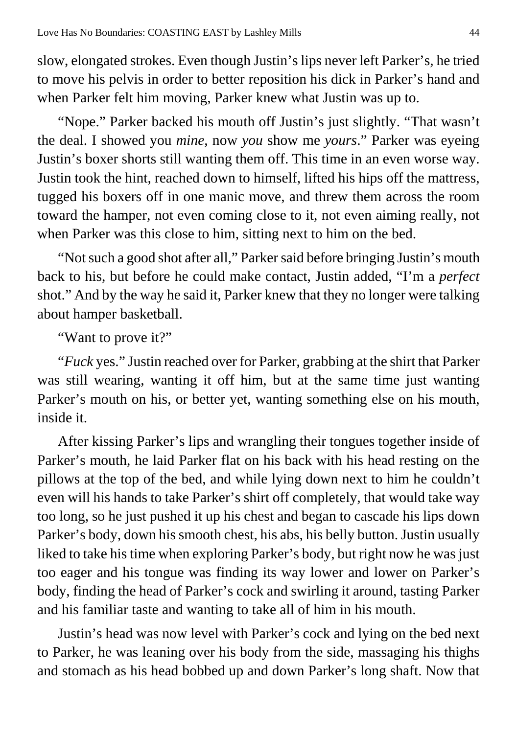slow, elongated strokes. Even though Justin's lips never left Parker's, he tried to move his pelvis in order to better reposition his dick in Parker's hand and when Parker felt him moving, Parker knew what Justin was up to.

"Nope." Parker backed his mouth off Justin's just slightly. "That wasn't the deal. I showed you *mine*, now *you* show me *yours*." Parker was eyeing Justin's boxer shorts still wanting them off. This time in an even worse way. Justin took the hint, reached down to himself, lifted his hips off the mattress, tugged his boxers off in one manic move, and threw them across the room toward the hamper, not even coming close to it, not even aiming really, not when Parker was this close to him, sitting next to him on the bed.

"Not such a good shot after all," Parker said before bringing Justin's mouth back to his, but before he could make contact, Justin added, "I'm a *perfect* shot." And by the way he said it, Parker knew that they no longer were talking about hamper basketball.

"Want to prove it?"

"*Fuck* yes." Justin reached over for Parker, grabbing at the shirt that Parker was still wearing, wanting it off him, but at the same time just wanting Parker's mouth on his, or better yet, wanting something else on his mouth, inside it.

After kissing Parker's lips and wrangling their tongues together inside of Parker's mouth, he laid Parker flat on his back with his head resting on the pillows at the top of the bed, and while lying down next to him he couldn't even will his hands to take Parker's shirt off completely, that would take way too long, so he just pushed it up his chest and began to cascade his lips down Parker's body, down his smooth chest, his abs, his belly button. Justin usually liked to take his time when exploring Parker's body, but right now he was just too eager and his tongue was finding its way lower and lower on Parker's body, finding the head of Parker's cock and swirling it around, tasting Parker and his familiar taste and wanting to take all of him in his mouth.

Justin's head was now level with Parker's cock and lying on the bed next to Parker, he was leaning over his body from the side, massaging his thighs and stomach as his head bobbed up and down Parker's long shaft. Now that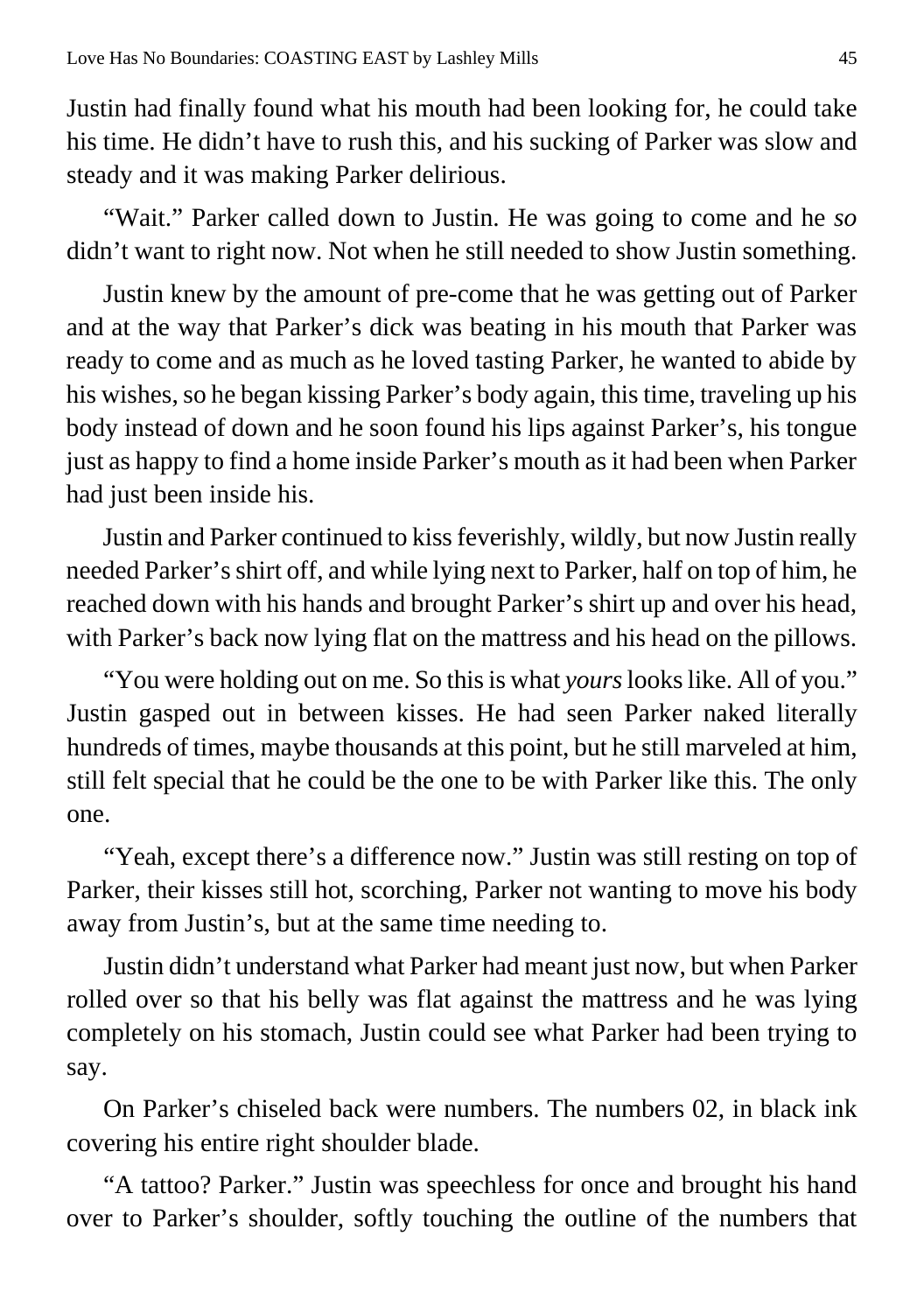Justin had finally found what his mouth had been looking for, he could take his time. He didn't have to rush this, and his sucking of Parker was slow and steady and it was making Parker delirious.

"Wait." Parker called down to Justin. He was going to come and he *so* didn't want to right now. Not when he still needed to show Justin something.

Justin knew by the amount of pre-come that he was getting out of Parker and at the way that Parker's dick was beating in his mouth that Parker was ready to come and as much as he loved tasting Parker, he wanted to abide by his wishes, so he began kissing Parker's body again, this time, traveling up his body instead of down and he soon found his lips against Parker's, his tongue just as happy to find a home inside Parker's mouth as it had been when Parker had just been inside his.

Justin and Parker continued to kiss feverishly, wildly, but now Justin really needed Parker's shirt off, and while lying next to Parker, half on top of him, he reached down with his hands and brought Parker's shirt up and over his head, with Parker's back now lying flat on the mattress and his head on the pillows.

"You were holding out on me. So this is what *yours* looks like. All of you." Justin gasped out in between kisses. He had seen Parker naked literally hundreds of times, maybe thousands at this point, but he still marveled at him, still felt special that he could be the one to be with Parker like this. The only one.

"Yeah, except there's a difference now." Justin was still resting on top of Parker, their kisses still hot, scorching, Parker not wanting to move his body away from Justin's, but at the same time needing to.

Justin didn't understand what Parker had meant just now, but when Parker rolled over so that his belly was flat against the mattress and he was lying completely on his stomach, Justin could see what Parker had been trying to say.

On Parker's chiseled back were numbers. The numbers 02, in black ink covering his entire right shoulder blade.

"A tattoo? Parker." Justin was speechless for once and brought his hand over to Parker's shoulder, softly touching the outline of the numbers that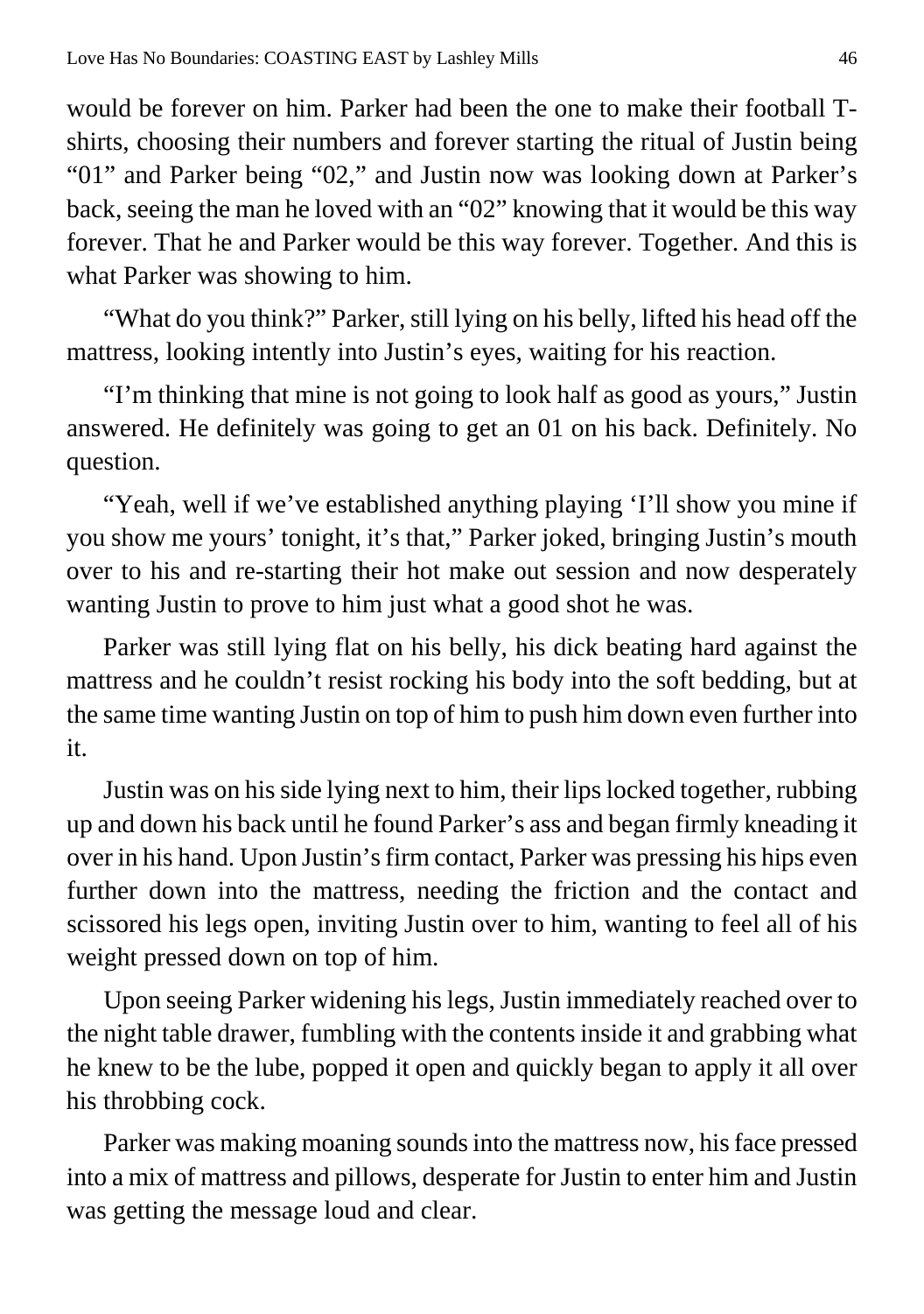would be forever on him. Parker had been the one to make their football T-shirts, choosing their numbers and forever starting the ritual of Justin being "01" and Parker being "02," and Justin now was looking down at Parker's back, seeing the man he loved with an "02" knowing that it would be this way forever. That he and Parker would be this way forever. Together. And this is what Parker was showing to him.

"What do you think?" Parker, still lying on his belly, lifted his head off the mattress, looking intently into Justin's eyes, waiting for his reaction.

"I'm thinking that mine is not going to look half as good as yours," Justin answered. He definitely was going to get an 01 on his back. Definitely. No question.

"Yeah, well if we've established anything playing 'I'll show you mine if you show me yours' tonight, it's that," Parker joked, bringing Justin's mouth over to his and re-starting their hot make out session and now desperately wanting Justin to prove to him just what a good shot he was.

Parker was still lying flat on his belly, his dick beating hard against the mattress and he couldn't resist rocking his body into the soft bedding, but at the same time wanting Justin on top of him to push him down even further into it.

Justin was on his side lying next to him, their lips locked together, rubbing up and down his back until he found Parker's ass and began firmly kneading it over in his hand. Upon Justin's firm contact, Parker was pressing his hips even further down into the mattress, needing the friction and the contact and scissored his legs open, inviting Justin over to him, wanting to feel all of his weight pressed down on top of him.

Upon seeing Parker widening his legs, Justin immediately reached over to the night table drawer, fumbling with the contents inside it and grabbing what he knew to be the lube, popped it open and quickly began to apply it all over his throbbing cock.

Parker was making moaning sounds into the mattress now, his face pressed into a mix of mattress and pillows, desperate for Justin to enter him and Justin was getting the message loud and clear.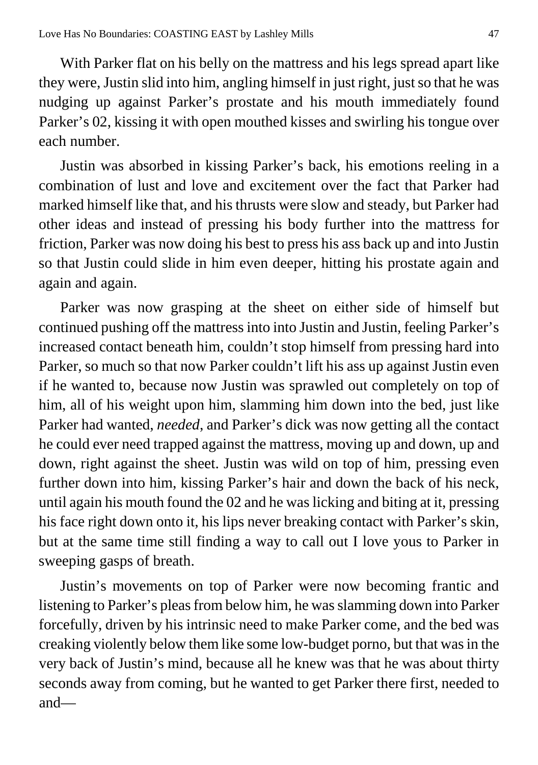With Parker flat on his belly on the mattress and his legs spread apart like they were, Justin slid into him, angling himself in just right, just so that he was nudging up against Parker's prostate and his mouth immediately found Parker's 02, kissing it with open mouthed kisses and swirling his tongue over each number.

Justin was absorbed in kissing Parker's back, his emotions reeling in a combination of lust and love and excitement over the fact that Parker had marked himself like that, and his thrusts were slow and steady, but Parker had other ideas and instead of pressing his body further into the mattress for friction, Parker was now doing his best to press his ass back up and into Justin so that Justin could slide in him even deeper, hitting his prostate again and again and again.

Parker was now grasping at the sheet on either side of himself but continued pushing off the mattress into into Justin and Justin, feeling Parker's increased contact beneath him, couldn't stop himself from pressing hard into Parker, so much so that now Parker couldn't lift his ass up against Justin even if he wanted to, because now Justin was sprawled out completely on top of him, all of his weight upon him, slamming him down into the bed, just like Parker had wanted, *needed*, and Parker's dick was now getting all the contact he could ever need trapped against the mattress, moving up and down, up and down, right against the sheet. Justin was wild on top of him, pressing even further down into him, kissing Parker's hair and down the back of his neck, until again his mouth found the 02 and he was licking and biting at it, pressing his face right down onto it, his lips never breaking contact with Parker's skin, but at the same time still finding a way to call out I love yous to Parker in sweeping gasps of breath.

Justin's movements on top of Parker were now becoming frantic and listening to Parker's pleas from below him, he was slamming down into Parker forcefully, driven by his intrinsic need to make Parker come, and the bed was creaking violently below them like some low-budget porno, but that was in the very back of Justin's mind, because all he knew was that he was about thirty seconds away from coming, but he wanted to get Parker there first, needed to and—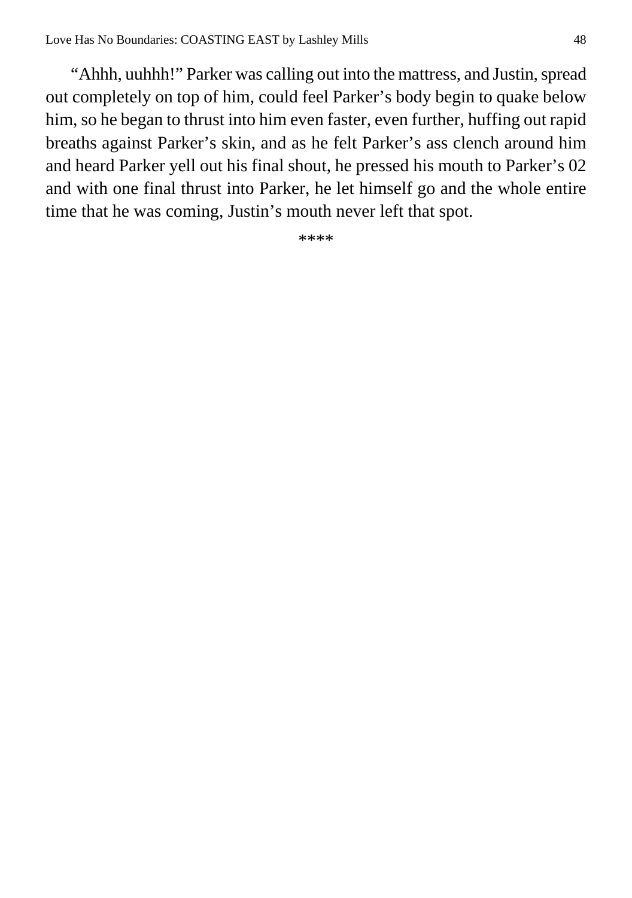“Ahhh, uuhhh!” Parker was calling out into the mattress, and Justin, spread out completely on top of him, could feel Parker’s body begin to quake below him, so he began to thrust into him even faster, even further, huffing out rapid breaths against Parker’s skin, and as he felt Parker’s ass clench around him and heard Parker yell out his final shout, he pressed his mouth to Parker’s 02 and with one final thrust into Parker, he let himself go and the whole entire time that he was coming, Justin’s mouth never left that spot.

****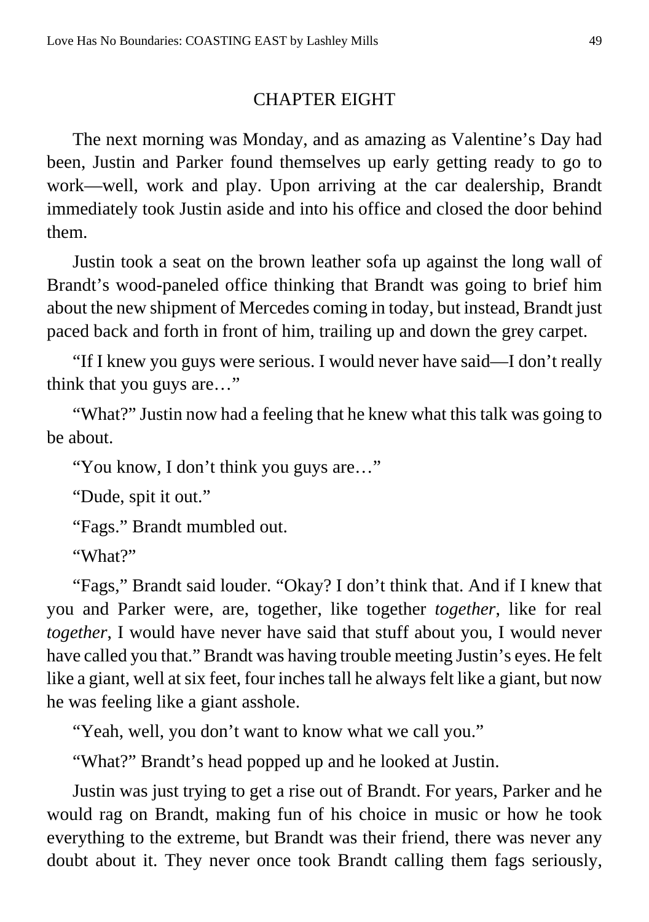## CHAPTER EIGHT

The next morning was Monday, and as amazing as Valentine's Day had been, Justin and Parker found themselves up early getting ready to go to work—well, work and play. Upon arriving at the car dealership, Brandt immediately took Justin aside and into his office and closed the door behind them.

Justin took a seat on the brown leather sofa up against the long wall of Brandt's wood-paneled office thinking that Brandt was going to brief him about the new shipment of Mercedes coming in today, but instead, Brandt just paced back and forth in front of him, trailing up and down the grey carpet.

"If I knew you guys were serious. I would never have said—I don't really think that you guys are…"

"What?" Justin now had a feeling that he knew what this talk was going to be about.

"You know, I don't think you guys are…"

"Dude, spit it out."

"Fags." Brandt mumbled out.

"What?"

"Fags," Brandt said louder. "Okay? I don't think that. And if I knew that you and Parker were, are, together, like together *together*, like for real *together*, I would have never have said that stuff about you, I would never have called you that." Brandt was having trouble meeting Justin's eyes. He felt like a giant, well at six feet, four inches tall he always felt like a giant, but now he was feeling like a giant asshole.

"Yeah, well, you don't want to know what we call you."

"What?" Brandt's head popped up and he looked at Justin.

Justin was just trying to get a rise out of Brandt. For years, Parker and he would rag on Brandt, making fun of his choice in music or how he took everything to the extreme, but Brandt was their friend, there was never any doubt about it. They never once took Brandt calling them fags seriously,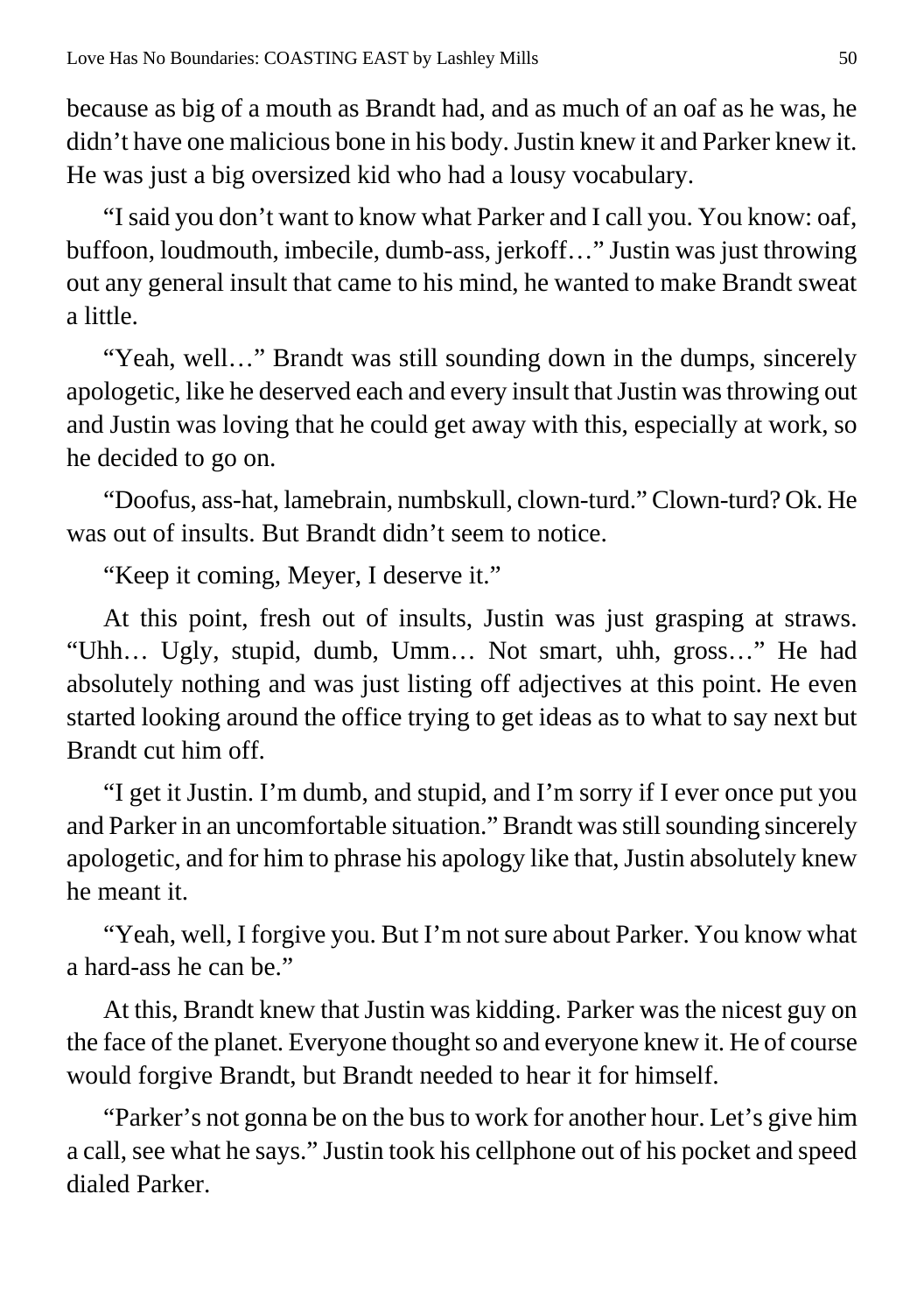because as big of a mouth as Brandt had, and as much of an oaf as he was, he didn't have one malicious bone in his body. Justin knew it and Parker knew it. He was just a big oversized kid who had a lousy vocabulary.

"I said you don't want to know what Parker and I call you. You know: oaf, buffoon, loudmouth, imbecile, dumb-ass, jerkoff…" Justin was just throwing out any general insult that came to his mind, he wanted to make Brandt sweat a little.

"Yeah, well…" Brandt was still sounding down in the dumps, sincerely apologetic, like he deserved each and every insult that Justin was throwing out and Justin was loving that he could get away with this, especially at work, so he decided to go on.

"Doofus, ass-hat, lamebrain, numbskull, clown-turd." Clown-turd? Ok. He was out of insults. But Brandt didn't seem to notice.

"Keep it coming, Meyer, I deserve it."

At this point, fresh out of insults, Justin was just grasping at straws. "Uhh… Ugly, stupid, dumb, Umm… Not smart, uhh, gross…" He had absolutely nothing and was just listing off adjectives at this point. He even started looking around the office trying to get ideas as to what to say next but Brandt cut him off.

"I get it Justin. I'm dumb, and stupid, and I'm sorry if I ever once put you and Parker in an uncomfortable situation." Brandt was still sounding sincerely apologetic, and for him to phrase his apology like that, Justin absolutely knew he meant it.

"Yeah, well, I forgive you. But I'm not sure about Parker. You know what a hard-ass he can be."

At this, Brandt knew that Justin was kidding. Parker was the nicest guy on the face of the planet. Everyone thought so and everyone knew it. He of course would forgive Brandt, but Brandt needed to hear it for himself.

"Parker's not gonna be on the bus to work for another hour. Let's give him a call, see what he says." Justin took his cellphone out of his pocket and speed dialed Parker.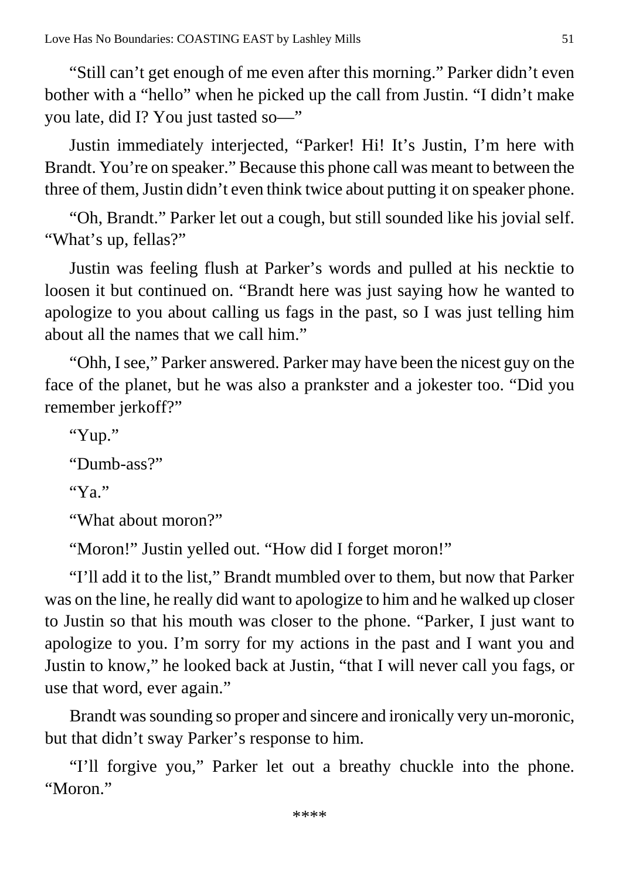"Still can't get enough of me even after this morning." Parker didn't even bother with a "hello" when he picked up the call from Justin. "I didn't make you late, did I? You just tasted so—"

Justin immediately interjected, "Parker! Hi! It's Justin, I'm here with Brandt. You're on speaker." Because this phone call was meant to between the three of them, Justin didn't even think twice about putting it on speaker phone.

"Oh, Brandt." Parker let out a cough, but still sounded like his jovial self. "What's up, fellas?"

Justin was feeling flush at Parker's words and pulled at his necktie to loosen it but continued on. "Brandt here was just saying how he wanted to apologize to you about calling us fags in the past, so I was just telling him about all the names that we call him."

"Ohh, I see," Parker answered. Parker may have been the nicest guy on the face of the planet, but he was also a prankster and a jokester too. "Did you remember jerkoff?"

"Yup."

"Dumb-ass?"

"Ya."

"What about moron?"

"Moron!" Justin yelled out. "How did I forget moron!"

"I'll add it to the list," Brandt mumbled over to them, but now that Parker was on the line, he really did want to apologize to him and he walked up closer to Justin so that his mouth was closer to the phone. "Parker, I just want to apologize to you. I'm sorry for my actions in the past and I want you and Justin to know," he looked back at Justin, "that I will never call you fags, or use that word, ever again."

Brandt was sounding so proper and sincere and ironically very un-moronic, but that didn't sway Parker's response to him.

"I'll forgive you," Parker let out a breathy chuckle into the phone. "Moron."

****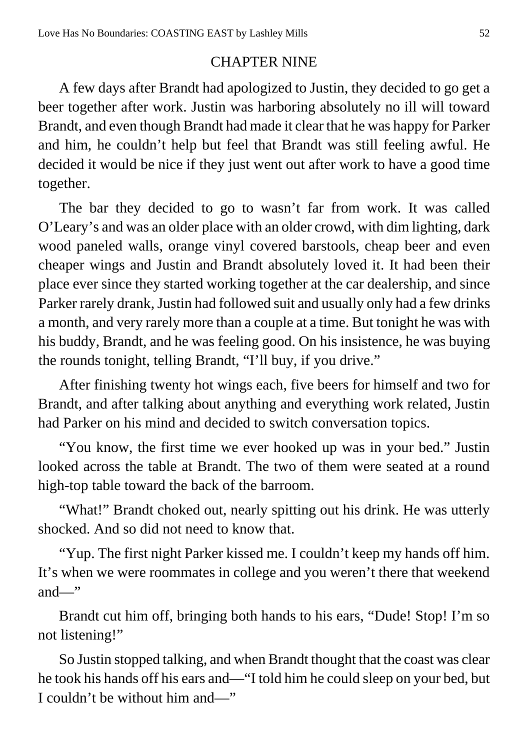# CHAPTER NINE

A few days after Brandt had apologized to Justin, they decided to go get a beer together after work. Justin was harboring absolutely no ill will toward Brandt, and even though Brandt had made it clear that he was happy for Parker and him, he couldn't help but feel that Brandt was still feeling awful. He decided it would be nice if they just went out after work to have a good time together.

The bar they decided to go to wasn't far from work. It was called O'Leary's and was an older place with an older crowd, with dim lighting, dark wood paneled walls, orange vinyl covered barstools, cheap beer and even cheaper wings and Justin and Brandt absolutely loved it. It had been their place ever since they started working together at the car dealership, and since Parker rarely drank, Justin had followed suit and usually only had a few drinks a month, and very rarely more than a couple at a time. But tonight he was with his buddy, Brandt, and he was feeling good. On his insistence, he was buying the rounds tonight, telling Brandt, "I'll buy, if you drive."

After finishing twenty hot wings each, five beers for himself and two for Brandt, and after talking about anything and everything work related, Justin had Parker on his mind and decided to switch conversation topics.

"You know, the first time we ever hooked up was in your bed." Justin looked across the table at Brandt. The two of them were seated at a round high-top table toward the back of the barroom.

"What!" Brandt choked out, nearly spitting out his drink. He was utterly shocked. And so did not need to know that.

"Yup. The first night Parker kissed me. I couldn't keep my hands off him. It's when we were roommates in college and you weren't there that weekend and—"

Brandt cut him off, bringing both hands to his ears, "Dude! Stop! I'm so not listening!"

So Justin stopped talking, and when Brandt thought that the coast was clear he took his hands off his ears and—"I told him he could sleep on your bed, but I couldn't be without him and—"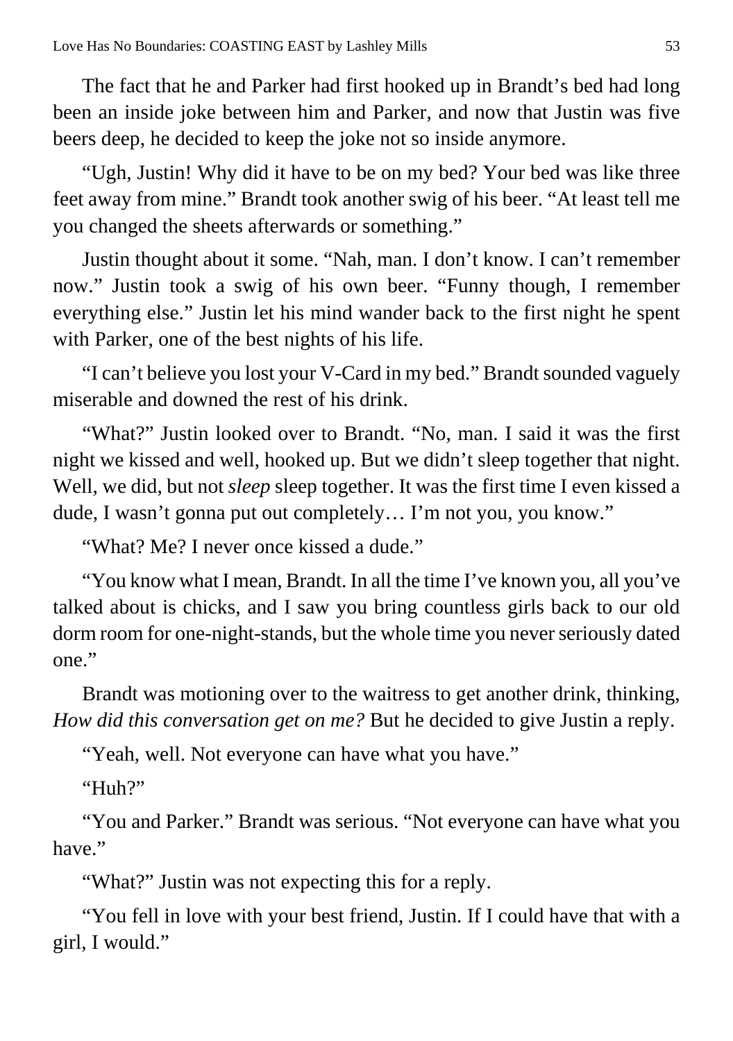The fact that he and Parker had first hooked up in Brandt's bed had long been an inside joke between him and Parker, and now that Justin was five beers deep, he decided to keep the joke not so inside anymore.

"Ugh, Justin! Why did it have to be on my bed? Your bed was like three feet away from mine." Brandt took another swig of his beer. "At least tell me you changed the sheets afterwards or something."

Justin thought about it some. "Nah, man. I don't know. I can't remember now." Justin took a swig of his own beer. "Funny though, I remember everything else." Justin let his mind wander back to the first night he spent with Parker, one of the best nights of his life.

"I can't believe you lost your V-Card in my bed." Brandt sounded vaguely miserable and downed the rest of his drink.

"What?" Justin looked over to Brandt. "No, man. I said it was the first night we kissed and well, hooked up. But we didn't sleep together that night. Well, we did, but not *sleep* sleep together. It was the first time I even kissed a dude, I wasn't gonna put out completely… I'm not you, you know."

"What? Me? I never once kissed a dude."

"You know what I mean, Brandt. In all the time I've known you, all you've talked about is chicks, and I saw you bring countless girls back to our old dorm room for one-night-stands, but the whole time you never seriously dated one."

Brandt was motioning over to the waitress to get another drink, thinking, *How did this conversation get on me?* But he decided to give Justin a reply.

"Yeah, well. Not everyone can have what you have."

"Huh?"

"You and Parker." Brandt was serious. "Not everyone can have what you have."

"What?" Justin was not expecting this for a reply.

"You fell in love with your best friend, Justin. If I could have that with a girl, I would."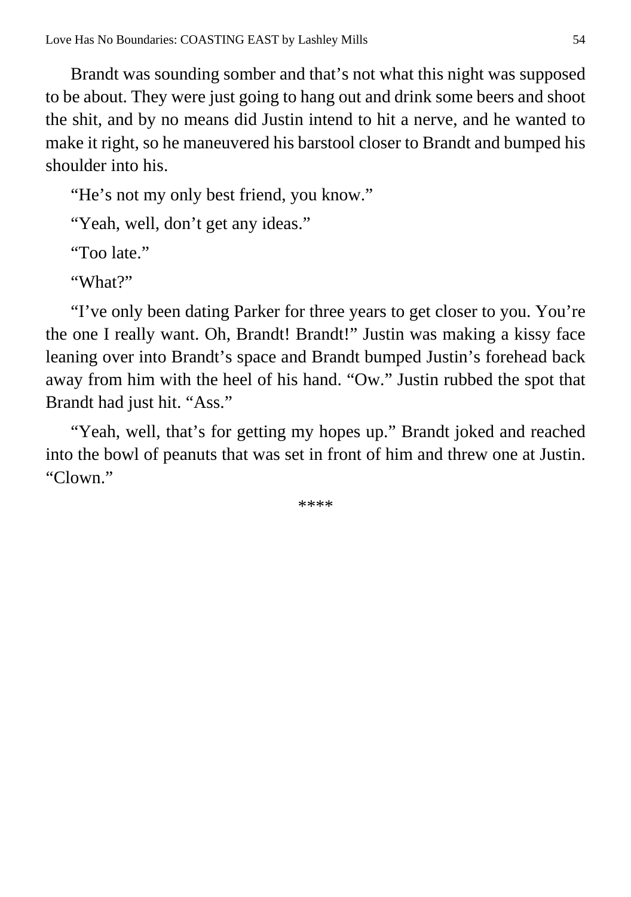Brandt was sounding somber and that's not what this night was supposed to be about. They were just going to hang out and drink some beers and shoot the shit, and by no means did Justin intend to hit a nerve, and he wanted to make it right, so he maneuvered his barstool closer to Brandt and bumped his shoulder into his.

"He's not my only best friend, you know."

"Yeah, well, don't get any ideas."

"Too late."

"What?"

"I've only been dating Parker for three years to get closer to you. You're the one I really want. Oh, Brandt! Brandt!" Justin was making a kissy face leaning over into Brandt's space and Brandt bumped Justin's forehead back away from him with the heel of his hand. "Ow." Justin rubbed the spot that Brandt had just hit. "Ass."

"Yeah, well, that's for getting my hopes up." Brandt joked and reached into the bowl of peanuts that was set in front of him and threw one at Justin. "Clown."

****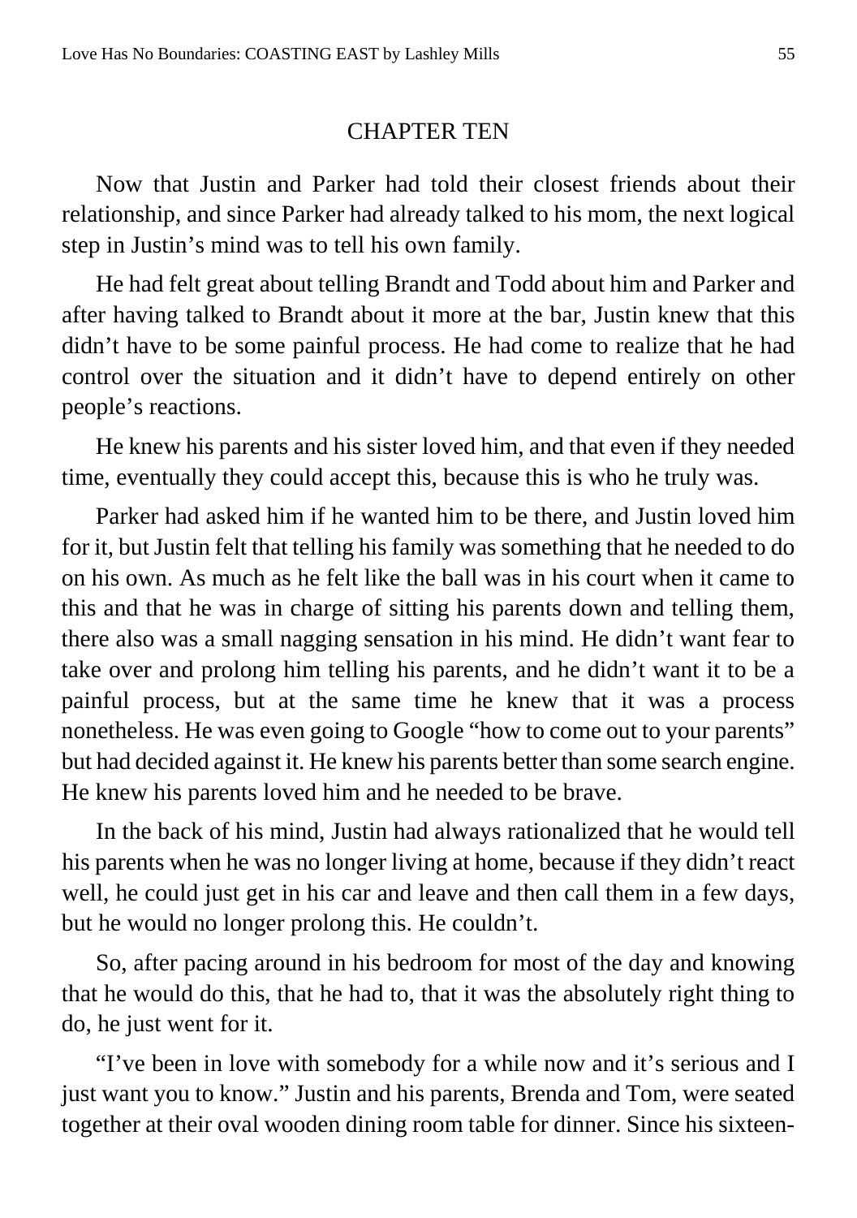# CHAPTER TEN

Now that Justin and Parker had told their closest friends about their relationship, and since Parker had already talked to his mom, the next logical step in Justin's mind was to tell his own family.

He had felt great about telling Brandt and Todd about him and Parker and after having talked to Brandt about it more at the bar, Justin knew that this didn't have to be some painful process. He had come to realize that he had control over the situation and it didn't have to depend entirely on other people's reactions.

He knew his parents and his sister loved him, and that even if they needed time, eventually they could accept this, because this is who he truly was.

Parker had asked him if he wanted him to be there, and Justin loved him for it, but Justin felt that telling his family was something that he needed to do on his own. As much as he felt like the ball was in his court when it came to this and that he was in charge of sitting his parents down and telling them, there also was a small nagging sensation in his mind. He didn't want fear to take over and prolong him telling his parents, and he didn't want it to be a painful process, but at the same time he knew that it was a process nonetheless. He was even going to Google "how to come out to your parents" but had decided against it. He knew his parents better than some search engine. He knew his parents loved him and he needed to be brave.

In the back of his mind, Justin had always rationalized that he would tell his parents when he was no longer living at home, because if they didn't react well, he could just get in his car and leave and then call them in a few days, but he would no longer prolong this. He couldn't.

So, after pacing around in his bedroom for most of the day and knowing that he would do this, that he had to, that it was the absolutely right thing to do, he just went for it.

"I've been in love with somebody for a while now and it's serious and I just want you to know." Justin and his parents, Brenda and Tom, were seated together at their oval wooden dining room table for dinner. Since his sixteen-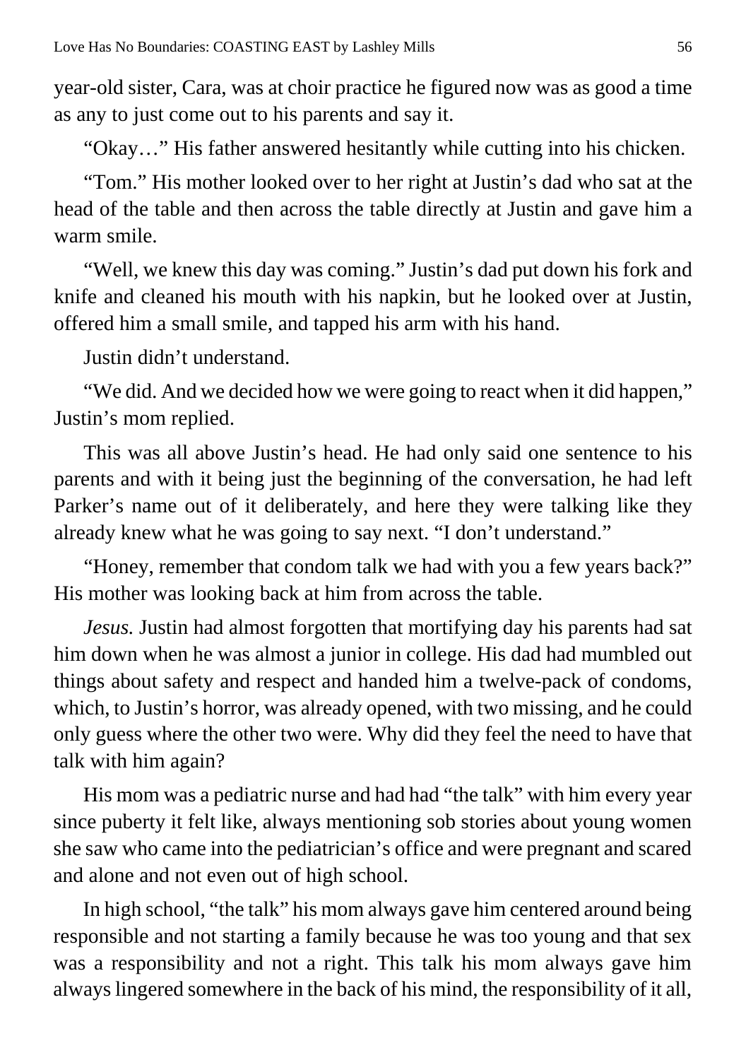year-old sister, Cara, was at choir practice he figured now was as good a time as any to just come out to his parents and say it.

"Okay…" His father answered hesitantly while cutting into his chicken.

"Tom." His mother looked over to her right at Justin's dad who sat at the head of the table and then across the table directly at Justin and gave him a warm smile.

"Well, we knew this day was coming." Justin's dad put down his fork and knife and cleaned his mouth with his napkin, but he looked over at Justin, offered him a small smile, and tapped his arm with his hand.

Justin didn't understand.

"We did. And we decided how we were going to react when it did happen," Justin's mom replied.

This was all above Justin's head. He had only said one sentence to his parents and with it being just the beginning of the conversation, he had left Parker's name out of it deliberately, and here they were talking like they already knew what he was going to say next. "I don't understand."

"Honey, remember that condom talk we had with you a few years back?" His mother was looking back at him from across the table.

*Jesus.* Justin had almost forgotten that mortifying day his parents had sat him down when he was almost a junior in college. His dad had mumbled out things about safety and respect and handed him a twelve-pack of condoms, which, to Justin's horror, was already opened, with two missing, and he could only guess where the other two were. Why did they feel the need to have that talk with him again?

His mom was a pediatric nurse and had had "the talk" with him every year since puberty it felt like, always mentioning sob stories about young women she saw who came into the pediatrician's office and were pregnant and scared and alone and not even out of high school.

In high school, "the talk" his mom always gave him centered around being responsible and not starting a family because he was too young and that sex was a responsibility and not a right. This talk his mom always gave him always lingered somewhere in the back of his mind, the responsibility of it all,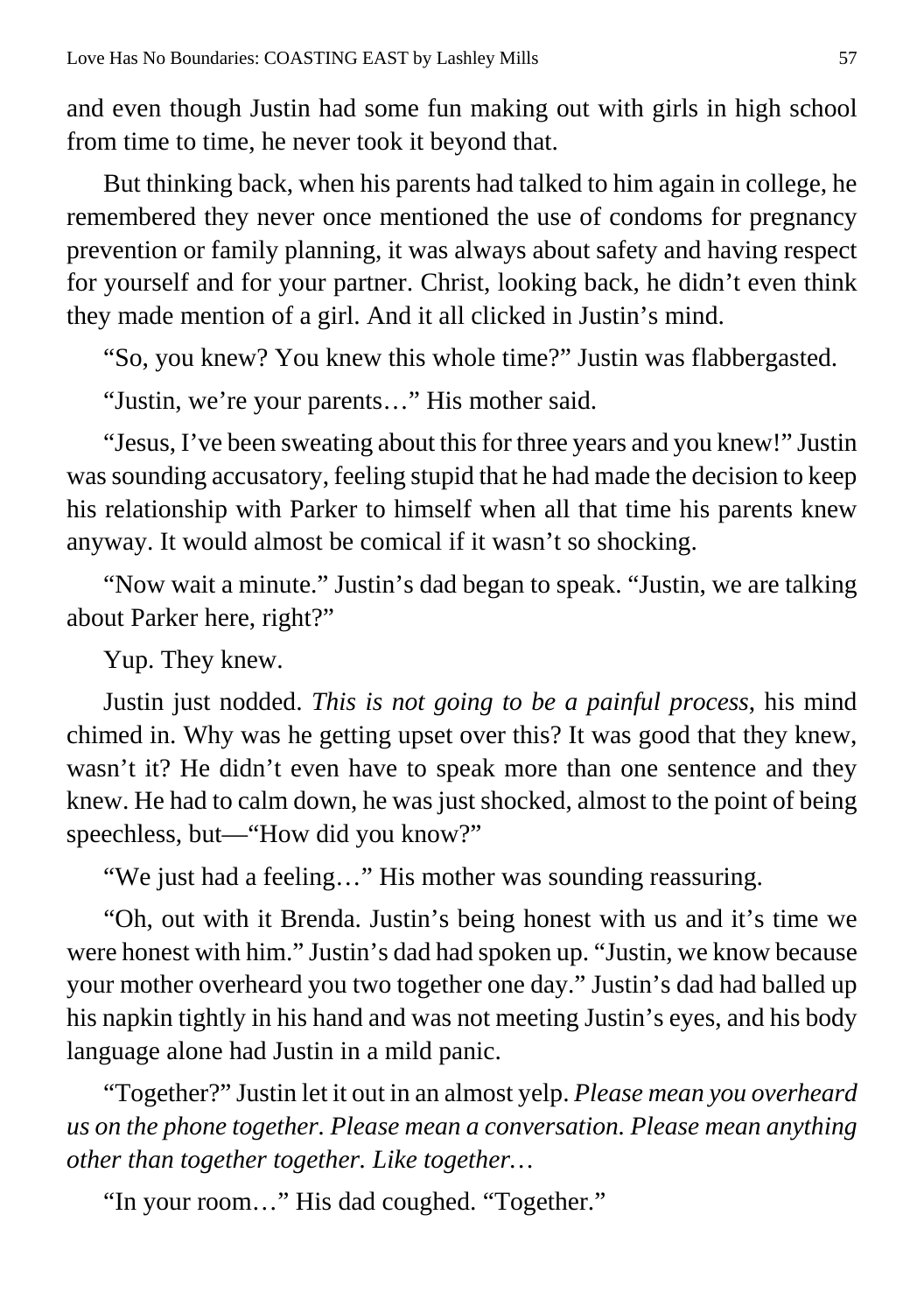and even though Justin had some fun making out with girls in high school from time to time, he never took it beyond that.

But thinking back, when his parents had talked to him again in college, he remembered they never once mentioned the use of condoms for pregnancy prevention or family planning, it was always about safety and having respect for yourself and for your partner. Christ, looking back, he didn't even think they made mention of a girl. And it all clicked in Justin's mind.

"So, you knew? You knew this whole time?" Justin was flabbergasted.

"Justin, we're your parents…" His mother said.

"Jesus, I've been sweating about this for three years and you knew!" Justin was sounding accusatory, feeling stupid that he had made the decision to keep his relationship with Parker to himself when all that time his parents knew anyway. It would almost be comical if it wasn't so shocking.

"Now wait a minute." Justin's dad began to speak. "Justin, we are talking about Parker here, right?"

Yup. They knew.

Justin just nodded. *This is not going to be a painful process*, his mind chimed in. Why was he getting upset over this? It was good that they knew, wasn't it? He didn't even have to speak more than one sentence and they knew. He had to calm down, he was just shocked, almost to the point of being speechless, but—"How did you know?"

"We just had a feeling…" His mother was sounding reassuring.

"Oh, out with it Brenda. Justin's being honest with us and it's time we were honest with him." Justin's dad had spoken up. "Justin, we know because your mother overheard you two together one day." Justin's dad had balled up his napkin tightly in his hand and was not meeting Justin's eyes, and his body language alone had Justin in a mild panic.

"Together?" Justin let it out in an almost yelp. *Please mean you overheard us on the phone together. Please mean a conversation. Please mean anything other than together together. Like together…*

"In your room…" His dad coughed. "Together."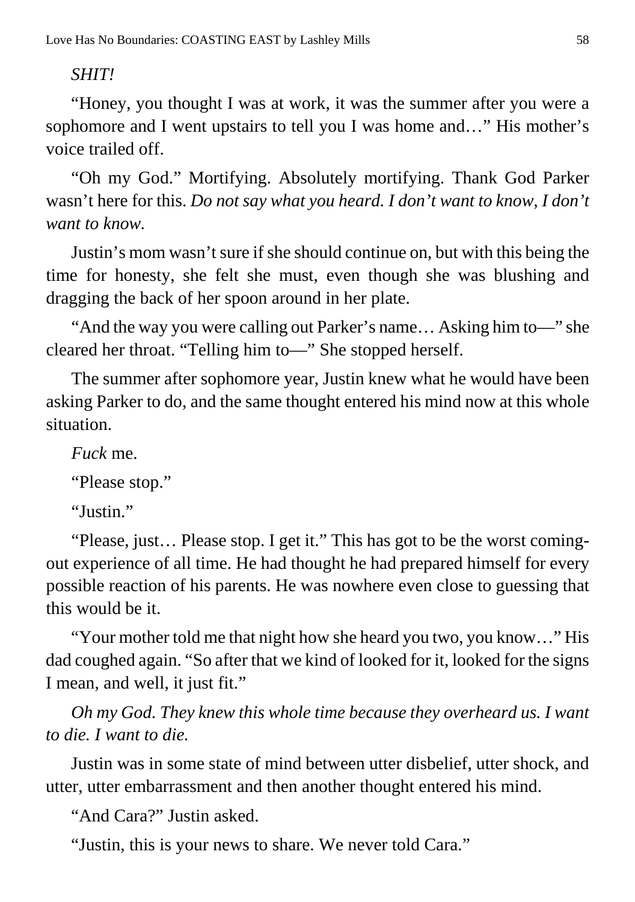*SHIT!*

"Honey, you thought I was at work, it was the summer after you were a sophomore and I went upstairs to tell you I was home and…" His mother's voice trailed off.

"Oh my God." Mortifying. Absolutely mortifying. Thank God Parker wasn't here for this. *Do not say what you heard. I don't want to know, I don't want to know.*

Justin's mom wasn't sure if she should continue on, but with this being the time for honesty, she felt she must, even though she was blushing and dragging the back of her spoon around in her plate.

"And the way you were calling out Parker's name… Asking him to—" she cleared her throat. "Telling him to—" She stopped herself.

The summer after sophomore year, Justin knew what he would have been asking Parker to do, and the same thought entered his mind now at this whole situation.

*Fuck* me.

"Please stop."

"Justin."

"Please, just… Please stop. I get it." This has got to be the worst coming-out experience of all time. He had thought he had prepared himself for every possible reaction of his parents. He was nowhere even close to guessing that this would be it.

"Your mother told me that night how she heard you two, you know…" His dad coughed again. "So after that we kind of looked for it, looked for the signs I mean, and well, it just fit."

*Oh my God. They knew this whole time because they overheard us. I want to die. I want to die.*

Justin was in some state of mind between utter disbelief, utter shock, and utter, utter embarrassment and then another thought entered his mind.

"And Cara?" Justin asked.

"Justin, this is your news to share. We never told Cara."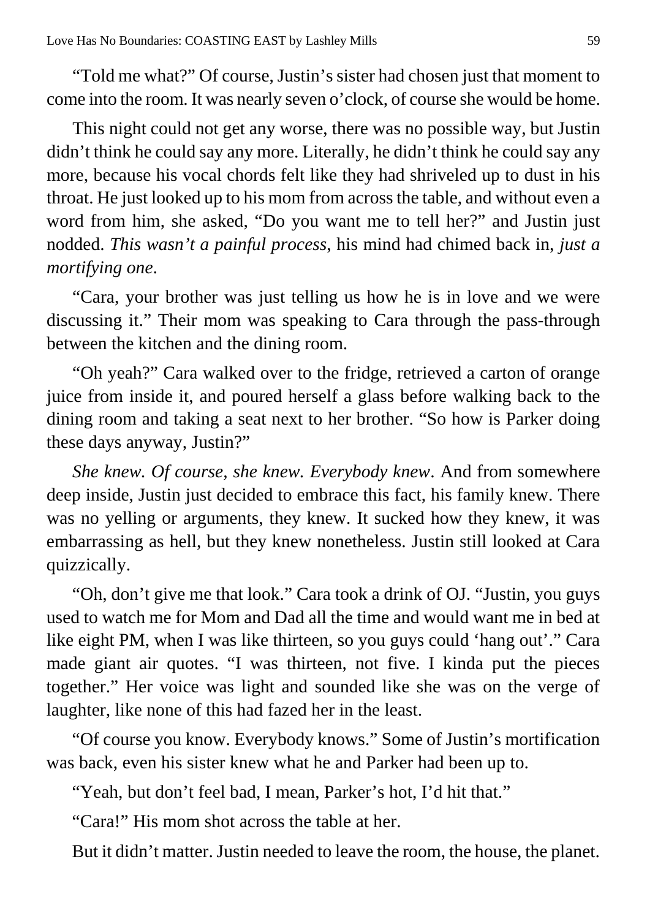"Told me what?" Of course, Justin's sister had chosen just that moment to come into the room. It was nearly seven o'clock, of course she would be home.

This night could not get any worse, there was no possible way, but Justin didn't think he could say any more. Literally, he didn't think he could say any more, because his vocal chords felt like they had shriveled up to dust in his throat. He just looked up to his mom from across the table, and without even a word from him, she asked, "Do you want me to tell her?" and Justin just nodded. *This wasn't a painful process*, his mind had chimed back in, *just a mortifying one*.

"Cara, your brother was just telling us how he is in love and we were discussing it." Their mom was speaking to Cara through the pass-through between the kitchen and the dining room.

"Oh yeah?" Cara walked over to the fridge, retrieved a carton of orange juice from inside it, and poured herself a glass before walking back to the dining room and taking a seat next to her brother. "So how is Parker doing these days anyway, Justin?"

*She knew. Of course, she knew. Everybody knew*. And from somewhere deep inside, Justin just decided to embrace this fact, his family knew. There was no yelling or arguments, they knew. It sucked how they knew, it was embarrassing as hell, but they knew nonetheless. Justin still looked at Cara quizzically.

"Oh, don't give me that look." Cara took a drink of OJ. "Justin, you guys used to watch me for Mom and Dad all the time and would want me in bed at like eight PM, when I was like thirteen, so you guys could 'hang out'." Cara made giant air quotes. "I was thirteen, not five. I kinda put the pieces together." Her voice was light and sounded like she was on the verge of laughter, like none of this had fazed her in the least.

"Of course you know. Everybody knows." Some of Justin's mortification was back, even his sister knew what he and Parker had been up to.

"Yeah, but don't feel bad, I mean, Parker's hot, I'd hit that."

"Cara!" His mom shot across the table at her.

But it didn't matter. Justin needed to leave the room, the house, the planet.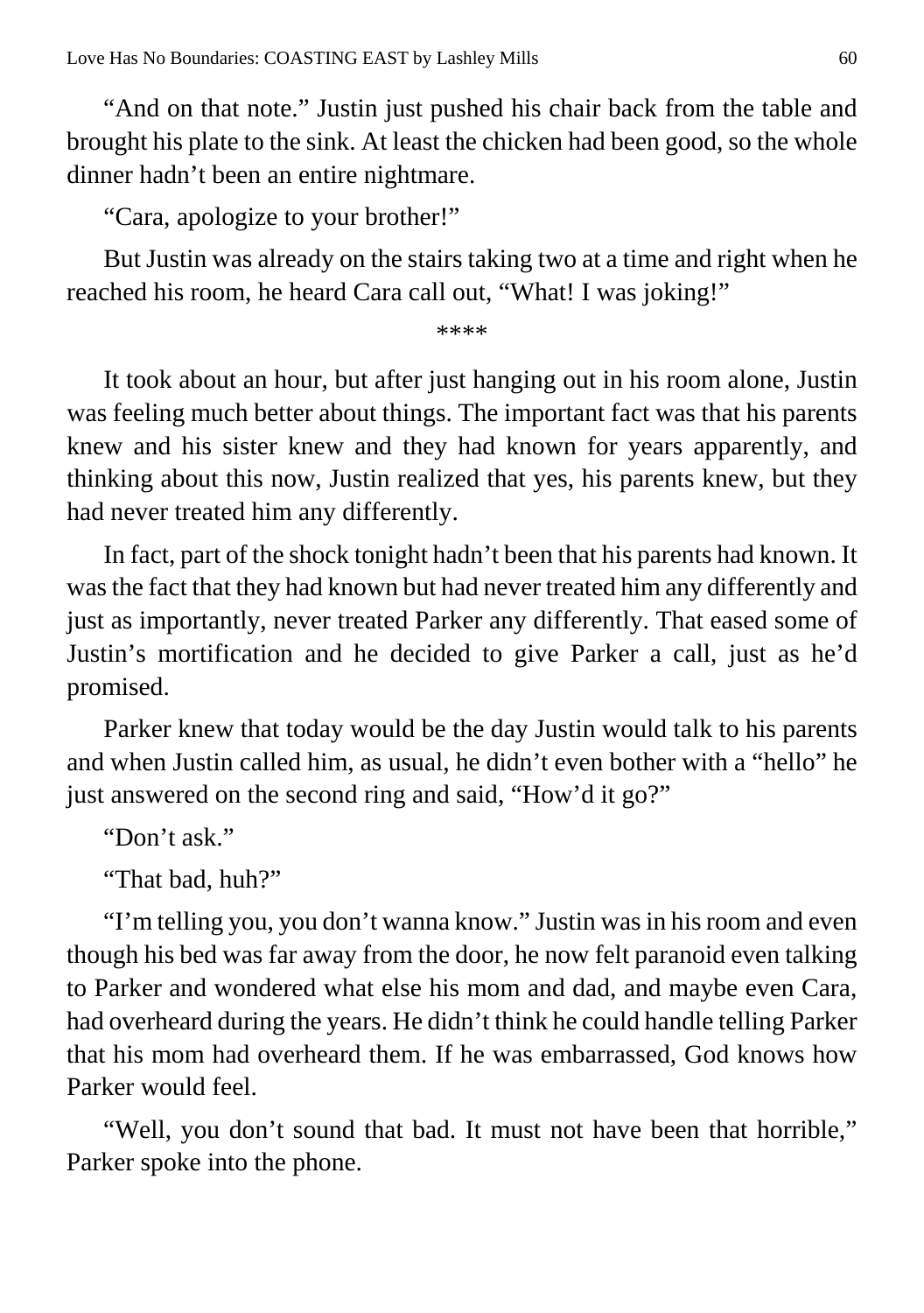"And on that note." Justin just pushed his chair back from the table and brought his plate to the sink. At least the chicken had been good, so the whole dinner hadn't been an entire nightmare.

"Cara, apologize to your brother!"

But Justin was already on the stairs taking two at a time and right when he reached his room, he heard Cara call out, "What! I was joking!"

****

It took about an hour, but after just hanging out in his room alone, Justin was feeling much better about things. The important fact was that his parents knew and his sister knew and they had known for years apparently, and thinking about this now, Justin realized that yes, his parents knew, but they had never treated him any differently.

In fact, part of the shock tonight hadn't been that his parents had known. It was the fact that they had known but had never treated him any differently and just as importantly, never treated Parker any differently. That eased some of Justin's mortification and he decided to give Parker a call, just as he'd promised.

Parker knew that today would be the day Justin would talk to his parents and when Justin called him, as usual, he didn't even bother with a "hello" he just answered on the second ring and said, "How'd it go?"

"Don't ask."

"That bad, huh?"

"I'm telling you, you don't wanna know." Justin was in his room and even though his bed was far away from the door, he now felt paranoid even talking to Parker and wondered what else his mom and dad, and maybe even Cara, had overheard during the years. He didn't think he could handle telling Parker that his mom had overheard them. If he was embarrassed, God knows how Parker would feel.

"Well, you don't sound that bad. It must not have been that horrible," Parker spoke into the phone.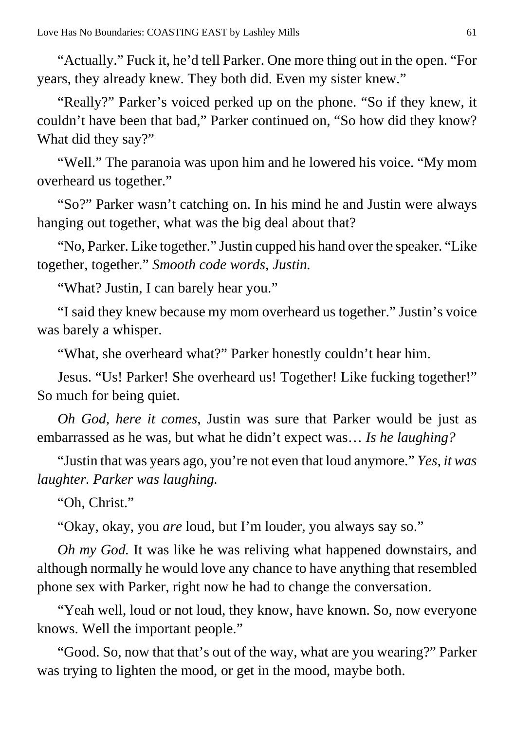"Actually." Fuck it, he'd tell Parker. One more thing out in the open. "For years, they already knew. They both did. Even my sister knew."

"Really?" Parker's voiced perked up on the phone. "So if they knew, it couldn't have been that bad," Parker continued on, "So how did they know? What did they say?"

"Well." The paranoia was upon him and he lowered his voice. "My mom overheard us together."

"So?" Parker wasn't catching on. In his mind he and Justin were always hanging out together, what was the big deal about that?

"No, Parker. Like together." Justin cupped his hand over the speaker. "Like together, together." *Smooth code words, Justin.*

"What? Justin, I can barely hear you."

"I said they knew because my mom overheard us together." Justin's voice was barely a whisper.

"What, she overheard what?" Parker honestly couldn't hear him.

Jesus. "Us! Parker! She overheard us! Together! Like fucking together!" So much for being quiet.

*Oh God, here it comes*, Justin was sure that Parker would be just as embarrassed as he was, but what he didn't expect was… *Is he laughing?*

"Justin that was years ago, you're not even that loud anymore." *Yes, it was laughter. Parker was laughing.*

"Oh, Christ."

"Okay, okay, you *are* loud, but I'm louder, you always say so."

*Oh my God.* It was like he was reliving what happened downstairs, and although normally he would love any chance to have anything that resembled phone sex with Parker, right now he had to change the conversation.

"Yeah well, loud or not loud, they know, have known. So, now everyone knows. Well the important people."

"Good. So, now that that's out of the way, what are you wearing?" Parker was trying to lighten the mood, or get in the mood, maybe both.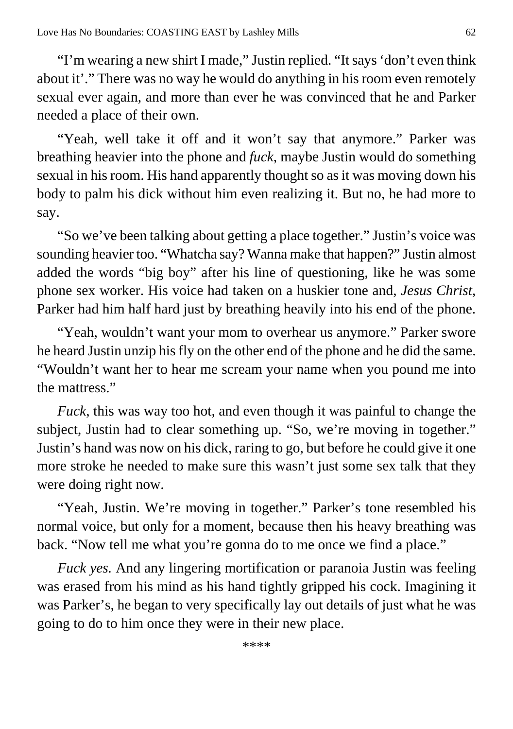"I'm wearing a new shirt I made," Justin replied. "It says 'don't even think about it'." There was no way he would do anything in his room even remotely sexual ever again, and more than ever he was convinced that he and Parker needed a place of their own.

"Yeah, well take it off and it won't say that anymore." Parker was breathing heavier into the phone and *fuck*, maybe Justin would do something sexual in his room. His hand apparently thought so as it was moving down his body to palm his dick without him even realizing it. But no, he had more to say.

"So we've been talking about getting a place together." Justin's voice was sounding heavier too. "Whatcha say? Wanna make that happen?" Justin almost added the words "big boy" after his line of questioning, like he was some phone sex worker. His voice had taken on a huskier tone and, *Jesus Christ*, Parker had him half hard just by breathing heavily into his end of the phone.

"Yeah, wouldn't want your mom to overhear us anymore." Parker swore he heard Justin unzip his fly on the other end of the phone and he did the same. "Wouldn't want her to hear me scream your name when you pound me into the mattress."

*Fuck*, this was way too hot, and even though it was painful to change the subject, Justin had to clear something up. "So, we're moving in together." Justin's hand was now on his dick, raring to go, but before he could give it one more stroke he needed to make sure this wasn't just some sex talk that they were doing right now.

"Yeah, Justin. We're moving in together." Parker's tone resembled his normal voice, but only for a moment, because then his heavy breathing was back. "Now tell me what you're gonna do to me once we find a place."

*Fuck yes.* And any lingering mortification or paranoia Justin was feeling was erased from his mind as his hand tightly gripped his cock. Imagining it was Parker's, he began to very specifically lay out details of just what he was going to do to him once they were in their new place.

****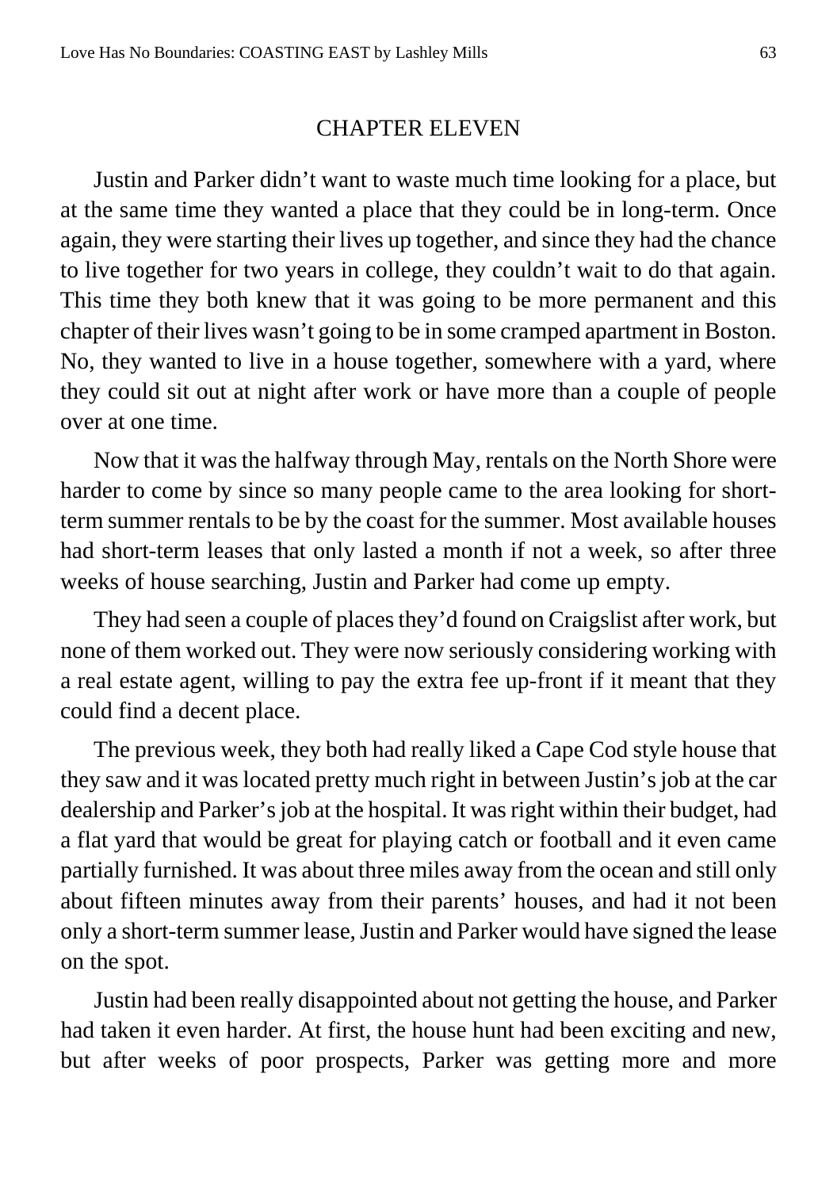# CHAPTER ELEVEN

Justin and Parker didn't want to waste much time looking for a place, but at the same time they wanted a place that they could be in long-term. Once again, they were starting their lives up together, and since they had the chance to live together for two years in college, they couldn't wait to do that again. This time they both knew that it was going to be more permanent and this chapter of their lives wasn't going to be in some cramped apartment in Boston. No, they wanted to live in a house together, somewhere with a yard, where they could sit out at night after work or have more than a couple of people over at one time.

Now that it was the halfway through May, rentals on the North Shore were harder to come by since so many people came to the area looking for short-term summer rentals to be by the coast for the summer. Most available houses had short-term leases that only lasted a month if not a week, so after three weeks of house searching, Justin and Parker had come up empty.

They had seen a couple of places they'd found on Craigslist after work, but none of them worked out. They were now seriously considering working with a real estate agent, willing to pay the extra fee up-front if it meant that they could find a decent place.

The previous week, they both had really liked a Cape Cod style house that they saw and it was located pretty much right in between Justin's job at the car dealership and Parker's job at the hospital. It was right within their budget, had a flat yard that would be great for playing catch or football and it even came partially furnished. It was about three miles away from the ocean and still only about fifteen minutes away from their parents' houses, and had it not been only a short-term summer lease, Justin and Parker would have signed the lease on the spot.

Justin had been really disappointed about not getting the house, and Parker had taken it even harder. At first, the house hunt had been exciting and new, but after weeks of poor prospects, Parker was getting more and more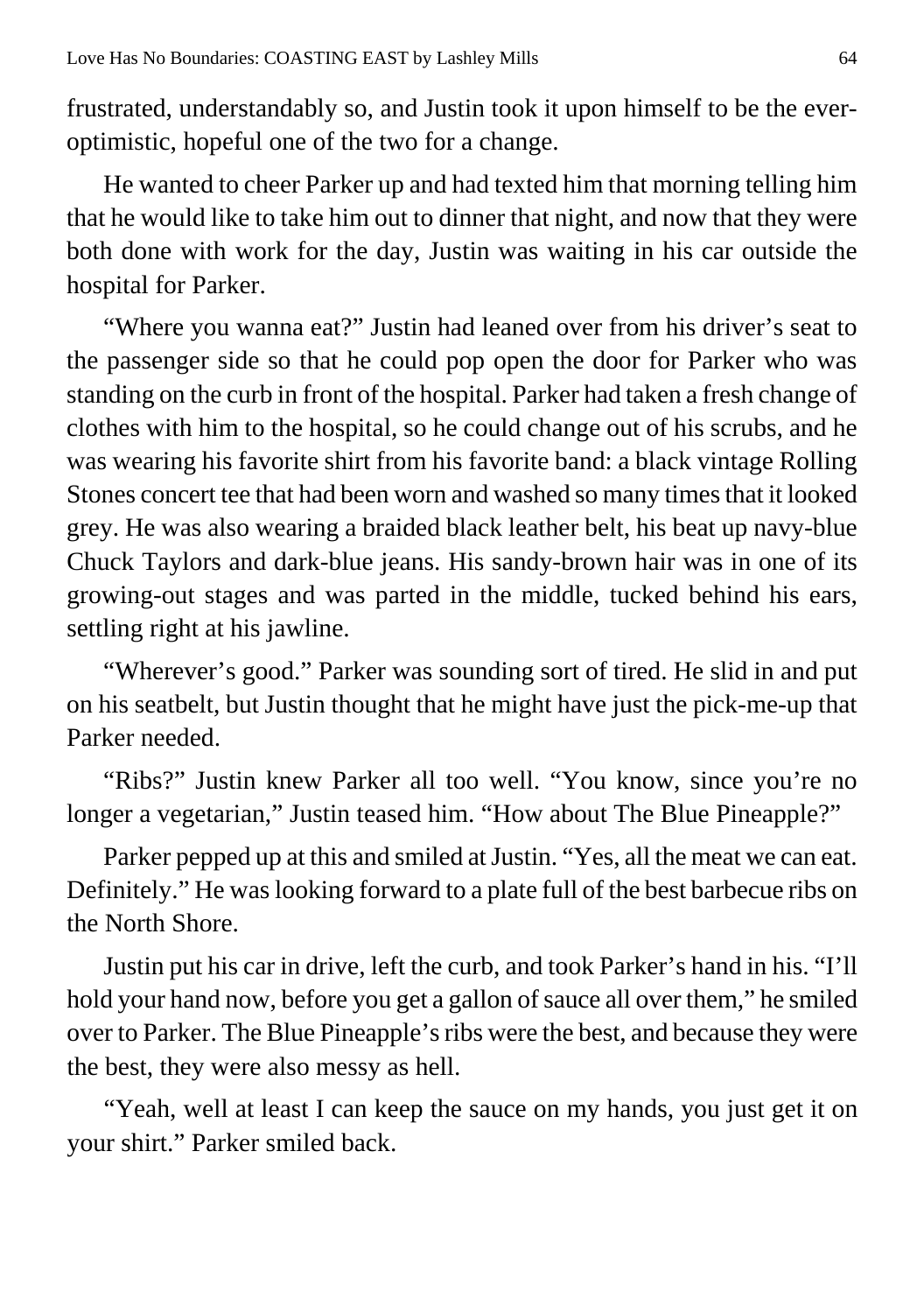frustrated, understandably so, and Justin took it upon himself to be the ever-optimistic, hopeful one of the two for a change.

He wanted to cheer Parker up and had texted him that morning telling him that he would like to take him out to dinner that night, and now that they were both done with work for the day, Justin was waiting in his car outside the hospital for Parker.

"Where you wanna eat?" Justin had leaned over from his driver's seat to the passenger side so that he could pop open the door for Parker who was standing on the curb in front of the hospital. Parker had taken a fresh change of clothes with him to the hospital, so he could change out of his scrubs, and he was wearing his favorite shirt from his favorite band: a black vintage Rolling Stones concert tee that had been worn and washed so many times that it looked grey. He was also wearing a braided black leather belt, his beat up navy-blue Chuck Taylors and dark-blue jeans. His sandy-brown hair was in one of its growing-out stages and was parted in the middle, tucked behind his ears, settling right at his jawline.

"Wherever's good." Parker was sounding sort of tired. He slid in and put on his seatbelt, but Justin thought that he might have just the pick-me-up that Parker needed.

"Ribs?" Justin knew Parker all too well. "You know, since you're no longer a vegetarian," Justin teased him. "How about The Blue Pineapple?"

Parker pepped up at this and smiled at Justin. "Yes, all the meat we can eat. Definitely." He was looking forward to a plate full of the best barbecue ribs on the North Shore.

Justin put his car in drive, left the curb, and took Parker's hand in his. "I'll hold your hand now, before you get a gallon of sauce all over them," he smiled over to Parker. The Blue Pineapple's ribs were the best, and because they were the best, they were also messy as hell.

"Yeah, well at least I can keep the sauce on my hands, you just get it on your shirt." Parker smiled back.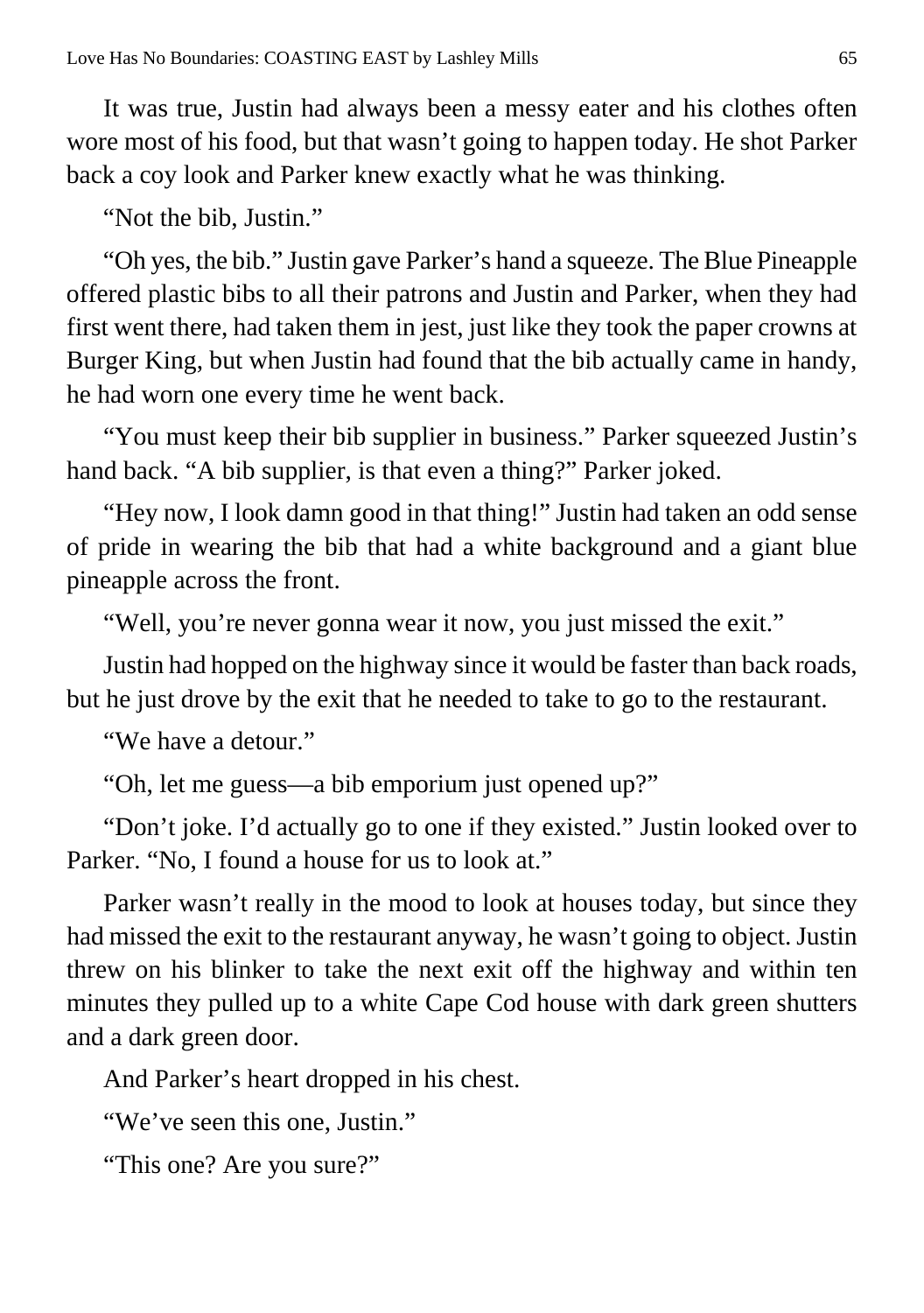It was true, Justin had always been a messy eater and his clothes often wore most of his food, but that wasn't going to happen today. He shot Parker back a coy look and Parker knew exactly what he was thinking.

"Not the bib, Justin."

"Oh yes, the bib." Justin gave Parker's hand a squeeze. The Blue Pineapple offered plastic bibs to all their patrons and Justin and Parker, when they had first went there, had taken them in jest, just like they took the paper crowns at Burger King, but when Justin had found that the bib actually came in handy, he had worn one every time he went back.

"You must keep their bib supplier in business." Parker squeezed Justin's hand back. "A bib supplier, is that even a thing?" Parker joked.

"Hey now, I look damn good in that thing!" Justin had taken an odd sense of pride in wearing the bib that had a white background and a giant blue pineapple across the front.

"Well, you're never gonna wear it now, you just missed the exit."

Justin had hopped on the highway since it would be faster than back roads, but he just drove by the exit that he needed to take to go to the restaurant.

"We have a detour."

"Oh, let me guess—a bib emporium just opened up?"

"Don't joke. I'd actually go to one if they existed." Justin looked over to Parker. "No, I found a house for us to look at."

Parker wasn't really in the mood to look at houses today, but since they had missed the exit to the restaurant anyway, he wasn't going to object. Justin threw on his blinker to take the next exit off the highway and within ten minutes they pulled up to a white Cape Cod house with dark green shutters and a dark green door.

And Parker's heart dropped in his chest.

"We've seen this one, Justin."

"This one? Are you sure?"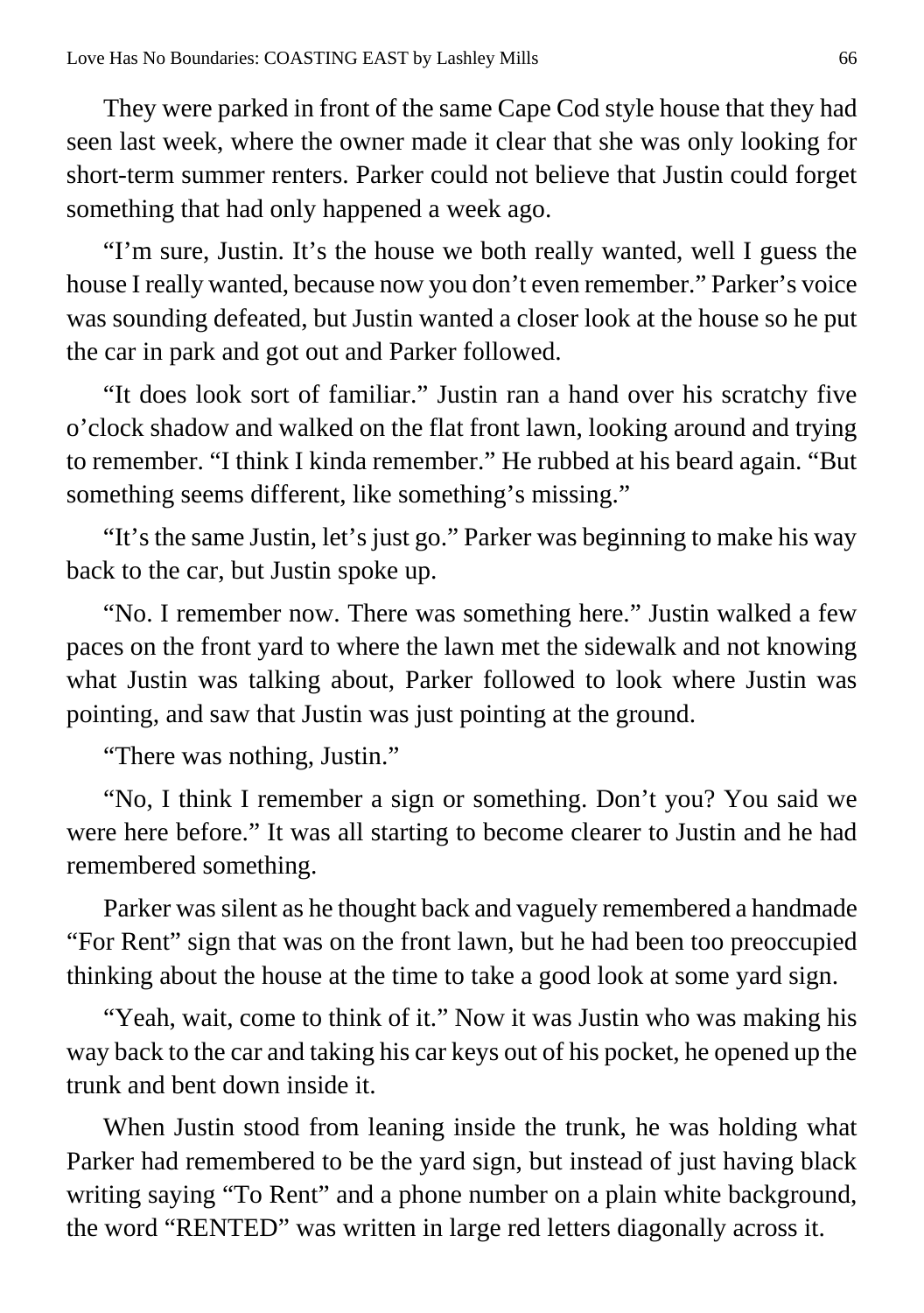They were parked in front of the same Cape Cod style house that they had seen last week, where the owner made it clear that she was only looking for short-term summer renters. Parker could not believe that Justin could forget something that had only happened a week ago.

"I'm sure, Justin. It's the house we both really wanted, well I guess the house I really wanted, because now you don't even remember." Parker's voice was sounding defeated, but Justin wanted a closer look at the house so he put the car in park and got out and Parker followed.

"It does look sort of familiar." Justin ran a hand over his scratchy five o'clock shadow and walked on the flat front lawn, looking around and trying to remember. "I think I kinda remember." He rubbed at his beard again. "But something seems different, like something's missing."

"It's the same Justin, let's just go." Parker was beginning to make his way back to the car, but Justin spoke up.

"No. I remember now. There was something here." Justin walked a few paces on the front yard to where the lawn met the sidewalk and not knowing what Justin was talking about, Parker followed to look where Justin was pointing, and saw that Justin was just pointing at the ground.

"There was nothing, Justin."

"No, I think I remember a sign or something. Don't you? You said we were here before." It was all starting to become clearer to Justin and he had remembered something.

Parker was silent as he thought back and vaguely remembered a handmade "For Rent" sign that was on the front lawn, but he had been too preoccupied thinking about the house at the time to take a good look at some yard sign.

"Yeah, wait, come to think of it." Now it was Justin who was making his way back to the car and taking his car keys out of his pocket, he opened up the trunk and bent down inside it.

When Justin stood from leaning inside the trunk, he was holding what Parker had remembered to be the yard sign, but instead of just having black writing saying "To Rent" and a phone number on a plain white background, the word "RENTED" was written in large red letters diagonally across it.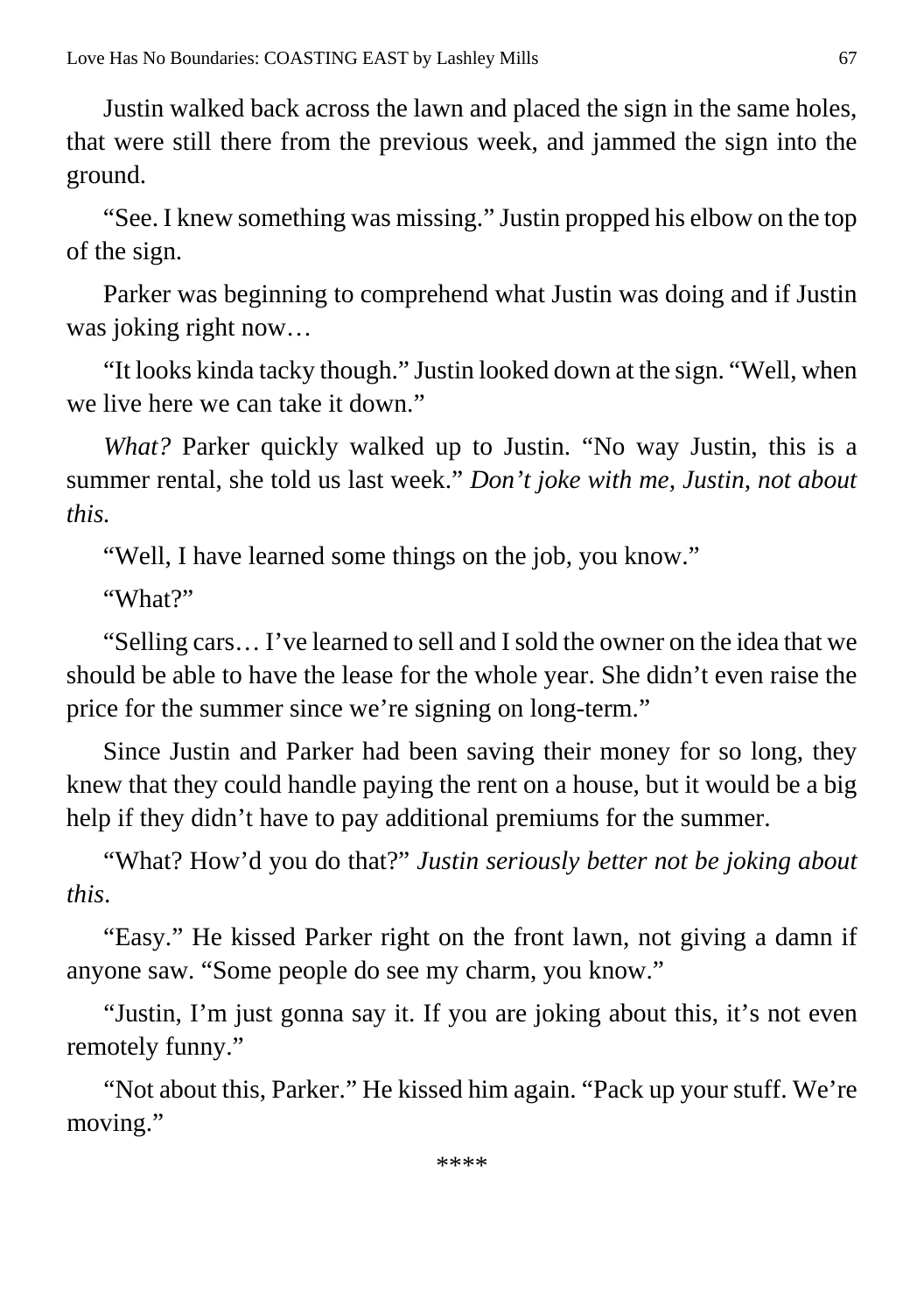Justin walked back across the lawn and placed the sign in the same holes, that were still there from the previous week, and jammed the sign into the ground.

"See. I knew something was missing." Justin propped his elbow on the top of the sign.

Parker was beginning to comprehend what Justin was doing and if Justin was joking right now…

"It looks kinda tacky though." Justin looked down at the sign. "Well, when we live here we can take it down."

*What?* Parker quickly walked up to Justin. "No way Justin, this is a summer rental, she told us last week." *Don't joke with me, Justin, not about this.*

"Well, I have learned some things on the job, you know."

"What?"

"Selling cars… I've learned to sell and I sold the owner on the idea that we should be able to have the lease for the whole year. She didn't even raise the price for the summer since we're signing on long-term."

Since Justin and Parker had been saving their money for so long, they knew that they could handle paying the rent on a house, but it would be a big help if they didn't have to pay additional premiums for the summer.

"What? How'd you do that?" *Justin seriously better not be joking about this*.

"Easy." He kissed Parker right on the front lawn, not giving a damn if anyone saw. "Some people do see my charm, you know."

"Justin, I'm just gonna say it. If you are joking about this, it's not even remotely funny."

"Not about this, Parker." He kissed him again. "Pack up your stuff. We're moving."

****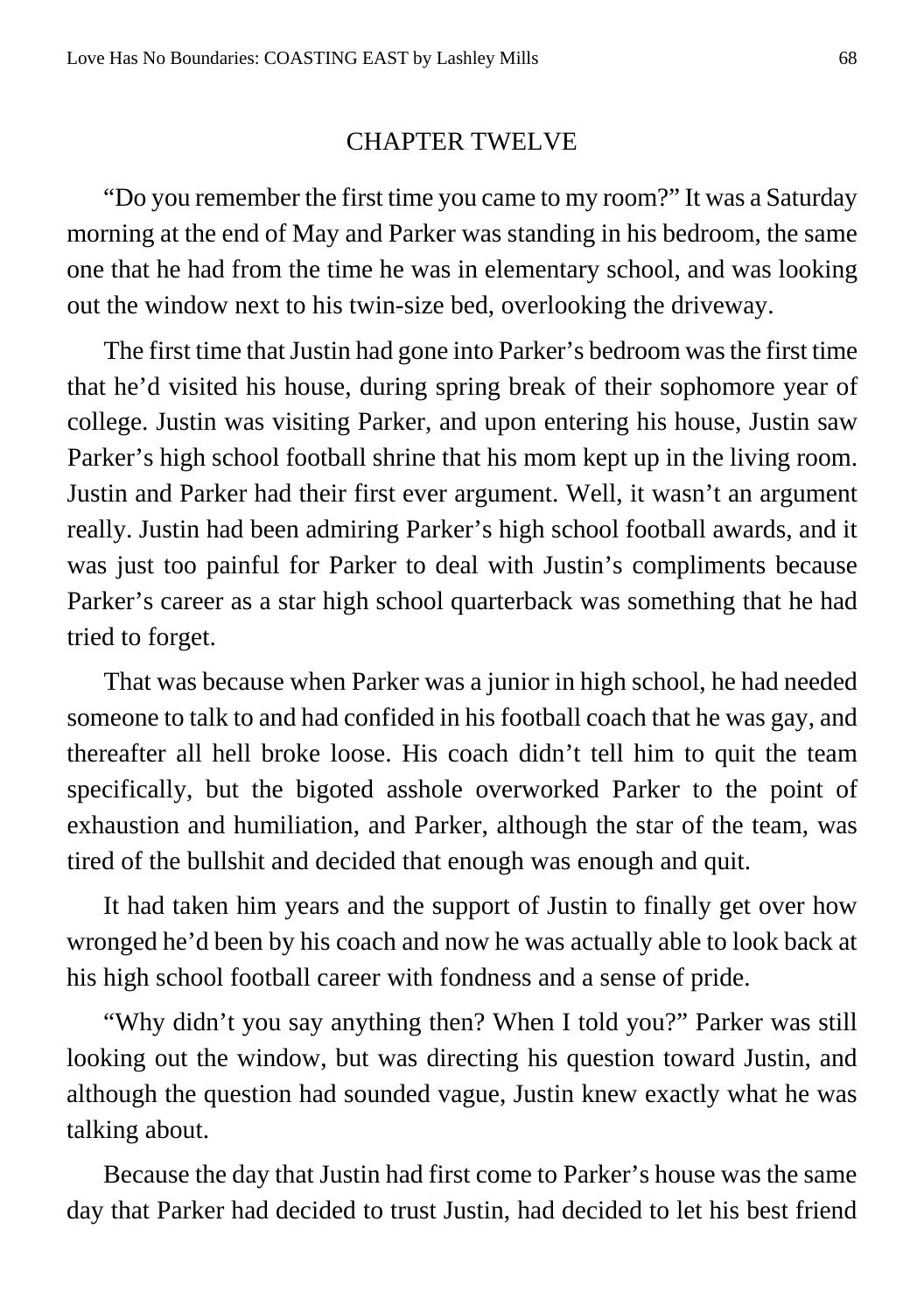## CHAPTER TWELVE

"Do you remember the first time you came to my room?" It was a Saturday morning at the end of May and Parker was standing in his bedroom, the same one that he had from the time he was in elementary school, and was looking out the window next to his twin-size bed, overlooking the driveway.

The first time that Justin had gone into Parker's bedroom was the first time that he'd visited his house, during spring break of their sophomore year of college. Justin was visiting Parker, and upon entering his house, Justin saw Parker's high school football shrine that his mom kept up in the living room. Justin and Parker had their first ever argument. Well, it wasn't an argument really. Justin had been admiring Parker's high school football awards, and it was just too painful for Parker to deal with Justin's compliments because Parker's career as a star high school quarterback was something that he had tried to forget.

That was because when Parker was a junior in high school, he had needed someone to talk to and had confided in his football coach that he was gay, and thereafter all hell broke loose. His coach didn't tell him to quit the team specifically, but the bigoted asshole overworked Parker to the point of exhaustion and humiliation, and Parker, although the star of the team, was tired of the bullshit and decided that enough was enough and quit.

It had taken him years and the support of Justin to finally get over how wronged he'd been by his coach and now he was actually able to look back at his high school football career with fondness and a sense of pride.

"Why didn't you say anything then? When I told you?" Parker was still looking out the window, but was directing his question toward Justin, and although the question had sounded vague, Justin knew exactly what he was talking about.

Because the day that Justin had first come to Parker's house was the same day that Parker had decided to trust Justin, had decided to let his best friend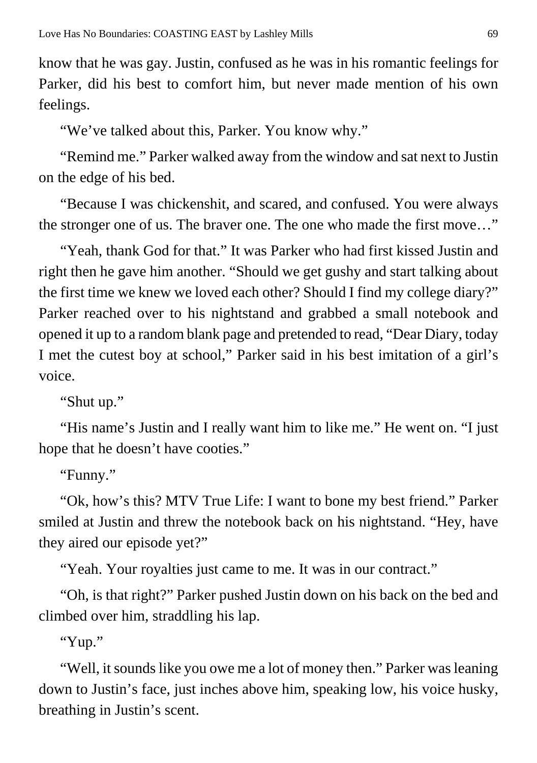know that he was gay. Justin, confused as he was in his romantic feelings for Parker, did his best to comfort him, but never made mention of his own feelings.

“We’ve talked about this, Parker. You know why.”

“Remind me.” Parker walked away from the window and sat next to Justin on the edge of his bed.

“Because I was chickenshit, and scared, and confused. You were always the stronger one of us. The braver one. The one who made the first move…”

“Yeah, thank God for that.” It was Parker who had first kissed Justin and right then he gave him another. “Should we get gushy and start talking about the first time we knew we loved each other? Should I find my college diary?” Parker reached over to his nightstand and grabbed a small notebook and opened it up to a random blank page and pretended to read, “Dear Diary, today I met the cutest boy at school,” Parker said in his best imitation of a girl’s voice.

“Shut up.”

“His name’s Justin and I really want him to like me.” He went on. “I just hope that he doesn’t have cooties.”

“Funny.”

“Ok, how’s this? MTV True Life: I want to bone my best friend.” Parker smiled at Justin and threw the notebook back on his nightstand. “Hey, have they aired our episode yet?”

“Yeah. Your royalties just came to me. It was in our contract.”

“Oh, is that right?” Parker pushed Justin down on his back on the bed and climbed over him, straddling his lap.

“Yup.”

“Well, it sounds like you owe me a lot of money then.” Parker was leaning down to Justin’s face, just inches above him, speaking low, his voice husky, breathing in Justin’s scent.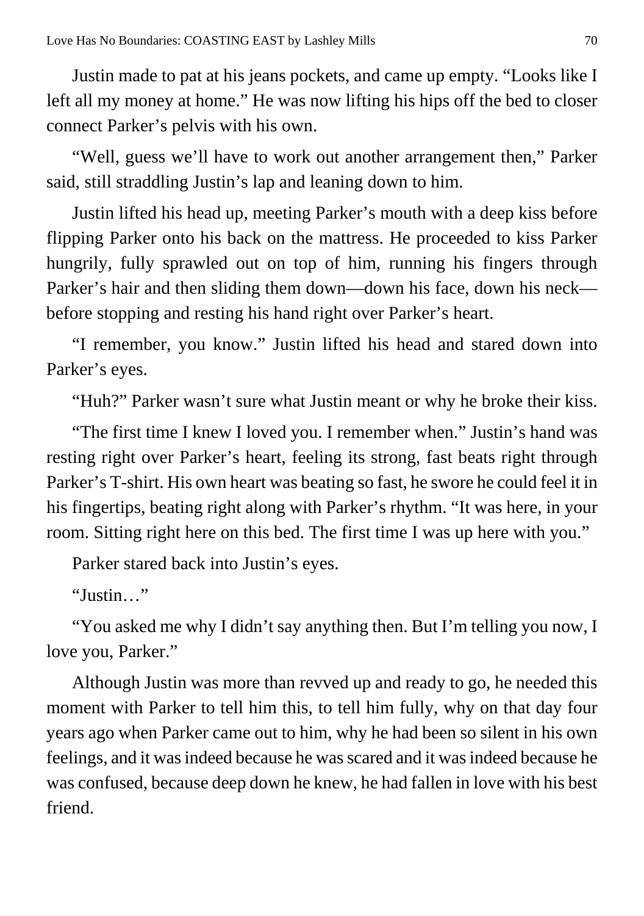Justin made to pat at his jeans pockets, and came up empty. "Looks like I left all my money at home." He was now lifting his hips off the bed to closer connect Parker's pelvis with his own.

"Well, guess we'll have to work out another arrangement then," Parker said, still straddling Justin's lap and leaning down to him.

Justin lifted his head up, meeting Parker's mouth with a deep kiss before flipping Parker onto his back on the mattress. He proceeded to kiss Parker hungrily, fully sprawled out on top of him, running his fingers through Parker's hair and then sliding them down—down his face, down his neck—before stopping and resting his hand right over Parker's heart.

"I remember, you know." Justin lifted his head and stared down into Parker's eyes.

"Huh?" Parker wasn't sure what Justin meant or why he broke their kiss.

"The first time I knew I loved you. I remember when." Justin's hand was resting right over Parker's heart, feeling its strong, fast beats right through Parker's T-shirt. His own heart was beating so fast, he swore he could feel it in his fingertips, beating right along with Parker's rhythm. "It was here, in your room. Sitting right here on this bed. The first time I was up here with you."

Parker stared back into Justin's eyes.

"Justin…"

"You asked me why I didn't say anything then. But I'm telling you now, I love you, Parker."

Although Justin was more than revved up and ready to go, he needed this moment with Parker to tell him this, to tell him fully, why on that day four years ago when Parker came out to him, why he had been so silent in his own feelings, and it was indeed because he was scared and it was indeed because he was confused, because deep down he knew, he had fallen in love with his best friend.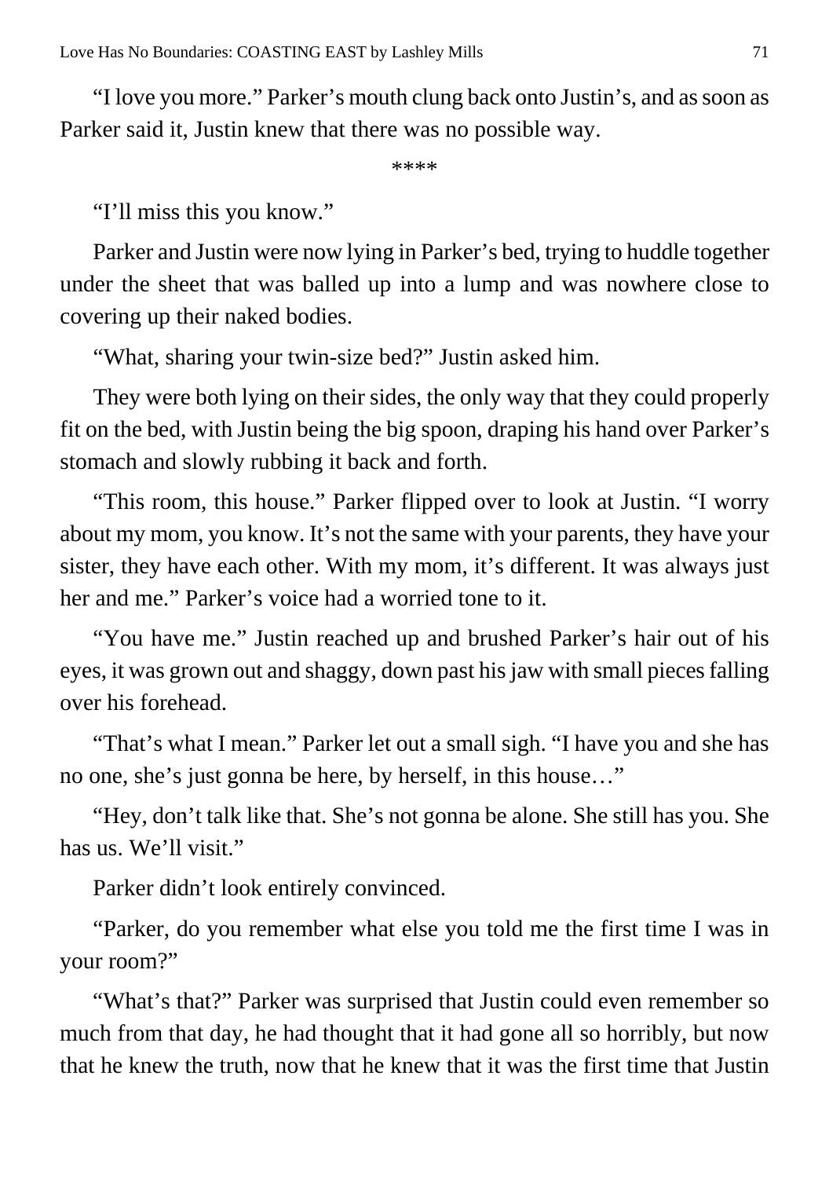"I love you more." Parker's mouth clung back onto Justin's, and as soon as Parker said it, Justin knew that there was no possible way.

****

"I'll miss this you know."

Parker and Justin were now lying in Parker's bed, trying to huddle together under the sheet that was balled up into a lump and was nowhere close to covering up their naked bodies.

"What, sharing your twin-size bed?" Justin asked him.

They were both lying on their sides, the only way that they could properly fit on the bed, with Justin being the big spoon, draping his hand over Parker's stomach and slowly rubbing it back and forth.

"This room, this house." Parker flipped over to look at Justin. "I worry about my mom, you know. It's not the same with your parents, they have your sister, they have each other. With my mom, it's different. It was always just her and me." Parker's voice had a worried tone to it.

"You have me." Justin reached up and brushed Parker's hair out of his eyes, it was grown out and shaggy, down past his jaw with small pieces falling over his forehead.

"That's what I mean." Parker let out a small sigh. "I have you and she has no one, she's just gonna be here, by herself, in this house…"

"Hey, don't talk like that. She's not gonna be alone. She still has you. She has us. We'll visit."

Parker didn't look entirely convinced.

"Parker, do you remember what else you told me the first time I was in your room?"

"What's that?" Parker was surprised that Justin could even remember so much from that day, he had thought that it had gone all so horribly, but now that he knew the truth, now that he knew that it was the first time that Justin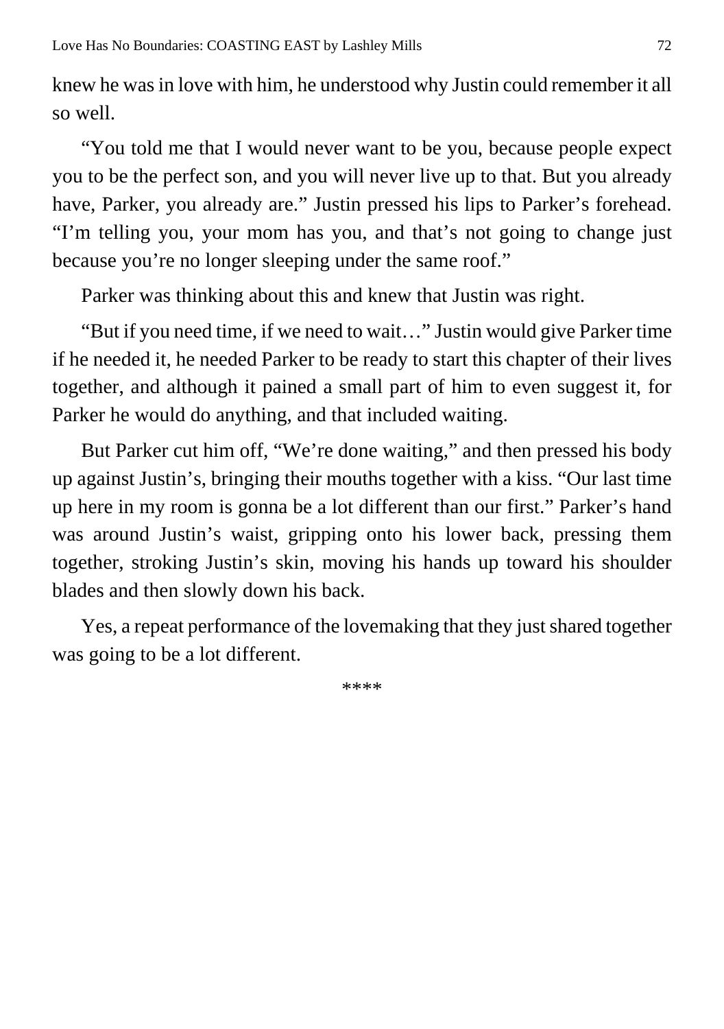knew he was in love with him, he understood why Justin could remember it all so well.

"You told me that I would never want to be you, because people expect you to be the perfect son, and you will never live up to that. But you already have, Parker, you already are." Justin pressed his lips to Parker's forehead. "I'm telling you, your mom has you, and that's not going to change just because you're no longer sleeping under the same roof."

Parker was thinking about this and knew that Justin was right.

"But if you need time, if we need to wait…" Justin would give Parker time if he needed it, he needed Parker to be ready to start this chapter of their lives together, and although it pained a small part of him to even suggest it, for Parker he would do anything, and that included waiting.

But Parker cut him off, "We're done waiting," and then pressed his body up against Justin's, bringing their mouths together with a kiss. "Our last time up here in my room is gonna be a lot different than our first." Parker's hand was around Justin's waist, gripping onto his lower back, pressing them together, stroking Justin's skin, moving his hands up toward his shoulder blades and then slowly down his back.

Yes, a repeat performance of the lovemaking that they just shared together was going to be a lot different.

****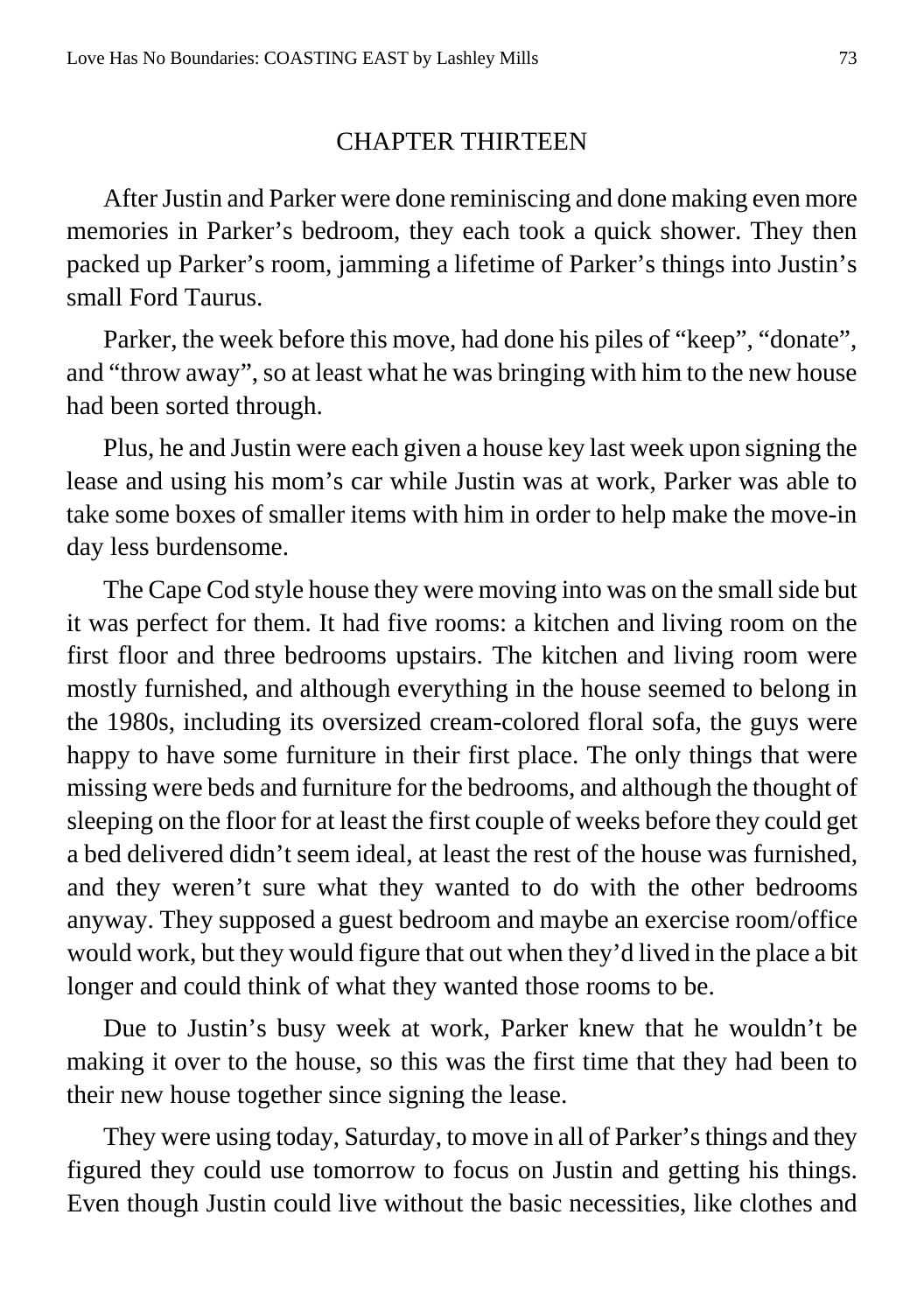## CHAPTER THIRTEEN

After Justin and Parker were done reminiscing and done making even more memories in Parker's bedroom, they each took a quick shower. They then packed up Parker's room, jamming a lifetime of Parker's things into Justin's small Ford Taurus.

Parker, the week before this move, had done his piles of "keep", "donate", and "throw away", so at least what he was bringing with him to the new house had been sorted through.

Plus, he and Justin were each given a house key last week upon signing the lease and using his mom's car while Justin was at work, Parker was able to take some boxes of smaller items with him in order to help make the move-in day less burdensome.

The Cape Cod style house they were moving into was on the small side but it was perfect for them. It had five rooms: a kitchen and living room on the first floor and three bedrooms upstairs. The kitchen and living room were mostly furnished, and although everything in the house seemed to belong in the 1980s, including its oversized cream-colored floral sofa, the guys were happy to have some furniture in their first place. The only things that were missing were beds and furniture for the bedrooms, and although the thought of sleeping on the floor for at least the first couple of weeks before they could get a bed delivered didn't seem ideal, at least the rest of the house was furnished, and they weren't sure what they wanted to do with the other bedrooms anyway. They supposed a guest bedroom and maybe an exercise room/office would work, but they would figure that out when they'd lived in the place a bit longer and could think of what they wanted those rooms to be.

Due to Justin's busy week at work, Parker knew that he wouldn't be making it over to the house, so this was the first time that they had been to their new house together since signing the lease.

They were using today, Saturday, to move in all of Parker's things and they figured they could use tomorrow to focus on Justin and getting his things. Even though Justin could live without the basic necessities, like clothes and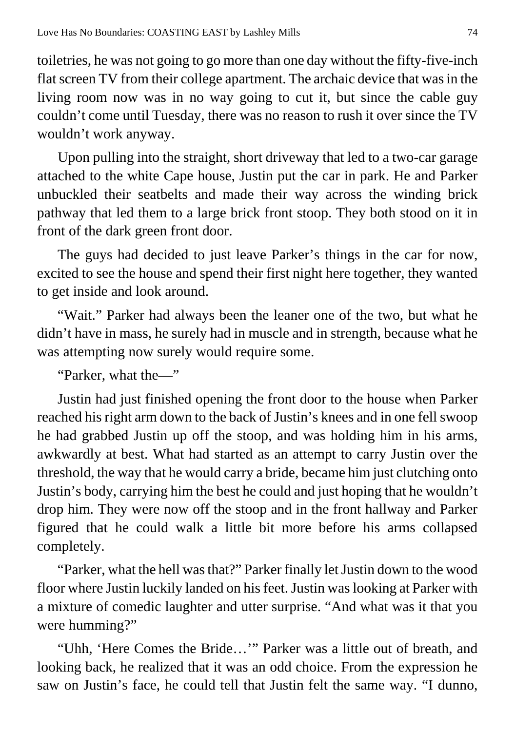toiletries, he was not going to go more than one day without the fifty-five-inch flat screen TV from their college apartment. The archaic device that was in the living room now was in no way going to cut it, but since the cable guy couldn't come until Tuesday, there was no reason to rush it over since the TV wouldn't work anyway.

Upon pulling into the straight, short driveway that led to a two-car garage attached to the white Cape house, Justin put the car in park. He and Parker unbuckled their seatbelts and made their way across the winding brick pathway that led them to a large brick front stoop. They both stood on it in front of the dark green front door.

The guys had decided to just leave Parker's things in the car for now, excited to see the house and spend their first night here together, they wanted to get inside and look around.

"Wait." Parker had always been the leaner one of the two, but what he didn't have in mass, he surely had in muscle and in strength, because what he was attempting now surely would require some.

"Parker, what the—"

Justin had just finished opening the front door to the house when Parker reached his right arm down to the back of Justin's knees and in one fell swoop he had grabbed Justin up off the stoop, and was holding him in his arms, awkwardly at best. What had started as an attempt to carry Justin over the threshold, the way that he would carry a bride, became him just clutching onto Justin's body, carrying him the best he could and just hoping that he wouldn't drop him. They were now off the stoop and in the front hallway and Parker figured that he could walk a little bit more before his arms collapsed completely.

"Parker, what the hell was that?" Parker finally let Justin down to the wood floor where Justin luckily landed on his feet. Justin was looking at Parker with a mixture of comedic laughter and utter surprise. "And what was it that you were humming?"

"Uhh, 'Here Comes the Bride…'" Parker was a little out of breath, and looking back, he realized that it was an odd choice. From the expression he saw on Justin's face, he could tell that Justin felt the same way. "I dunno,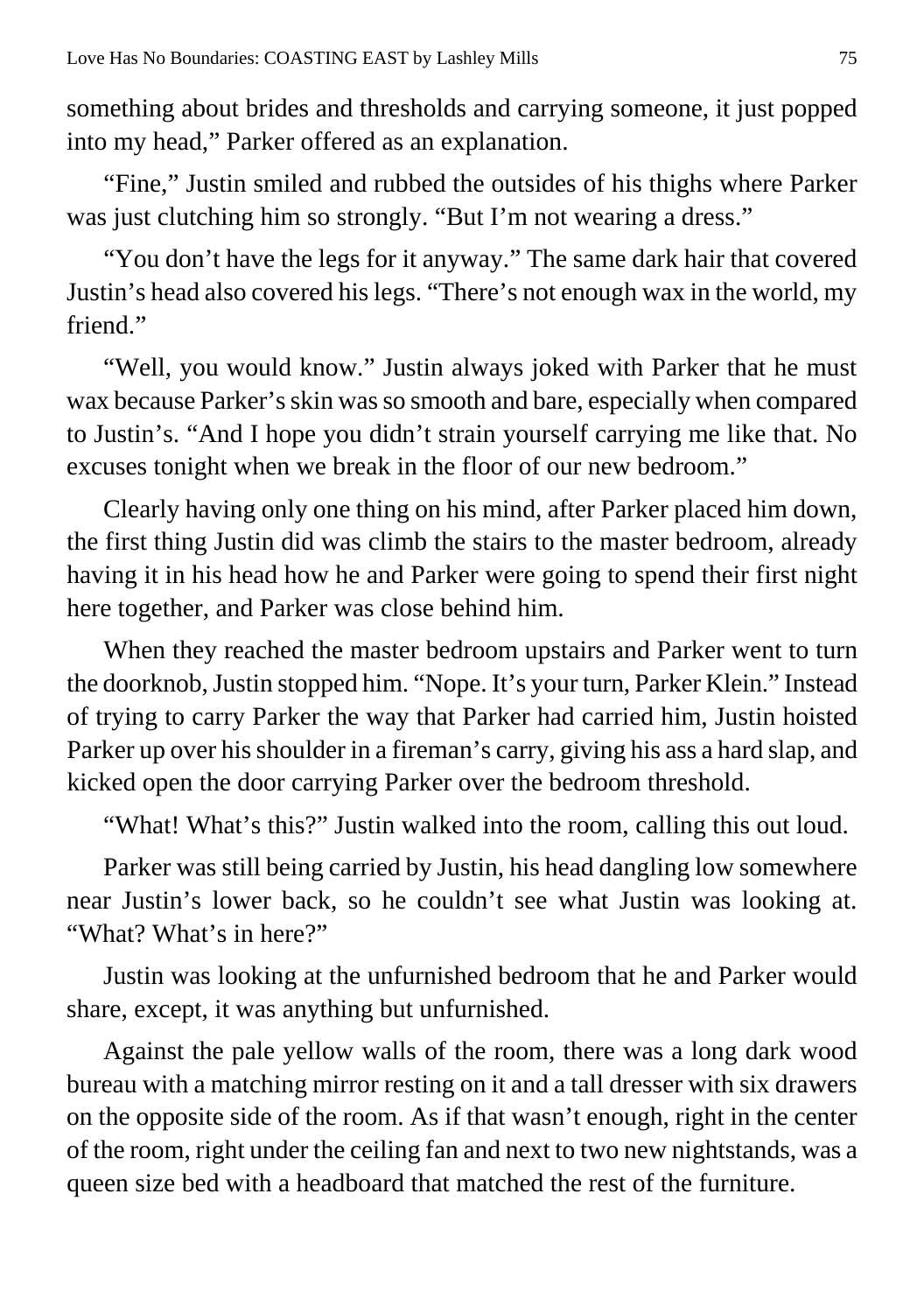something about brides and thresholds and carrying someone, it just popped into my head," Parker offered as an explanation.

"Fine," Justin smiled and rubbed the outsides of his thighs where Parker was just clutching him so strongly. "But I'm not wearing a dress."

"You don't have the legs for it anyway." The same dark hair that covered Justin's head also covered his legs. "There's not enough wax in the world, my friend."

"Well, you would know." Justin always joked with Parker that he must wax because Parker's skin was so smooth and bare, especially when compared to Justin's. "And I hope you didn't strain yourself carrying me like that. No excuses tonight when we break in the floor of our new bedroom."

Clearly having only one thing on his mind, after Parker placed him down, the first thing Justin did was climb the stairs to the master bedroom, already having it in his head how he and Parker were going to spend their first night here together, and Parker was close behind him.

When they reached the master bedroom upstairs and Parker went to turn the doorknob, Justin stopped him. "Nope. It's your turn, Parker Klein." Instead of trying to carry Parker the way that Parker had carried him, Justin hoisted Parker up over his shoulder in a fireman's carry, giving his ass a hard slap, and kicked open the door carrying Parker over the bedroom threshold.

"What! What's this?" Justin walked into the room, calling this out loud.

Parker was still being carried by Justin, his head dangling low somewhere near Justin's lower back, so he couldn't see what Justin was looking at. "What? What's in here?"

Justin was looking at the unfurnished bedroom that he and Parker would share, except, it was anything but unfurnished.

Against the pale yellow walls of the room, there was a long dark wood bureau with a matching mirror resting on it and a tall dresser with six drawers on the opposite side of the room. As if that wasn't enough, right in the center of the room, right under the ceiling fan and next to two new nightstands, was a queen size bed with a headboard that matched the rest of the furniture.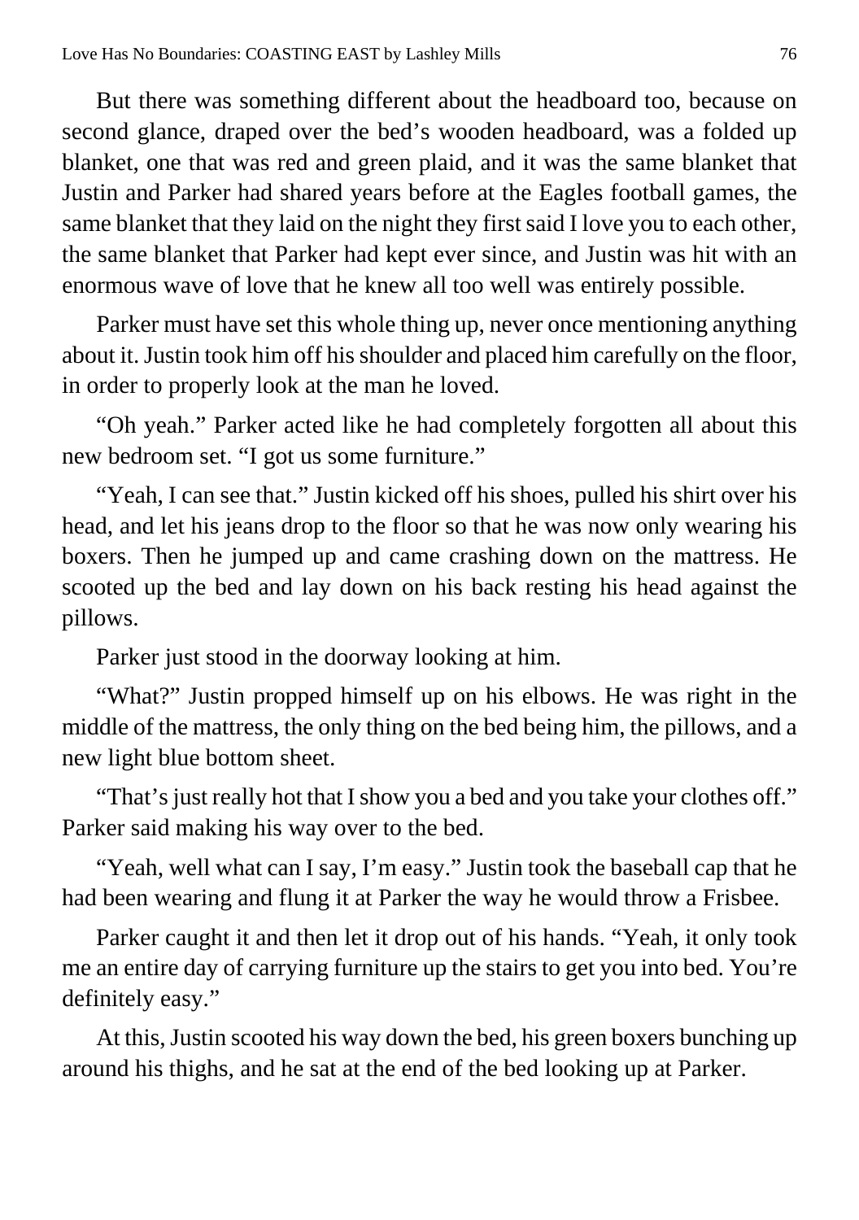But there was something different about the headboard too, because on second glance, draped over the bed's wooden headboard, was a folded up blanket, one that was red and green plaid, and it was the same blanket that Justin and Parker had shared years before at the Eagles football games, the same blanket that they laid on the night they first said I love you to each other, the same blanket that Parker had kept ever since, and Justin was hit with an enormous wave of love that he knew all too well was entirely possible.

Parker must have set this whole thing up, never once mentioning anything about it. Justin took him off his shoulder and placed him carefully on the floor, in order to properly look at the man he loved.

"Oh yeah." Parker acted like he had completely forgotten all about this new bedroom set. "I got us some furniture."

"Yeah, I can see that." Justin kicked off his shoes, pulled his shirt over his head, and let his jeans drop to the floor so that he was now only wearing his boxers. Then he jumped up and came crashing down on the mattress. He scooted up the bed and lay down on his back resting his head against the pillows.

Parker just stood in the doorway looking at him.

"What?" Justin propped himself up on his elbows. He was right in the middle of the mattress, the only thing on the bed being him, the pillows, and a new light blue bottom sheet.

"That's just really hot that I show you a bed and you take your clothes off." Parker said making his way over to the bed.

"Yeah, well what can I say, I'm easy." Justin took the baseball cap that he had been wearing and flung it at Parker the way he would throw a Frisbee.

Parker caught it and then let it drop out of his hands. "Yeah, it only took me an entire day of carrying furniture up the stairs to get you into bed. You're definitely easy."

At this, Justin scooted his way down the bed, his green boxers bunching up around his thighs, and he sat at the end of the bed looking up at Parker.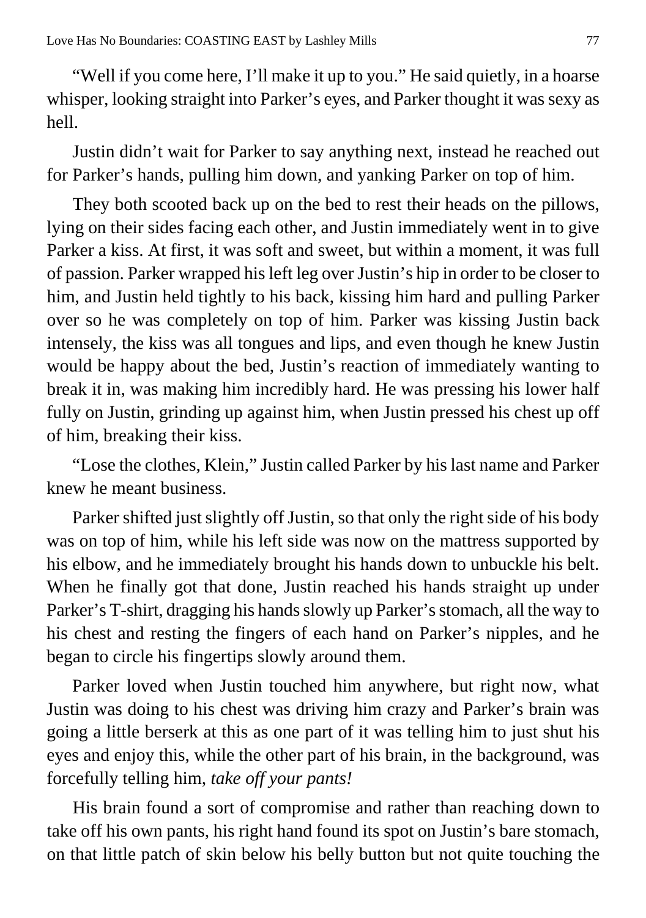"Well if you come here, I'll make it up to you." He said quietly, in a hoarse whisper, looking straight into Parker's eyes, and Parker thought it was sexy as hell.

Justin didn't wait for Parker to say anything next, instead he reached out for Parker's hands, pulling him down, and yanking Parker on top of him.

They both scooted back up on the bed to rest their heads on the pillows, lying on their sides facing each other, and Justin immediately went in to give Parker a kiss. At first, it was soft and sweet, but within a moment, it was full of passion. Parker wrapped his left leg over Justin's hip in order to be closer to him, and Justin held tightly to his back, kissing him hard and pulling Parker over so he was completely on top of him. Parker was kissing Justin back intensely, the kiss was all tongues and lips, and even though he knew Justin would be happy about the bed, Justin's reaction of immediately wanting to break it in, was making him incredibly hard. He was pressing his lower half fully on Justin, grinding up against him, when Justin pressed his chest up off of him, breaking their kiss.

"Lose the clothes, Klein," Justin called Parker by his last name and Parker knew he meant business.

Parker shifted just slightly off Justin, so that only the right side of his body was on top of him, while his left side was now on the mattress supported by his elbow, and he immediately brought his hands down to unbuckle his belt. When he finally got that done, Justin reached his hands straight up under Parker's T-shirt, dragging his hands slowly up Parker's stomach, all the way to his chest and resting the fingers of each hand on Parker's nipples, and he began to circle his fingertips slowly around them.

Parker loved when Justin touched him anywhere, but right now, what Justin was doing to his chest was driving him crazy and Parker's brain was going a little berserk at this as one part of it was telling him to just shut his eyes and enjoy this, while the other part of his brain, in the background, was forcefully telling him, *take off your pants!*

His brain found a sort of compromise and rather than reaching down to take off his own pants, his right hand found its spot on Justin's bare stomach, on that little patch of skin below his belly button but not quite touching the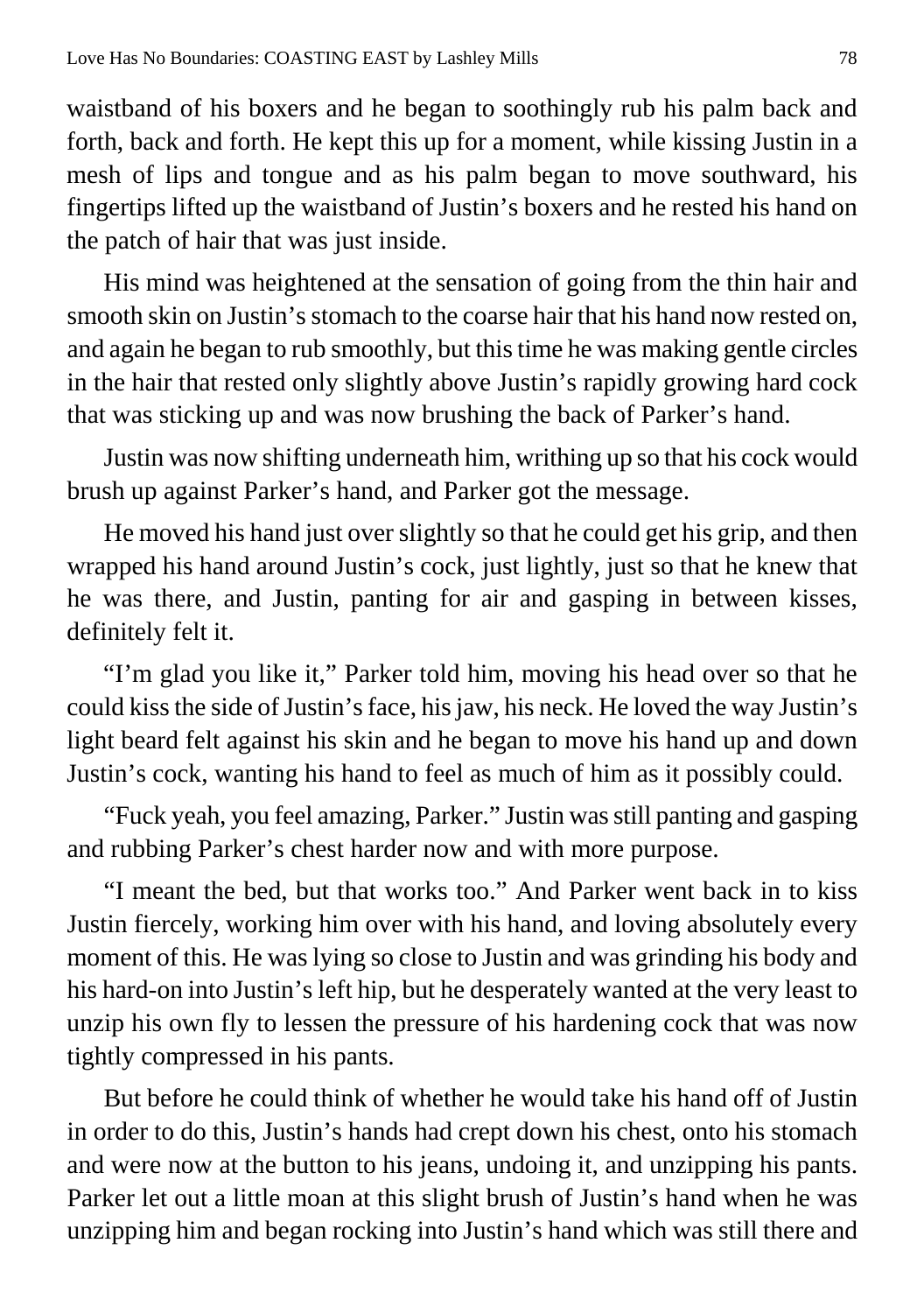waistband of his boxers and he began to soothingly rub his palm back and forth, back and forth. He kept this up for a moment, while kissing Justin in a mesh of lips and tongue and as his palm began to move southward, his fingertips lifted up the waistband of Justin's boxers and he rested his hand on the patch of hair that was just inside.

His mind was heightened at the sensation of going from the thin hair and smooth skin on Justin's stomach to the coarse hair that his hand now rested on, and again he began to rub smoothly, but this time he was making gentle circles in the hair that rested only slightly above Justin's rapidly growing hard cock that was sticking up and was now brushing the back of Parker's hand.

Justin was now shifting underneath him, writhing up so that his cock would brush up against Parker's hand, and Parker got the message.

He moved his hand just over slightly so that he could get his grip, and then wrapped his hand around Justin's cock, just lightly, just so that he knew that he was there, and Justin, panting for air and gasping in between kisses, definitely felt it.

"I'm glad you like it," Parker told him, moving his head over so that he could kiss the side of Justin's face, his jaw, his neck. He loved the way Justin's light beard felt against his skin and he began to move his hand up and down Justin's cock, wanting his hand to feel as much of him as it possibly could.

"Fuck yeah, you feel amazing, Parker." Justin was still panting and gasping and rubbing Parker's chest harder now and with more purpose.

"I meant the bed, but that works too." And Parker went back in to kiss Justin fiercely, working him over with his hand, and loving absolutely every moment of this. He was lying so close to Justin and was grinding his body and his hard-on into Justin's left hip, but he desperately wanted at the very least to unzip his own fly to lessen the pressure of his hardening cock that was now tightly compressed in his pants.

But before he could think of whether he would take his hand off of Justin in order to do this, Justin's hands had crept down his chest, onto his stomach and were now at the button to his jeans, undoing it, and unzipping his pants. Parker let out a little moan at this slight brush of Justin's hand when he was unzipping him and began rocking into Justin's hand which was still there and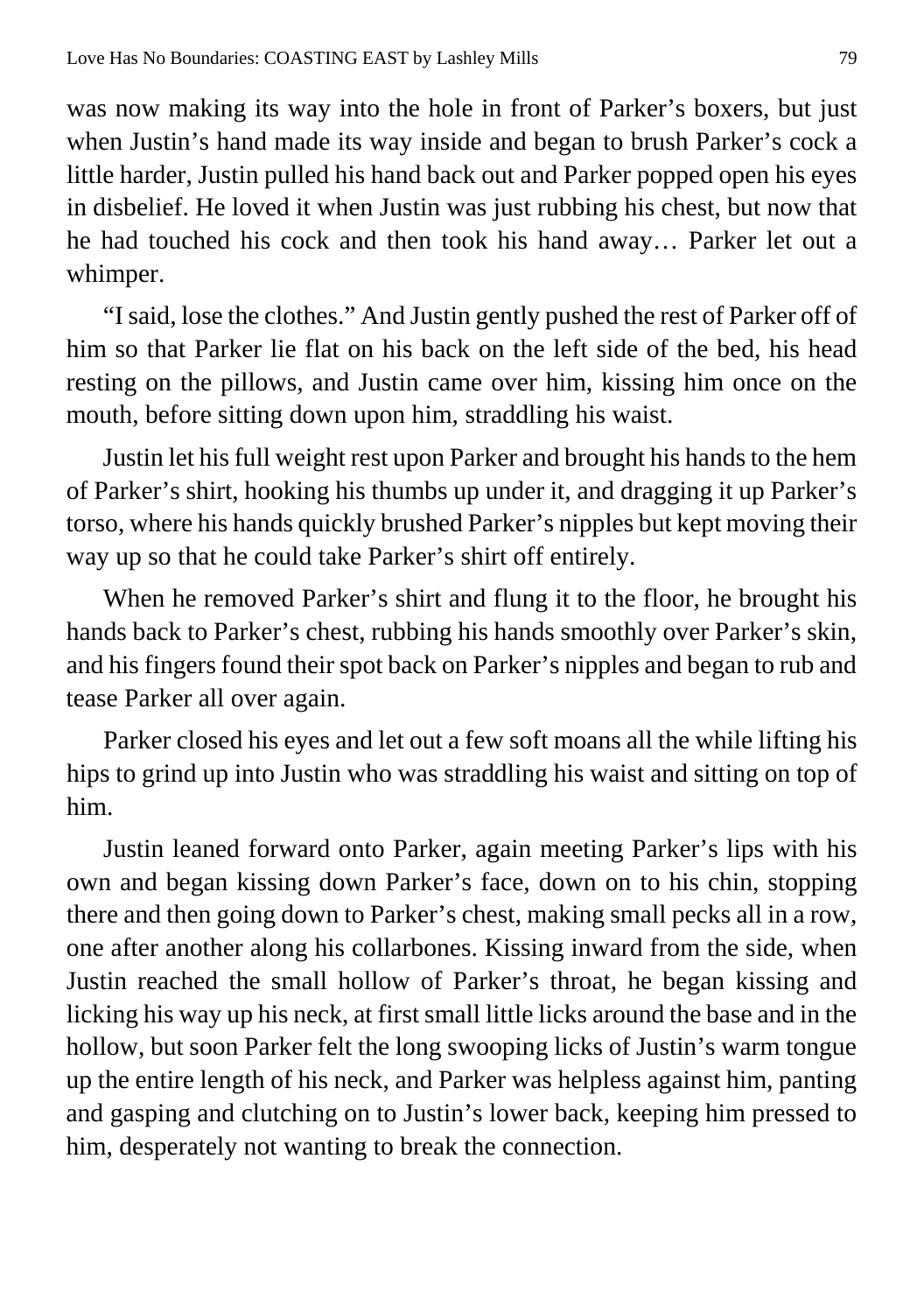was now making its way into the hole in front of Parker's boxers, but just when Justin's hand made its way inside and began to brush Parker's cock a little harder, Justin pulled his hand back out and Parker popped open his eyes in disbelief. He loved it when Justin was just rubbing his chest, but now that he had touched his cock and then took his hand away… Parker let out a whimper.

"I said, lose the clothes." And Justin gently pushed the rest of Parker off of him so that Parker lie flat on his back on the left side of the bed, his head resting on the pillows, and Justin came over him, kissing him once on the mouth, before sitting down upon him, straddling his waist.

Justin let his full weight rest upon Parker and brought his hands to the hem of Parker's shirt, hooking his thumbs up under it, and dragging it up Parker's torso, where his hands quickly brushed Parker's nipples but kept moving their way up so that he could take Parker's shirt off entirely.

When he removed Parker's shirt and flung it to the floor, he brought his hands back to Parker's chest, rubbing his hands smoothly over Parker's skin, and his fingers found their spot back on Parker's nipples and began to rub and tease Parker all over again.

Parker closed his eyes and let out a few soft moans all the while lifting his hips to grind up into Justin who was straddling his waist and sitting on top of him.

Justin leaned forward onto Parker, again meeting Parker's lips with his own and began kissing down Parker's face, down on to his chin, stopping there and then going down to Parker's chest, making small pecks all in a row, one after another along his collarbones. Kissing inward from the side, when Justin reached the small hollow of Parker's throat, he began kissing and licking his way up his neck, at first small little licks around the base and in the hollow, but soon Parker felt the long swooping licks of Justin's warm tongue up the entire length of his neck, and Parker was helpless against him, panting and gasping and clutching on to Justin's lower back, keeping him pressed to him, desperately not wanting to break the connection.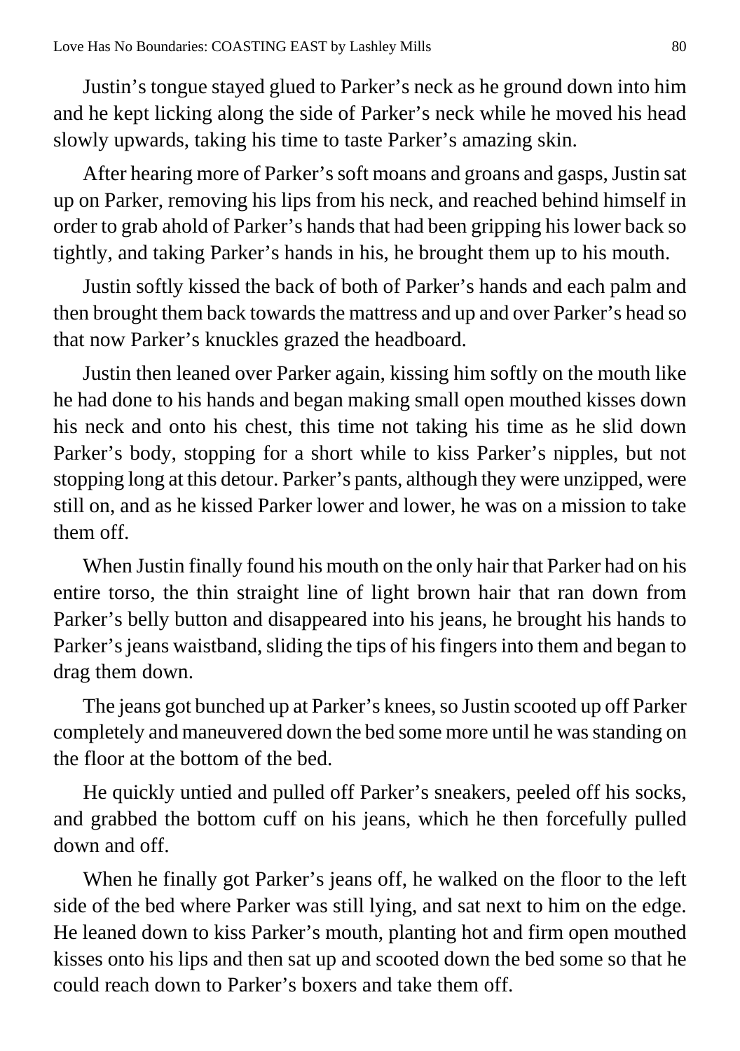Justin's tongue stayed glued to Parker's neck as he ground down into him and he kept licking along the side of Parker's neck while he moved his head slowly upwards, taking his time to taste Parker's amazing skin.

After hearing more of Parker's soft moans and groans and gasps, Justin sat up on Parker, removing his lips from his neck, and reached behind himself in order to grab ahold of Parker's hands that had been gripping his lower back so tightly, and taking Parker's hands in his, he brought them up to his mouth.

Justin softly kissed the back of both of Parker's hands and each palm and then brought them back towards the mattress and up and over Parker's head so that now Parker's knuckles grazed the headboard.

Justin then leaned over Parker again, kissing him softly on the mouth like he had done to his hands and began making small open mouthed kisses down his neck and onto his chest, this time not taking his time as he slid down Parker's body, stopping for a short while to kiss Parker's nipples, but not stopping long at this detour. Parker's pants, although they were unzipped, were still on, and as he kissed Parker lower and lower, he was on a mission to take them off.

When Justin finally found his mouth on the only hair that Parker had on his entire torso, the thin straight line of light brown hair that ran down from Parker's belly button and disappeared into his jeans, he brought his hands to Parker's jeans waistband, sliding the tips of his fingers into them and began to drag them down.

The jeans got bunched up at Parker's knees, so Justin scooted up off Parker completely and maneuvered down the bed some more until he was standing on the floor at the bottom of the bed.

He quickly untied and pulled off Parker's sneakers, peeled off his socks, and grabbed the bottom cuff on his jeans, which he then forcefully pulled down and off.

When he finally got Parker's jeans off, he walked on the floor to the left side of the bed where Parker was still lying, and sat next to him on the edge. He leaned down to kiss Parker's mouth, planting hot and firm open mouthed kisses onto his lips and then sat up and scooted down the bed some so that he could reach down to Parker's boxers and take them off.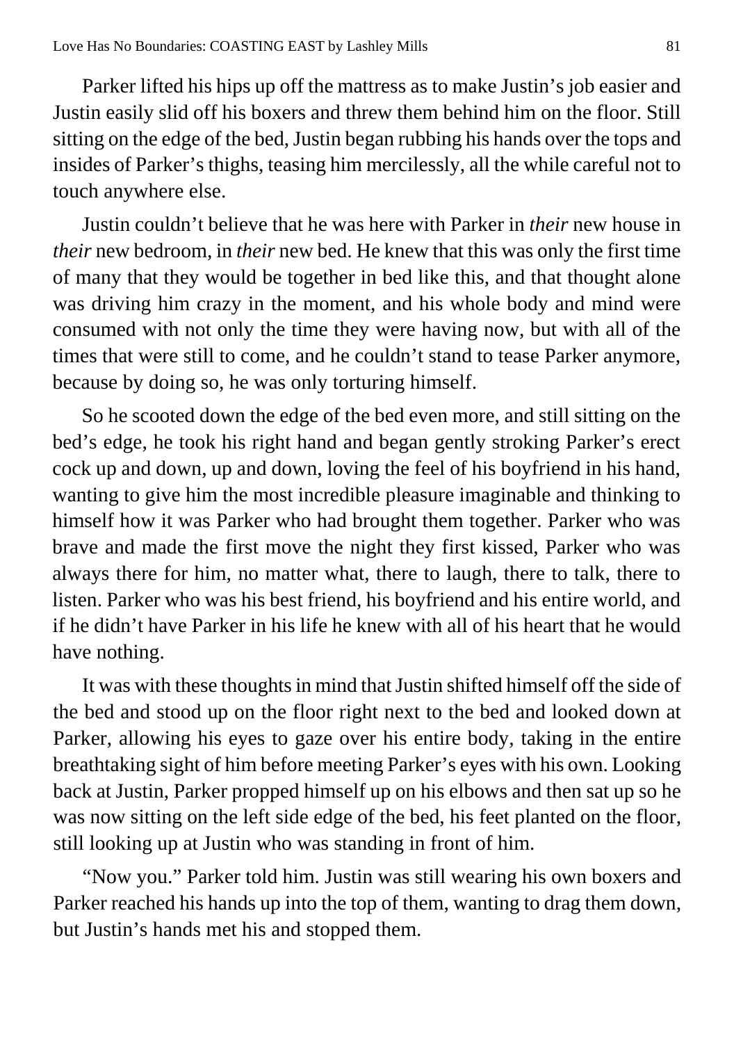Parker lifted his hips up off the mattress as to make Justin's job easier and Justin easily slid off his boxers and threw them behind him on the floor. Still sitting on the edge of the bed, Justin began rubbing his hands over the tops and insides of Parker's thighs, teasing him mercilessly, all the while careful not to touch anywhere else.

Justin couldn't believe that he was here with Parker in *their* new house in *their* new bedroom, in *their* new bed. He knew that this was only the first time of many that they would be together in bed like this, and that thought alone was driving him crazy in the moment, and his whole body and mind were consumed with not only the time they were having now, but with all of the times that were still to come, and he couldn't stand to tease Parker anymore, because by doing so, he was only torturing himself.

So he scooted down the edge of the bed even more, and still sitting on the bed's edge, he took his right hand and began gently stroking Parker's erect cock up and down, up and down, loving the feel of his boyfriend in his hand, wanting to give him the most incredible pleasure imaginable and thinking to himself how it was Parker who had brought them together. Parker who was brave and made the first move the night they first kissed, Parker who was always there for him, no matter what, there to laugh, there to talk, there to listen. Parker who was his best friend, his boyfriend and his entire world, and if he didn't have Parker in his life he knew with all of his heart that he would have nothing.

It was with these thoughts in mind that Justin shifted himself off the side of the bed and stood up on the floor right next to the bed and looked down at Parker, allowing his eyes to gaze over his entire body, taking in the entire breathtaking sight of him before meeting Parker's eyes with his own. Looking back at Justin, Parker propped himself up on his elbows and then sat up so he was now sitting on the left side edge of the bed, his feet planted on the floor, still looking up at Justin who was standing in front of him.

"Now you." Parker told him. Justin was still wearing his own boxers and Parker reached his hands up into the top of them, wanting to drag them down, but Justin's hands met his and stopped them.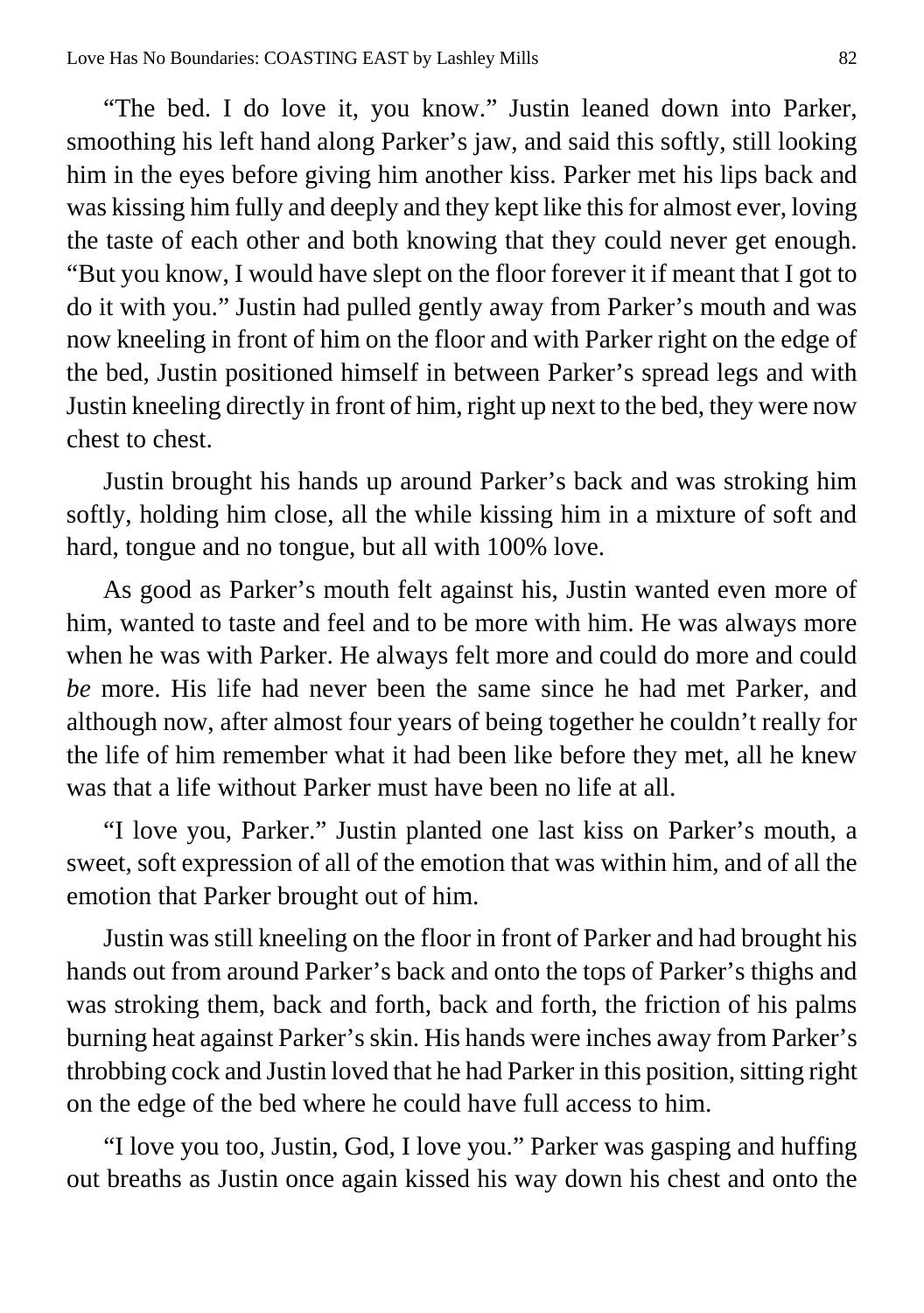"The bed. I do love it, you know." Justin leaned down into Parker, smoothing his left hand along Parker's jaw, and said this softly, still looking him in the eyes before giving him another kiss. Parker met his lips back and was kissing him fully and deeply and they kept like this for almost ever, loving the taste of each other and both knowing that they could never get enough. "But you know, I would have slept on the floor forever it if meant that I got to do it with you." Justin had pulled gently away from Parker's mouth and was now kneeling in front of him on the floor and with Parker right on the edge of the bed, Justin positioned himself in between Parker's spread legs and with Justin kneeling directly in front of him, right up next to the bed, they were now chest to chest.

Justin brought his hands up around Parker's back and was stroking him softly, holding him close, all the while kissing him in a mixture of soft and hard, tongue and no tongue, but all with 100% love.

As good as Parker's mouth felt against his, Justin wanted even more of him, wanted to taste and feel and to be more with him. He was always more when he was with Parker. He always felt more and could do more and could *be* more. His life had never been the same since he had met Parker, and although now, after almost four years of being together he couldn't really for the life of him remember what it had been like before they met, all he knew was that a life without Parker must have been no life at all.

"I love you, Parker." Justin planted one last kiss on Parker's mouth, a sweet, soft expression of all of the emotion that was within him, and of all the emotion that Parker brought out of him.

Justin was still kneeling on the floor in front of Parker and had brought his hands out from around Parker's back and onto the tops of Parker's thighs and was stroking them, back and forth, back and forth, the friction of his palms burning heat against Parker's skin. His hands were inches away from Parker's throbbing cock and Justin loved that he had Parker in this position, sitting right on the edge of the bed where he could have full access to him.

"I love you too, Justin, God, I love you." Parker was gasping and huffing out breaths as Justin once again kissed his way down his chest and onto the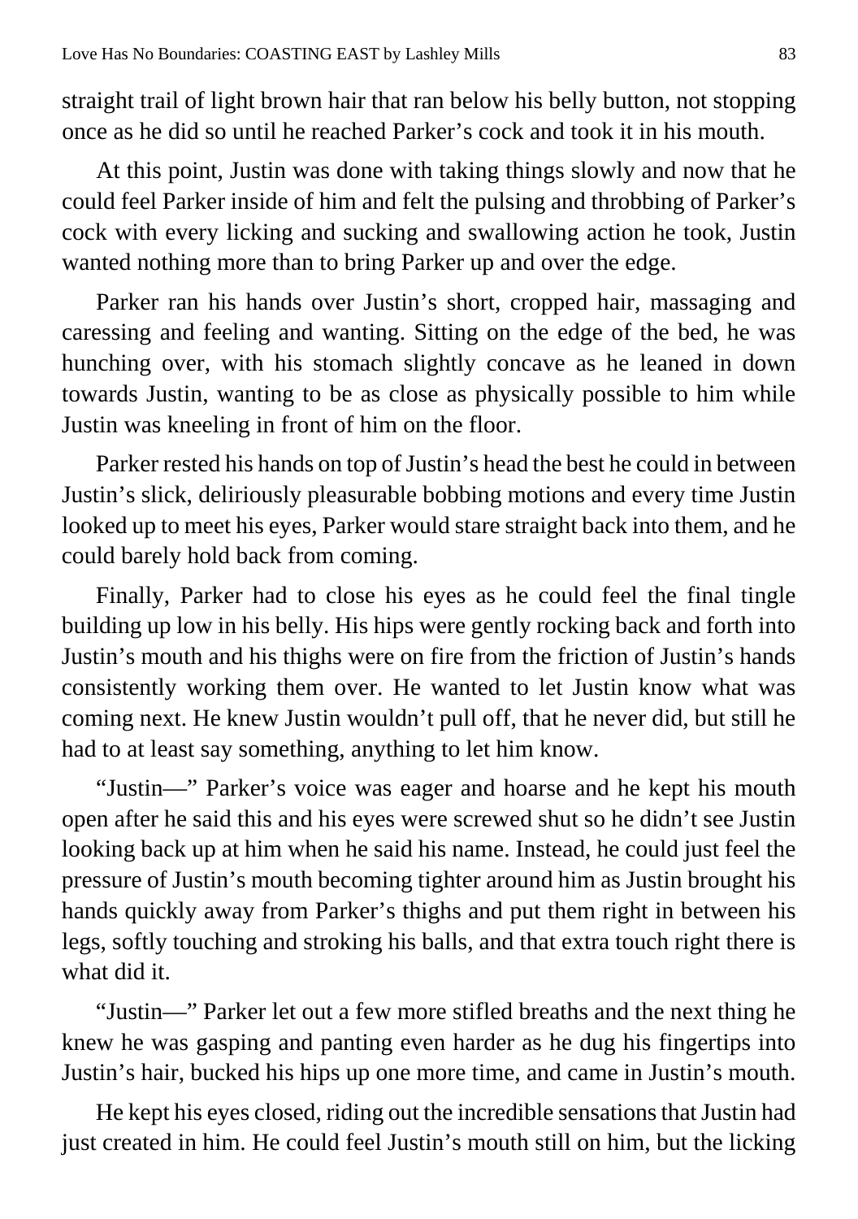straight trail of light brown hair that ran below his belly button, not stopping once as he did so until he reached Parker's cock and took it in his mouth.

At this point, Justin was done with taking things slowly and now that he could feel Parker inside of him and felt the pulsing and throbbing of Parker's cock with every licking and sucking and swallowing action he took, Justin wanted nothing more than to bring Parker up and over the edge.

Parker ran his hands over Justin's short, cropped hair, massaging and caressing and feeling and wanting. Sitting on the edge of the bed, he was hunching over, with his stomach slightly concave as he leaned in down towards Justin, wanting to be as close as physically possible to him while Justin was kneeling in front of him on the floor.

Parker rested his hands on top of Justin's head the best he could in between Justin's slick, deliriously pleasurable bobbing motions and every time Justin looked up to meet his eyes, Parker would stare straight back into them, and he could barely hold back from coming.

Finally, Parker had to close his eyes as he could feel the final tingle building up low in his belly. His hips were gently rocking back and forth into Justin's mouth and his thighs were on fire from the friction of Justin's hands consistently working them over. He wanted to let Justin know what was coming next. He knew Justin wouldn't pull off, that he never did, but still he had to at least say something, anything to let him know.

"Justin—" Parker's voice was eager and hoarse and he kept his mouth open after he said this and his eyes were screwed shut so he didn't see Justin looking back up at him when he said his name. Instead, he could just feel the pressure of Justin's mouth becoming tighter around him as Justin brought his hands quickly away from Parker's thighs and put them right in between his legs, softly touching and stroking his balls, and that extra touch right there is what did it.

"Justin—" Parker let out a few more stifled breaths and the next thing he knew he was gasping and panting even harder as he dug his fingertips into Justin's hair, bucked his hips up one more time, and came in Justin's mouth.

He kept his eyes closed, riding out the incredible sensations that Justin had just created in him. He could feel Justin's mouth still on him, but the licking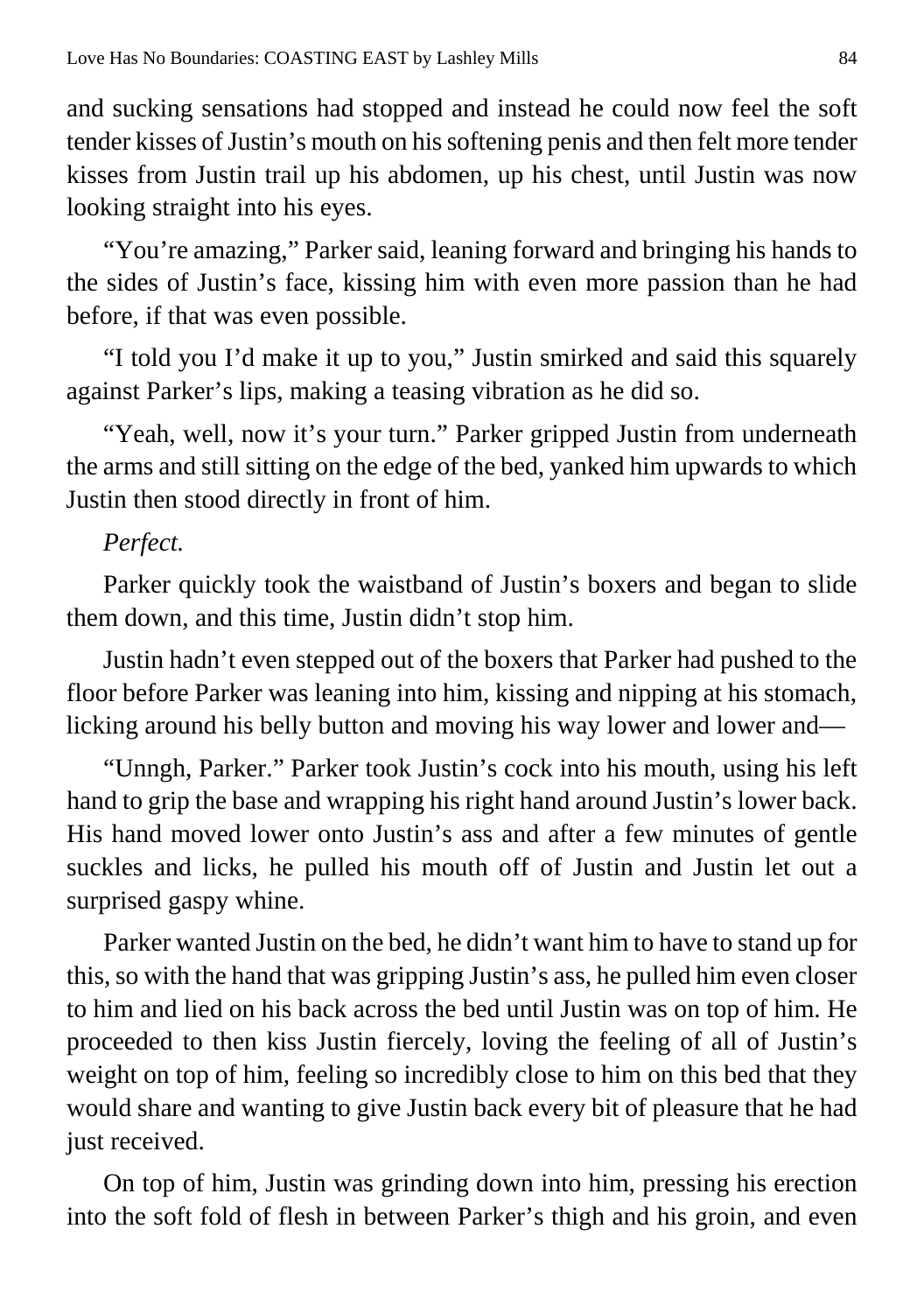and sucking sensations had stopped and instead he could now feel the soft tender kisses of Justin's mouth on his softening penis and then felt more tender kisses from Justin trail up his abdomen, up his chest, until Justin was now looking straight into his eyes.

"You're amazing," Parker said, leaning forward and bringing his hands to the sides of Justin's face, kissing him with even more passion than he had before, if that was even possible.

"I told you I'd make it up to you," Justin smirked and said this squarely against Parker's lips, making a teasing vibration as he did so.

"Yeah, well, now it's your turn." Parker gripped Justin from underneath the arms and still sitting on the edge of the bed, yanked him upwards to which Justin then stood directly in front of him.

*Perfect.*

Parker quickly took the waistband of Justin's boxers and began to slide them down, and this time, Justin didn't stop him.

Justin hadn't even stepped out of the boxers that Parker had pushed to the floor before Parker was leaning into him, kissing and nipping at his stomach, licking around his belly button and moving his way lower and lower and—

"Unngh, Parker." Parker took Justin's cock into his mouth, using his left hand to grip the base and wrapping his right hand around Justin's lower back. His hand moved lower onto Justin's ass and after a few minutes of gentle suckles and licks, he pulled his mouth off of Justin and Justin let out a surprised gaspy whine.

Parker wanted Justin on the bed, he didn't want him to have to stand up for this, so with the hand that was gripping Justin's ass, he pulled him even closer to him and lied on his back across the bed until Justin was on top of him. He proceeded to then kiss Justin fiercely, loving the feeling of all of Justin's weight on top of him, feeling so incredibly close to him on this bed that they would share and wanting to give Justin back every bit of pleasure that he had just received.

On top of him, Justin was grinding down into him, pressing his erection into the soft fold of flesh in between Parker's thigh and his groin, and even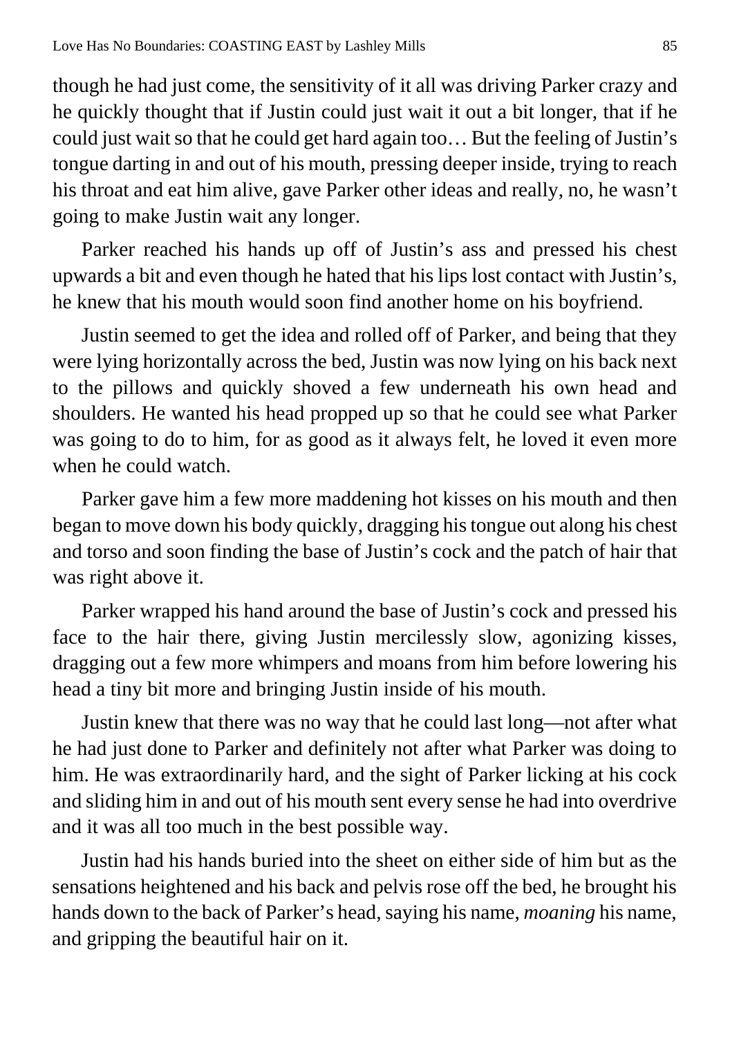though he had just come, the sensitivity of it all was driving Parker crazy and he quickly thought that if Justin could just wait it out a bit longer, that if he could just wait so that he could get hard again too… But the feeling of Justin's tongue darting in and out of his mouth, pressing deeper inside, trying to reach his throat and eat him alive, gave Parker other ideas and really, no, he wasn't going to make Justin wait any longer.

Parker reached his hands up off of Justin's ass and pressed his chest upwards a bit and even though he hated that his lips lost contact with Justin's, he knew that his mouth would soon find another home on his boyfriend.

Justin seemed to get the idea and rolled off of Parker, and being that they were lying horizontally across the bed, Justin was now lying on his back next to the pillows and quickly shoved a few underneath his own head and shoulders. He wanted his head propped up so that he could see what Parker was going to do to him, for as good as it always felt, he loved it even more when he could watch.

Parker gave him a few more maddening hot kisses on his mouth and then began to move down his body quickly, dragging his tongue out along his chest and torso and soon finding the base of Justin's cock and the patch of hair that was right above it.

Parker wrapped his hand around the base of Justin's cock and pressed his face to the hair there, giving Justin mercilessly slow, agonizing kisses, dragging out a few more whimpers and moans from him before lowering his head a tiny bit more and bringing Justin inside of his mouth.

Justin knew that there was no way that he could last long—not after what he had just done to Parker and definitely not after what Parker was doing to him. He was extraordinarily hard, and the sight of Parker licking at his cock and sliding him in and out of his mouth sent every sense he had into overdrive and it was all too much in the best possible way.

Justin had his hands buried into the sheet on either side of him but as the sensations heightened and his back and pelvis rose off the bed, he brought his hands down to the back of Parker's head, saying his name, *moaning* his name, and gripping the beautiful hair on it.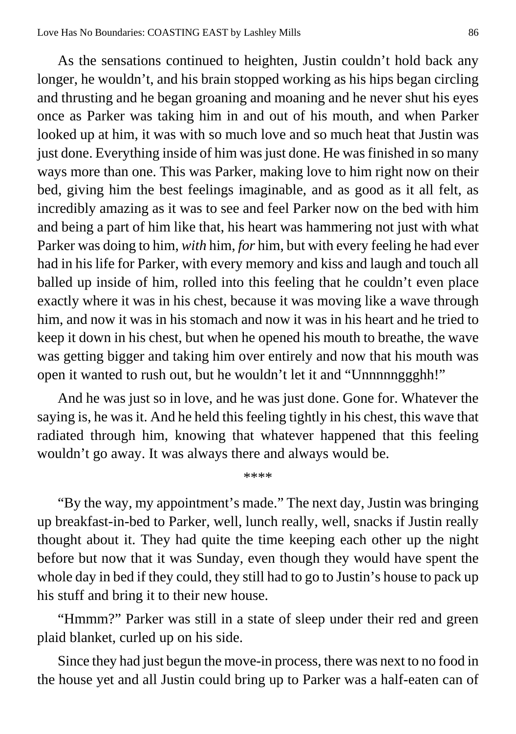As the sensations continued to heighten, Justin couldn't hold back any longer, he wouldn't, and his brain stopped working as his hips began circling and thrusting and he began groaning and moaning and he never shut his eyes once as Parker was taking him in and out of his mouth, and when Parker looked up at him, it was with so much love and so much heat that Justin was just done. Everything inside of him was just done. He was finished in so many ways more than one. This was Parker, making love to him right now on their bed, giving him the best feelings imaginable, and as good as it all felt, as incredibly amazing as it was to see and feel Parker now on the bed with him and being a part of him like that, his heart was hammering not just with what Parker was doing to him, *with* him, *for* him, but with every feeling he had ever had in his life for Parker, with every memory and kiss and laugh and touch all balled up inside of him, rolled into this feeling that he couldn't even place exactly where it was in his chest, because it was moving like a wave through him, and now it was in his stomach and now it was in his heart and he tried to keep it down in his chest, but when he opened his mouth to breathe, the wave was getting bigger and taking him over entirely and now that his mouth was open it wanted to rush out, but he wouldn't let it and "Unnnnnggghh!"

And he was just so in love, and he was just done. Gone for. Whatever the saying is, he was it. And he held this feeling tightly in his chest, this wave that radiated through him, knowing that whatever happened that this feeling wouldn't go away. It was always there and always would be.

****

"By the way, my appointment's made." The next day, Justin was bringing up breakfast-in-bed to Parker, well, lunch really, well, snacks if Justin really thought about it. They had quite the time keeping each other up the night before but now that it was Sunday, even though they would have spent the whole day in bed if they could, they still had to go to Justin's house to pack up his stuff and bring it to their new house.

"Hmmm?" Parker was still in a state of sleep under their red and green plaid blanket, curled up on his side.

Since they had just begun the move-in process, there was next to no food in the house yet and all Justin could bring up to Parker was a half-eaten can of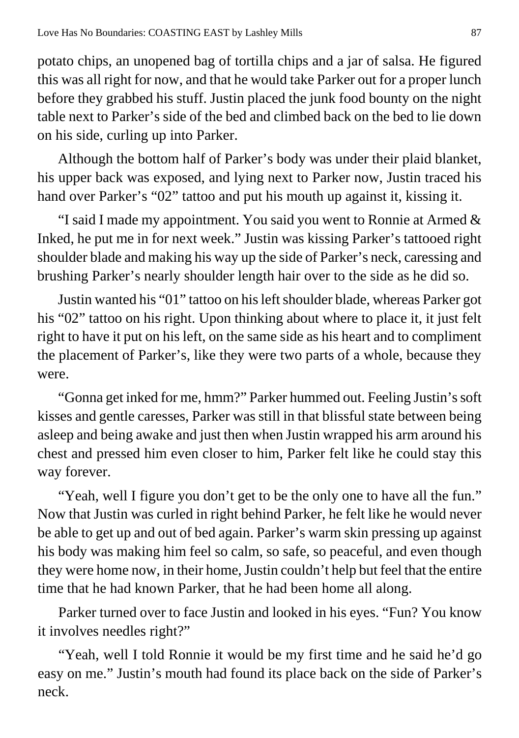potato chips, an unopened bag of tortilla chips and a jar of salsa. He figured this was all right for now, and that he would take Parker out for a proper lunch before they grabbed his stuff. Justin placed the junk food bounty on the night table next to Parker's side of the bed and climbed back on the bed to lie down on his side, curling up into Parker.

Although the bottom half of Parker's body was under their plaid blanket, his upper back was exposed, and lying next to Parker now, Justin traced his hand over Parker's "02" tattoo and put his mouth up against it, kissing it.

"I said I made my appointment. You said you went to Ronnie at Armed & Inked, he put me in for next week." Justin was kissing Parker's tattooed right shoulder blade and making his way up the side of Parker's neck, caressing and brushing Parker's nearly shoulder length hair over to the side as he did so.

Justin wanted his "01" tattoo on his left shoulder blade, whereas Parker got his "02" tattoo on his right. Upon thinking about where to place it, it just felt right to have it put on his left, on the same side as his heart and to compliment the placement of Parker's, like they were two parts of a whole, because they were.

"Gonna get inked for me, hmm?" Parker hummed out. Feeling Justin's soft kisses and gentle caresses, Parker was still in that blissful state between being asleep and being awake and just then when Justin wrapped his arm around his chest and pressed him even closer to him, Parker felt like he could stay this way forever.

"Yeah, well I figure you don't get to be the only one to have all the fun." Now that Justin was curled in right behind Parker, he felt like he would never be able to get up and out of bed again. Parker's warm skin pressing up against his body was making him feel so calm, so safe, so peaceful, and even though they were home now, in their home, Justin couldn't help but feel that the entire time that he had known Parker, that he had been home all along.

Parker turned over to face Justin and looked in his eyes. "Fun? You know it involves needles right?"

"Yeah, well I told Ronnie it would be my first time and he said he'd go easy on me." Justin's mouth had found its place back on the side of Parker's neck.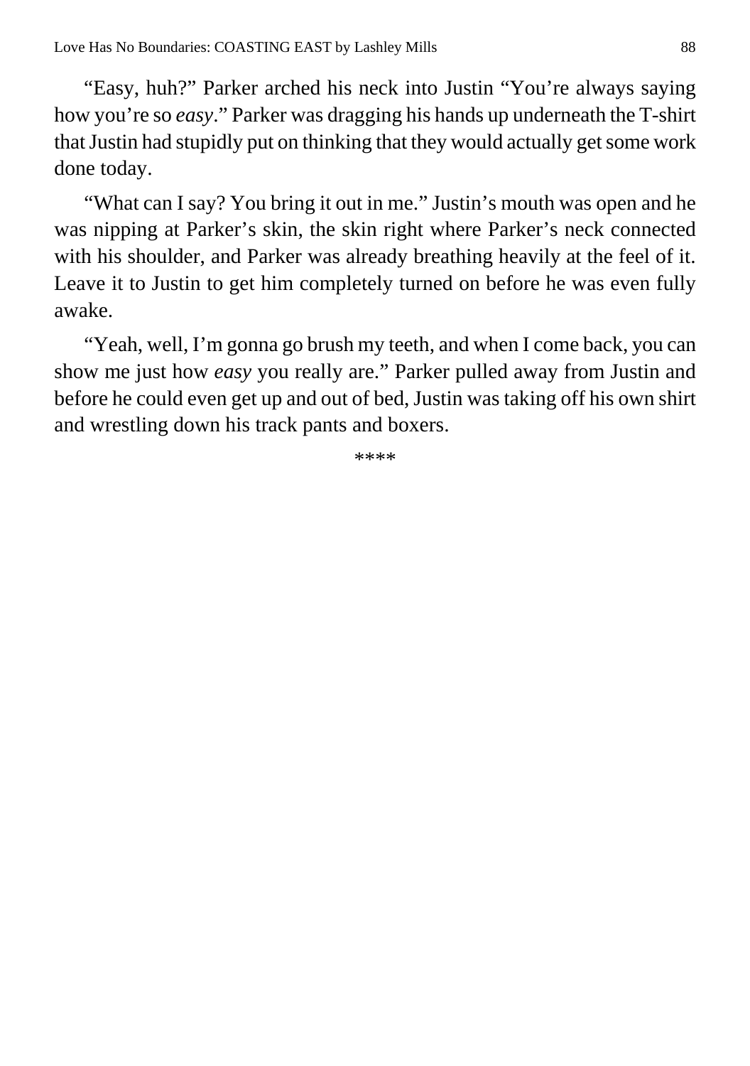"Easy, huh?" Parker arched his neck into Justin "You're always saying how you're so *easy*." Parker was dragging his hands up underneath the T-shirt that Justin had stupidly put on thinking that they would actually get some work done today.

"What can I say? You bring it out in me." Justin's mouth was open and he was nipping at Parker's skin, the skin right where Parker's neck connected with his shoulder, and Parker was already breathing heavily at the feel of it. Leave it to Justin to get him completely turned on before he was even fully awake.

"Yeah, well, I'm gonna go brush my teeth, and when I come back, you can show me just how *easy* you really are." Parker pulled away from Justin and before he could even get up and out of bed, Justin was taking off his own shirt and wrestling down his track pants and boxers.

****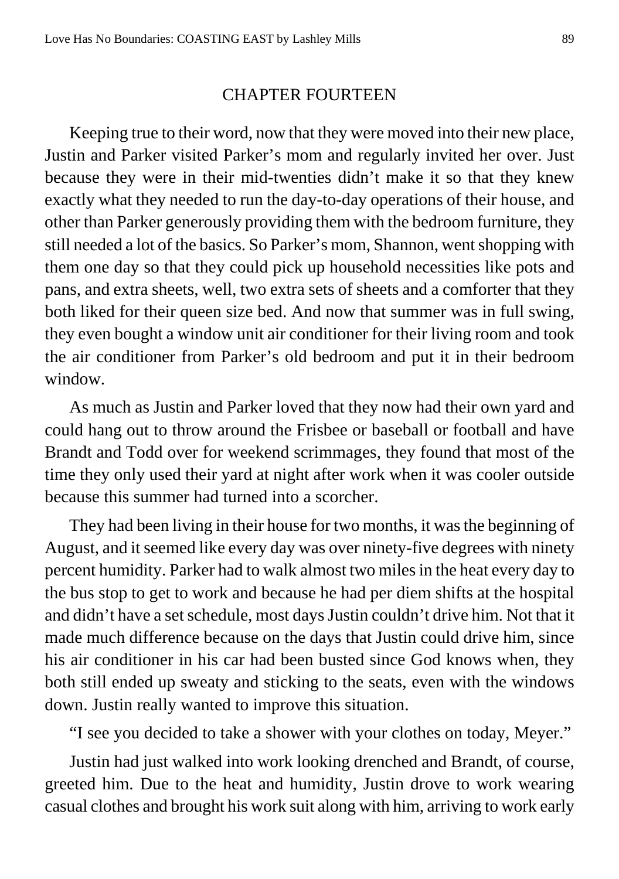## CHAPTER FOURTEEN

Keeping true to their word, now that they were moved into their new place, Justin and Parker visited Parker's mom and regularly invited her over. Just because they were in their mid-twenties didn't make it so that they knew exactly what they needed to run the day-to-day operations of their house, and other than Parker generously providing them with the bedroom furniture, they still needed a lot of the basics. So Parker's mom, Shannon, went shopping with them one day so that they could pick up household necessities like pots and pans, and extra sheets, well, two extra sets of sheets and a comforter that they both liked for their queen size bed. And now that summer was in full swing, they even bought a window unit air conditioner for their living room and took the air conditioner from Parker's old bedroom and put it in their bedroom window.

As much as Justin and Parker loved that they now had their own yard and could hang out to throw around the Frisbee or baseball or football and have Brandt and Todd over for weekend scrimmages, they found that most of the time they only used their yard at night after work when it was cooler outside because this summer had turned into a scorcher.

They had been living in their house for two months, it was the beginning of August, and it seemed like every day was over ninety-five degrees with ninety percent humidity. Parker had to walk almost two miles in the heat every day to the bus stop to get to work and because he had per diem shifts at the hospital and didn't have a set schedule, most days Justin couldn't drive him. Not that it made much difference because on the days that Justin could drive him, since his air conditioner in his car had been busted since God knows when, they both still ended up sweaty and sticking to the seats, even with the windows down. Justin really wanted to improve this situation.

"I see you decided to take a shower with your clothes on today, Meyer."

Justin had just walked into work looking drenched and Brandt, of course, greeted him. Due to the heat and humidity, Justin drove to work wearing casual clothes and brought his work suit along with him, arriving to work early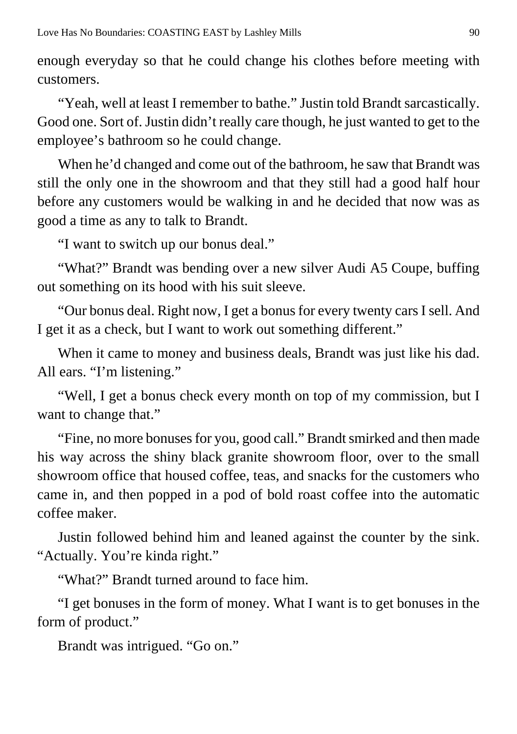enough everyday so that he could change his clothes before meeting with customers.

"Yeah, well at least I remember to bathe." Justin told Brandt sarcastically. Good one. Sort of. Justin didn't really care though, he just wanted to get to the employee's bathroom so he could change.

When he'd changed and come out of the bathroom, he saw that Brandt was still the only one in the showroom and that they still had a good half hour before any customers would be walking in and he decided that now was as good a time as any to talk to Brandt.

"I want to switch up our bonus deal."

"What?" Brandt was bending over a new silver Audi A5 Coupe, buffing out something on its hood with his suit sleeve.

"Our bonus deal. Right now, I get a bonus for every twenty cars I sell. And I get it as a check, but I want to work out something different."

When it came to money and business deals, Brandt was just like his dad. All ears. "I'm listening."

"Well, I get a bonus check every month on top of my commission, but I want to change that."

"Fine, no more bonuses for you, good call." Brandt smirked and then made his way across the shiny black granite showroom floor, over to the small showroom office that housed coffee, teas, and snacks for the customers who came in, and then popped in a pod of bold roast coffee into the automatic coffee maker.

Justin followed behind him and leaned against the counter by the sink. "Actually. You're kinda right."

"What?" Brandt turned around to face him.

"I get bonuses in the form of money. What I want is to get bonuses in the form of product."

Brandt was intrigued. "Go on."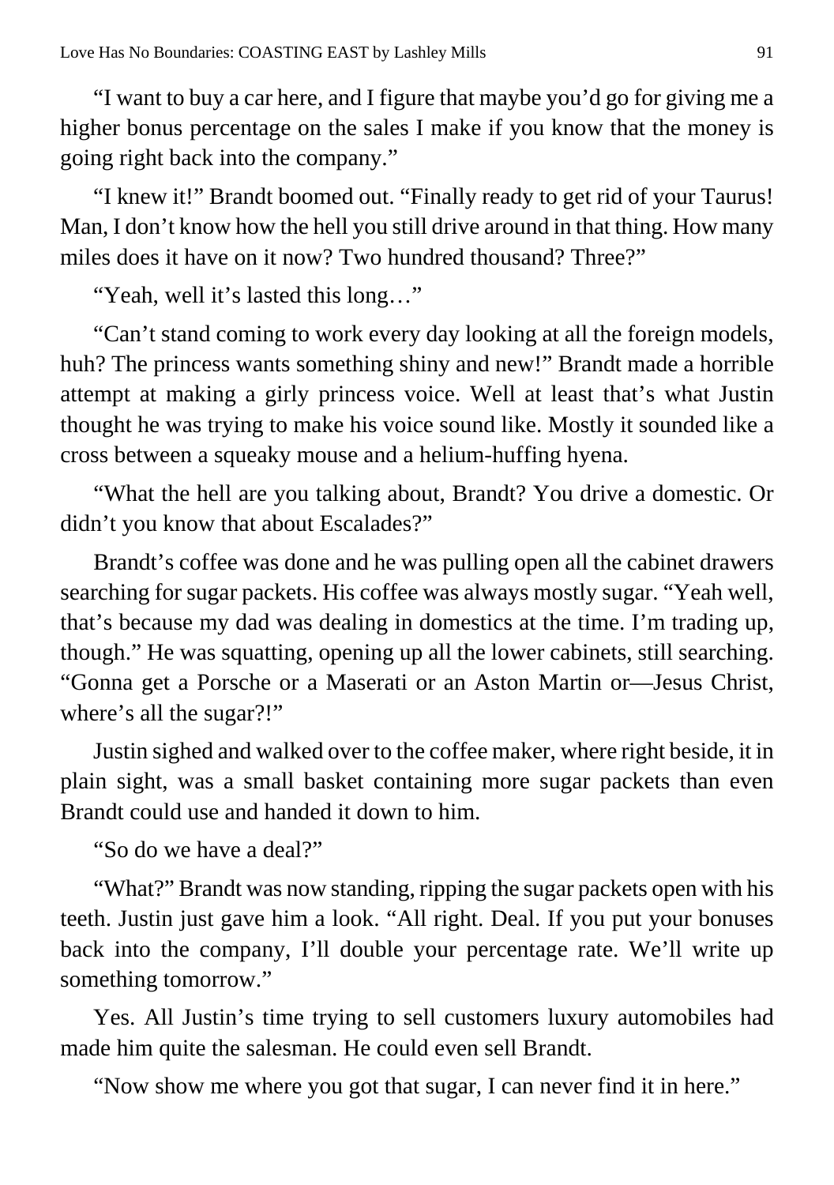"I want to buy a car here, and I figure that maybe you'd go for giving me a higher bonus percentage on the sales I make if you know that the money is going right back into the company."

"I knew it!" Brandt boomed out. "Finally ready to get rid of your Taurus! Man, I don't know how the hell you still drive around in that thing. How many miles does it have on it now? Two hundred thousand? Three?"

"Yeah, well it's lasted this long…"

"Can't stand coming to work every day looking at all the foreign models, huh? The princess wants something shiny and new!" Brandt made a horrible attempt at making a girly princess voice. Well at least that's what Justin thought he was trying to make his voice sound like. Mostly it sounded like a cross between a squeaky mouse and a helium-huffing hyena.

"What the hell are you talking about, Brandt? You drive a domestic. Or didn't you know that about Escalades?"

Brandt's coffee was done and he was pulling open all the cabinet drawers searching for sugar packets. His coffee was always mostly sugar. "Yeah well, that's because my dad was dealing in domestics at the time. I'm trading up, though." He was squatting, opening up all the lower cabinets, still searching. "Gonna get a Porsche or a Maserati or an Aston Martin or—Jesus Christ, where's all the sugar?!"

Justin sighed and walked over to the coffee maker, where right beside, it in plain sight, was a small basket containing more sugar packets than even Brandt could use and handed it down to him.

"So do we have a deal?"

"What?" Brandt was now standing, ripping the sugar packets open with his teeth. Justin just gave him a look. "All right. Deal. If you put your bonuses back into the company, I'll double your percentage rate. We'll write up something tomorrow."

Yes. All Justin's time trying to sell customers luxury automobiles had made him quite the salesman. He could even sell Brandt.

"Now show me where you got that sugar, I can never find it in here."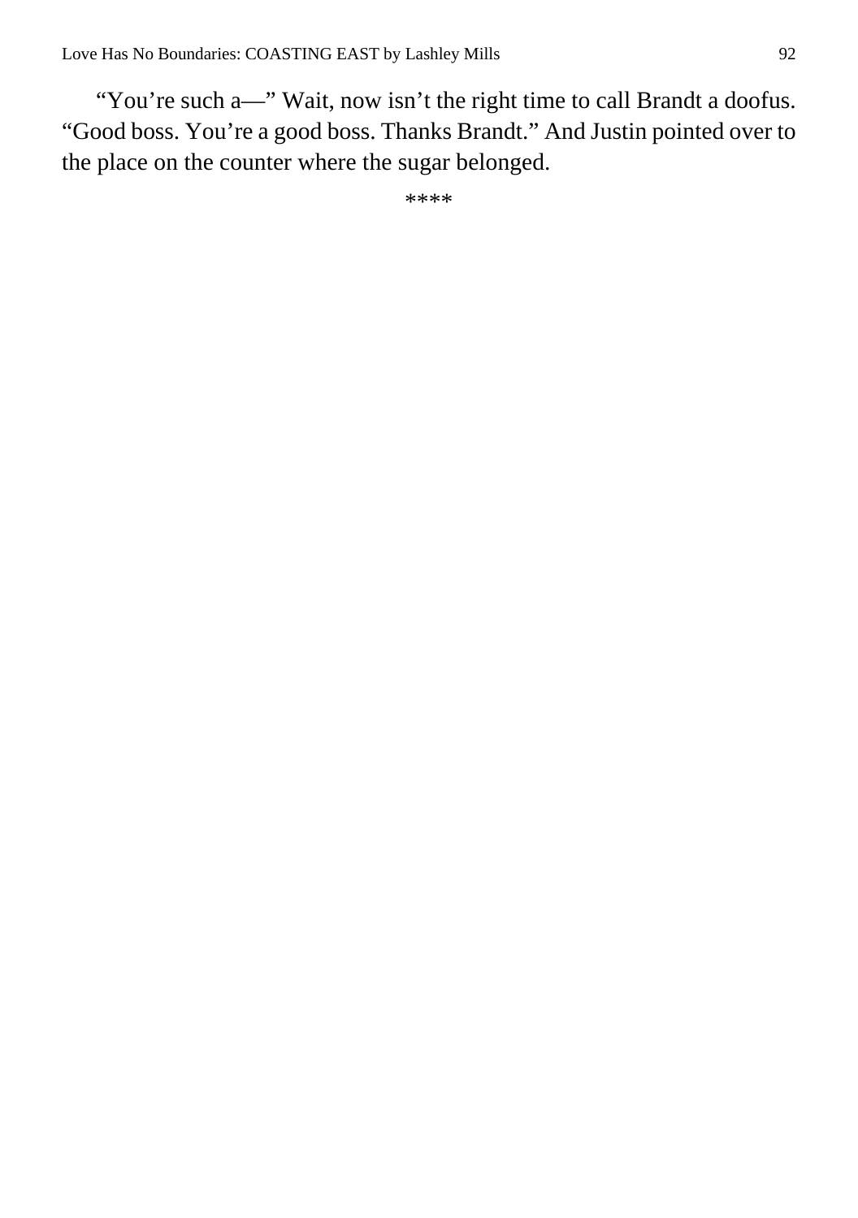“You’re such a—” Wait, now isn’t the right time to call Brandt a doofus. “Good boss. You’re a good boss. Thanks Brandt.” And Justin pointed over to the place on the counter where the sugar belonged.

****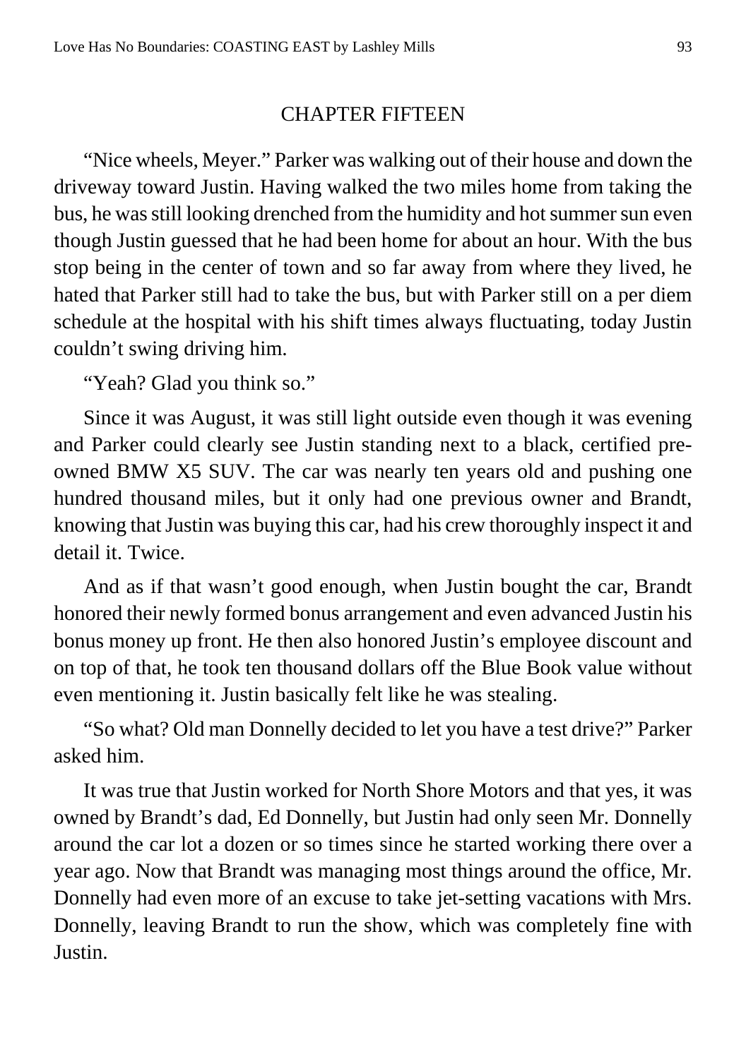## CHAPTER FIFTEEN

"Nice wheels, Meyer." Parker was walking out of their house and down the driveway toward Justin. Having walked the two miles home from taking the bus, he was still looking drenched from the humidity and hot summer sun even though Justin guessed that he had been home for about an hour. With the bus stop being in the center of town and so far away from where they lived, he hated that Parker still had to take the bus, but with Parker still on a per diem schedule at the hospital with his shift times always fluctuating, today Justin couldn't swing driving him.

"Yeah? Glad you think so."

Since it was August, it was still light outside even though it was evening and Parker could clearly see Justin standing next to a black, certified pre-owned BMW X5 SUV. The car was nearly ten years old and pushing one hundred thousand miles, but it only had one previous owner and Brandt, knowing that Justin was buying this car, had his crew thoroughly inspect it and detail it. Twice.

And as if that wasn't good enough, when Justin bought the car, Brandt honored their newly formed bonus arrangement and even advanced Justin his bonus money up front. He then also honored Justin's employee discount and on top of that, he took ten thousand dollars off the Blue Book value without even mentioning it. Justin basically felt like he was stealing.

"So what? Old man Donnelly decided to let you have a test drive?" Parker asked him.

It was true that Justin worked for North Shore Motors and that yes, it was owned by Brandt's dad, Ed Donnelly, but Justin had only seen Mr. Donnelly around the car lot a dozen or so times since he started working there over a year ago. Now that Brandt was managing most things around the office, Mr. Donnelly had even more of an excuse to take jet-setting vacations with Mrs. Donnelly, leaving Brandt to run the show, which was completely fine with Justin.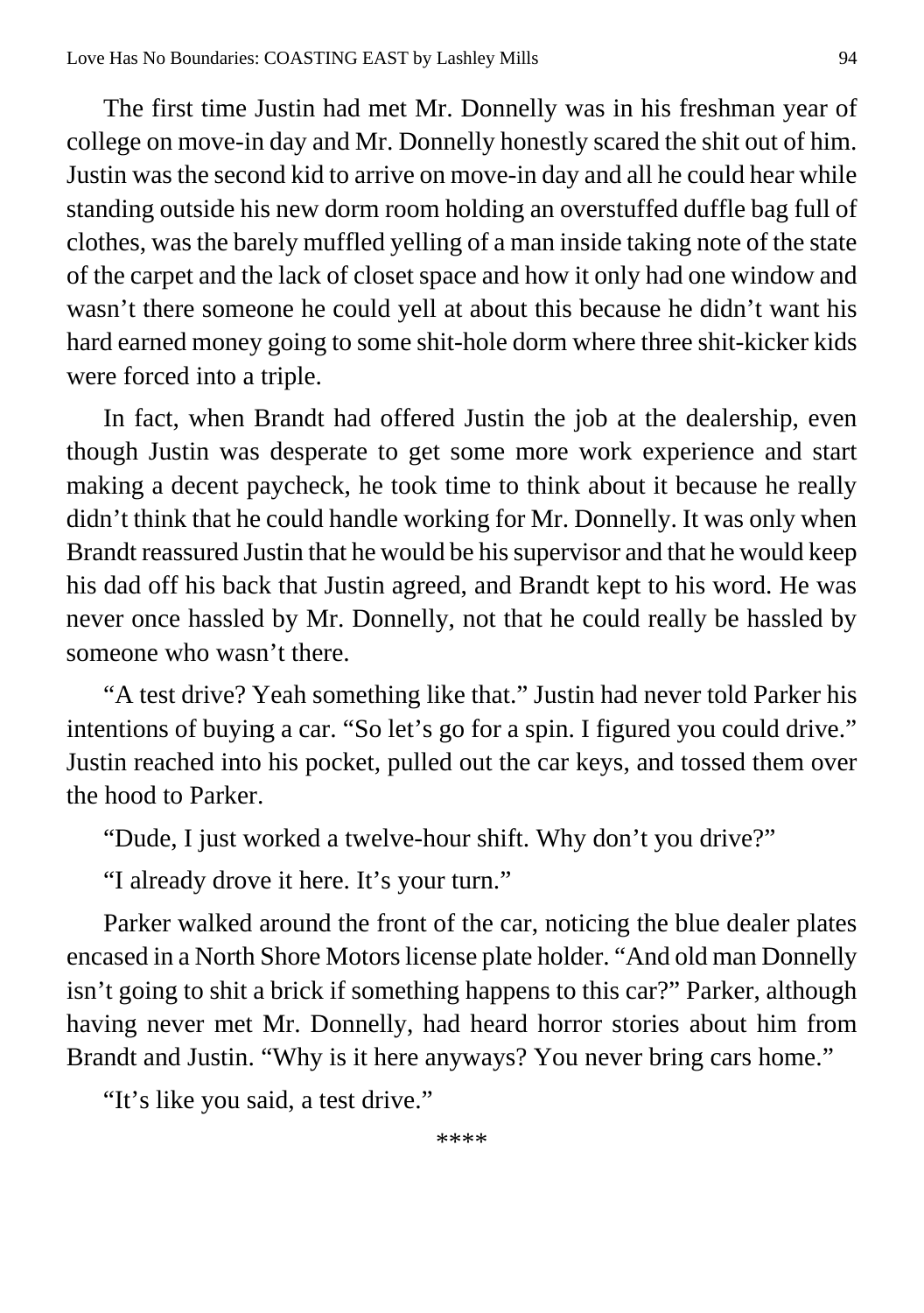The first time Justin had met Mr. Donnelly was in his freshman year of college on move-in day and Mr. Donnelly honestly scared the shit out of him. Justin was the second kid to arrive on move-in day and all he could hear while standing outside his new dorm room holding an overstuffed duffle bag full of clothes, was the barely muffled yelling of a man inside taking note of the state of the carpet and the lack of closet space and how it only had one window and wasn't there someone he could yell at about this because he didn't want his hard earned money going to some shit-hole dorm where three shit-kicker kids were forced into a triple.

In fact, when Brandt had offered Justin the job at the dealership, even though Justin was desperate to get some more work experience and start making a decent paycheck, he took time to think about it because he really didn't think that he could handle working for Mr. Donnelly. It was only when Brandt reassured Justin that he would be his supervisor and that he would keep his dad off his back that Justin agreed, and Brandt kept to his word. He was never once hassled by Mr. Donnelly, not that he could really be hassled by someone who wasn't there.

"A test drive? Yeah something like that." Justin had never told Parker his intentions of buying a car. "So let's go for a spin. I figured you could drive." Justin reached into his pocket, pulled out the car keys, and tossed them over the hood to Parker.

"Dude, I just worked a twelve-hour shift. Why don't you drive?"

"I already drove it here. It's your turn."

Parker walked around the front of the car, noticing the blue dealer plates encased in a North Shore Motors license plate holder. "And old man Donnelly isn't going to shit a brick if something happens to this car?" Parker, although having never met Mr. Donnelly, had heard horror stories about him from Brandt and Justin. "Why is it here anyways? You never bring cars home."

"It's like you said, a test drive."

****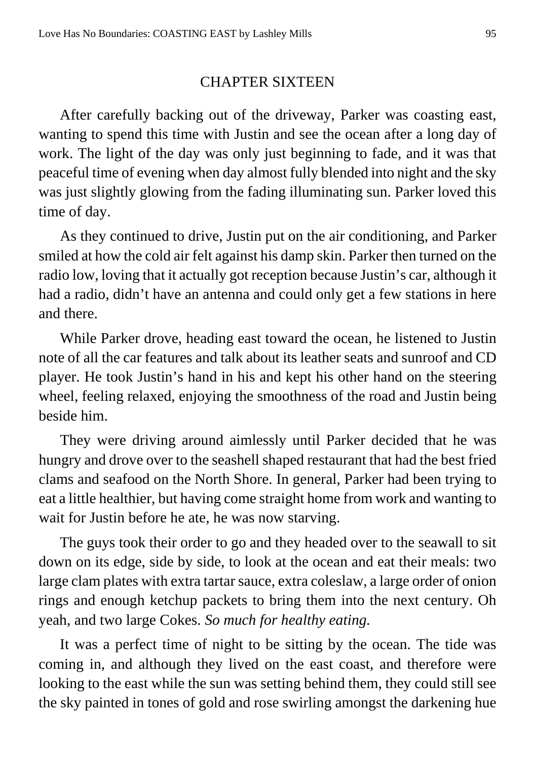## CHAPTER SIXTEEN

After carefully backing out of the driveway, Parker was coasting east, wanting to spend this time with Justin and see the ocean after a long day of work. The light of the day was only just beginning to fade, and it was that peaceful time of evening when day almost fully blended into night and the sky was just slightly glowing from the fading illuminating sun. Parker loved this time of day.

As they continued to drive, Justin put on the air conditioning, and Parker smiled at how the cold air felt against his damp skin. Parker then turned on the radio low, loving that it actually got reception because Justin's car, although it had a radio, didn't have an antenna and could only get a few stations in here and there.

While Parker drove, heading east toward the ocean, he listened to Justin note of all the car features and talk about its leather seats and sunroof and CD player. He took Justin's hand in his and kept his other hand on the steering wheel, feeling relaxed, enjoying the smoothness of the road and Justin being beside him.

They were driving around aimlessly until Parker decided that he was hungry and drove over to the seashell shaped restaurant that had the best fried clams and seafood on the North Shore. In general, Parker had been trying to eat a little healthier, but having come straight home from work and wanting to wait for Justin before he ate, he was now starving.

The guys took their order to go and they headed over to the seawall to sit down on its edge, side by side, to look at the ocean and eat their meals: two large clam plates with extra tartar sauce, extra coleslaw, a large order of onion rings and enough ketchup packets to bring them into the next century. Oh yeah, and two large Cokes. *So much for healthy eating.*

It was a perfect time of night to be sitting by the ocean. The tide was coming in, and although they lived on the east coast, and therefore were looking to the east while the sun was setting behind them, they could still see the sky painted in tones of gold and rose swirling amongst the darkening hue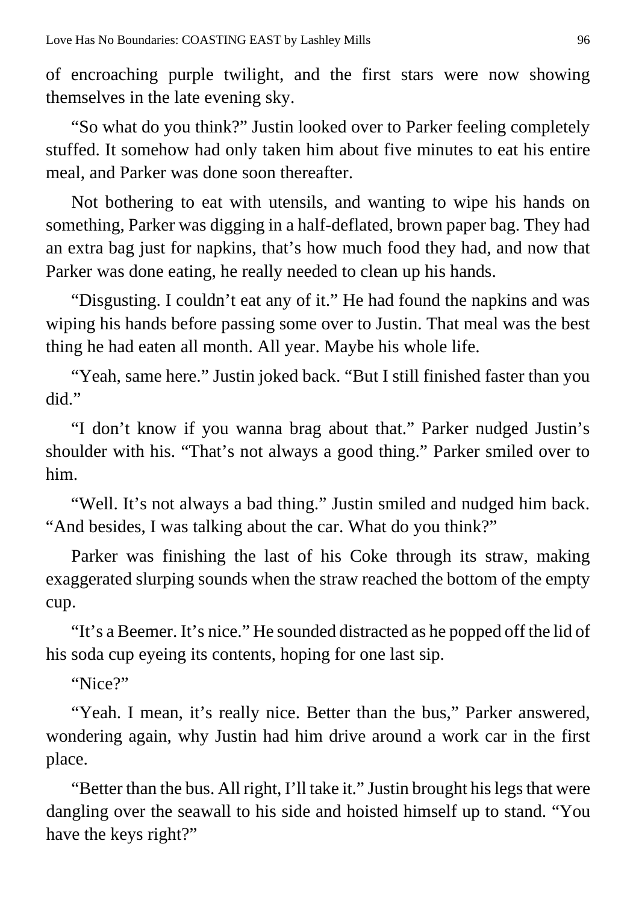of encroaching purple twilight, and the first stars were now showing themselves in the late evening sky.

"So what do you think?" Justin looked over to Parker feeling completely stuffed. It somehow had only taken him about five minutes to eat his entire meal, and Parker was done soon thereafter.

Not bothering to eat with utensils, and wanting to wipe his hands on something, Parker was digging in a half-deflated, brown paper bag. They had an extra bag just for napkins, that's how much food they had, and now that Parker was done eating, he really needed to clean up his hands.

"Disgusting. I couldn't eat any of it." He had found the napkins and was wiping his hands before passing some over to Justin. That meal was the best thing he had eaten all month. All year. Maybe his whole life.

"Yeah, same here." Justin joked back. "But I still finished faster than you did."

"I don't know if you wanna brag about that." Parker nudged Justin's shoulder with his. "That's not always a good thing." Parker smiled over to him.

"Well. It's not always a bad thing." Justin smiled and nudged him back. "And besides, I was talking about the car. What do you think?"

Parker was finishing the last of his Coke through its straw, making exaggerated slurping sounds when the straw reached the bottom of the empty cup.

"It's a Beemer. It's nice." He sounded distracted as he popped off the lid of his soda cup eyeing its contents, hoping for one last sip.

"Nice?"

"Yeah. I mean, it's really nice. Better than the bus," Parker answered, wondering again, why Justin had him drive around a work car in the first place.

"Better than the bus. All right, I'll take it." Justin brought his legs that were dangling over the seawall to his side and hoisted himself up to stand. "You have the keys right?"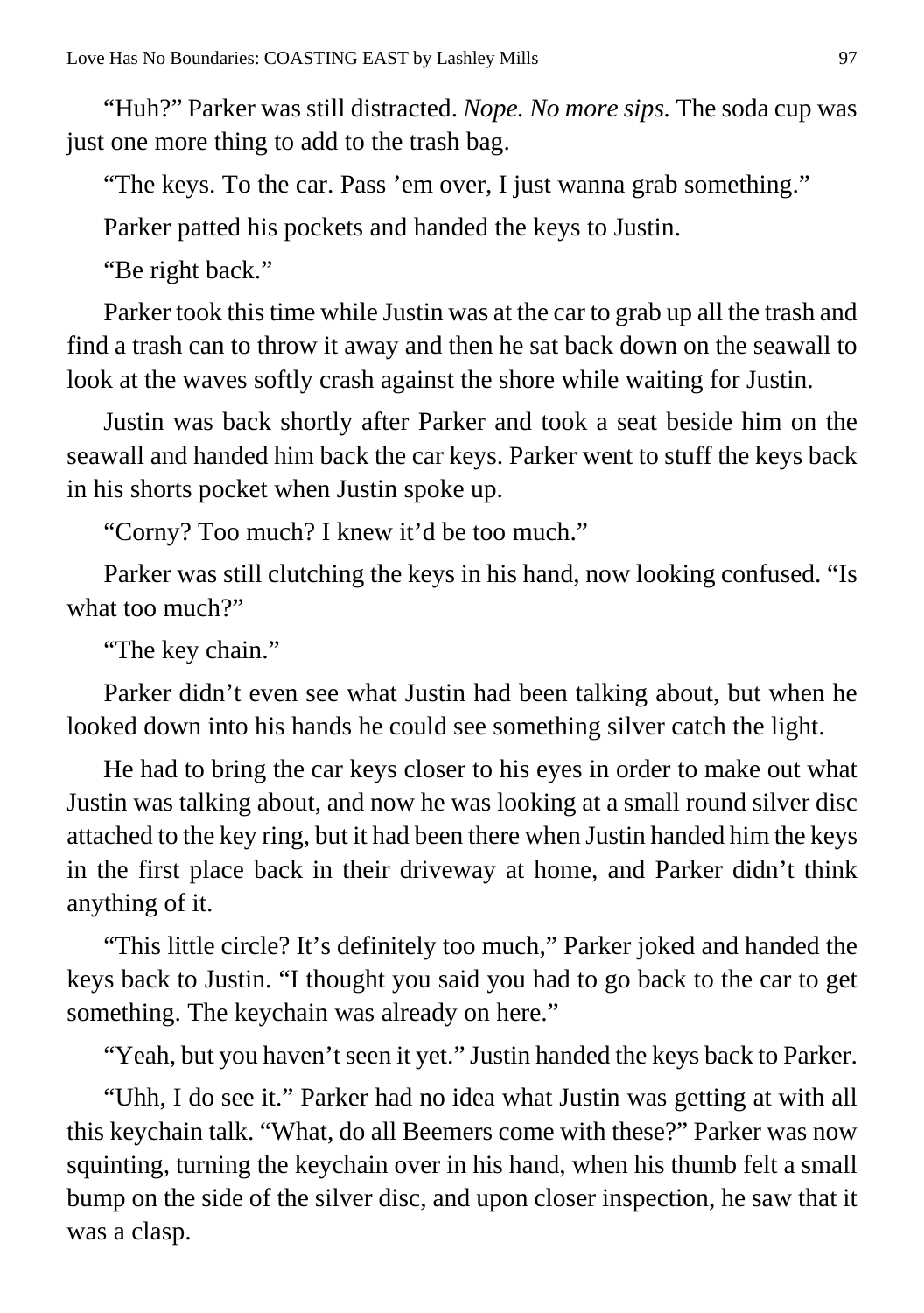"Huh?" Parker was still distracted. *Nope. No more sips.* The soda cup was just one more thing to add to the trash bag.

"The keys. To the car. Pass 'em over, I just wanna grab something."

Parker patted his pockets and handed the keys to Justin.

"Be right back."

Parker took this time while Justin was at the car to grab up all the trash and find a trash can to throw it away and then he sat back down on the seawall to look at the waves softly crash against the shore while waiting for Justin.

Justin was back shortly after Parker and took a seat beside him on the seawall and handed him back the car keys. Parker went to stuff the keys back in his shorts pocket when Justin spoke up.

"Corny? Too much? I knew it'd be too much."

Parker was still clutching the keys in his hand, now looking confused. "Is what too much?"

"The key chain."

Parker didn't even see what Justin had been talking about, but when he looked down into his hands he could see something silver catch the light.

He had to bring the car keys closer to his eyes in order to make out what Justin was talking about, and now he was looking at a small round silver disc attached to the key ring, but it had been there when Justin handed him the keys in the first place back in their driveway at home, and Parker didn't think anything of it.

"This little circle? It's definitely too much," Parker joked and handed the keys back to Justin. "I thought you said you had to go back to the car to get something. The keychain was already on here."

"Yeah, but you haven't seen it yet." Justin handed the keys back to Parker.

"Uhh, I do see it." Parker had no idea what Justin was getting at with all this keychain talk. "What, do all Beemers come with these?" Parker was now squinting, turning the keychain over in his hand, when his thumb felt a small bump on the side of the silver disc, and upon closer inspection, he saw that it was a clasp.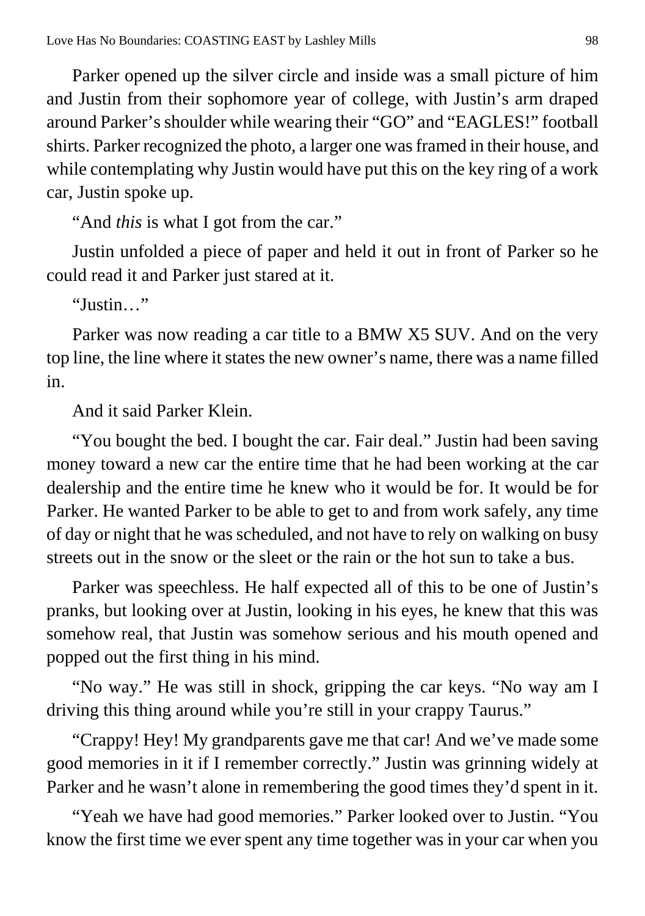Parker opened up the silver circle and inside was a small picture of him and Justin from their sophomore year of college, with Justin's arm draped around Parker's shoulder while wearing their "GO" and "EAGLES!" football shirts. Parker recognized the photo, a larger one was framed in their house, and while contemplating why Justin would have put this on the key ring of a work car, Justin spoke up.

"And *this* is what I got from the car."

Justin unfolded a piece of paper and held it out in front of Parker so he could read it and Parker just stared at it.

"Justin…"

Parker was now reading a car title to a BMW X5 SUV. And on the very top line, the line where it states the new owner's name, there was a name filled in.

And it said Parker Klein.

"You bought the bed. I bought the car. Fair deal." Justin had been saving money toward a new car the entire time that he had been working at the car dealership and the entire time he knew who it would be for. It would be for Parker. He wanted Parker to be able to get to and from work safely, any time of day or night that he was scheduled, and not have to rely on walking on busy streets out in the snow or the sleet or the rain or the hot sun to take a bus.

Parker was speechless. He half expected all of this to be one of Justin's pranks, but looking over at Justin, looking in his eyes, he knew that this was somehow real, that Justin was somehow serious and his mouth opened and popped out the first thing in his mind.

"No way." He was still in shock, gripping the car keys. "No way am I driving this thing around while you're still in your crappy Taurus."

"Crappy! Hey! My grandparents gave me that car! And we've made some good memories in it if I remember correctly." Justin was grinning widely at Parker and he wasn't alone in remembering the good times they'd spent in it.

"Yeah we have had good memories." Parker looked over to Justin. "You know the first time we ever spent any time together was in your car when you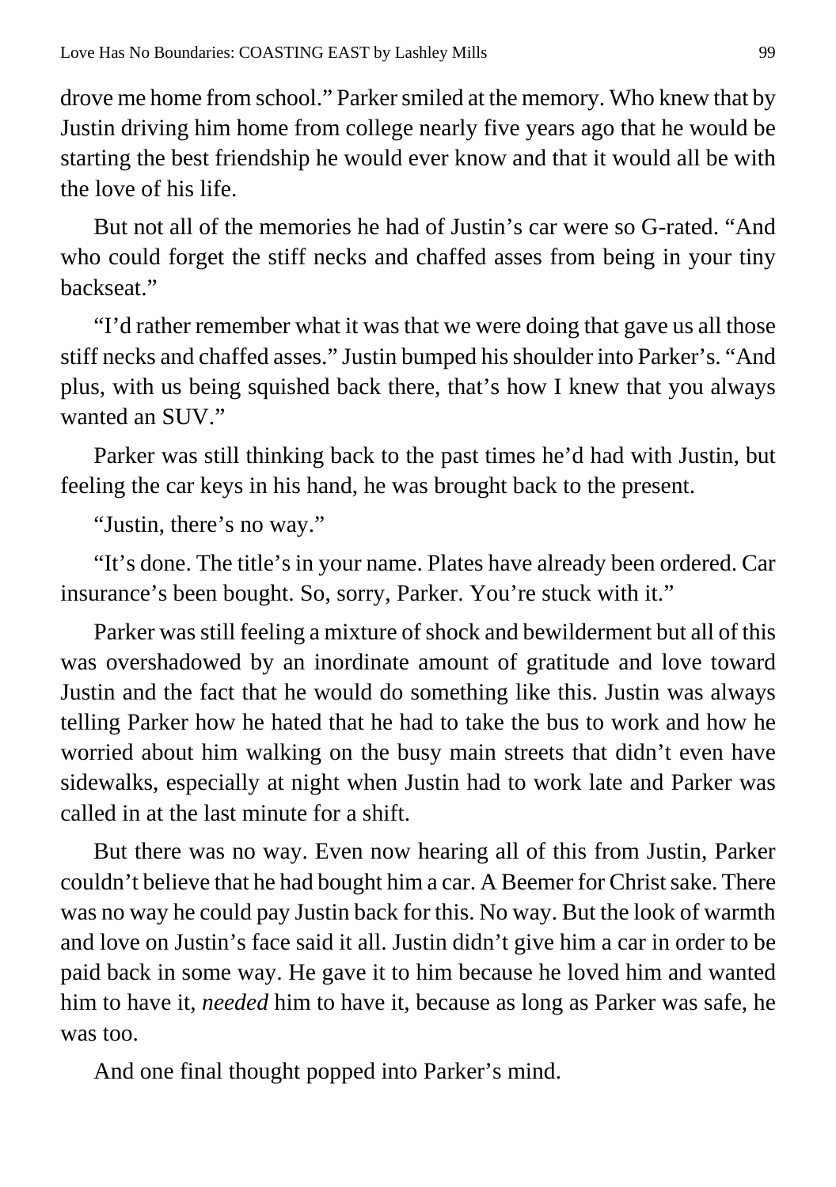drove me home from school." Parker smiled at the memory. Who knew that by Justin driving him home from college nearly five years ago that he would be starting the best friendship he would ever know and that it would all be with the love of his life.

But not all of the memories he had of Justin's car were so G-rated. "And who could forget the stiff necks and chaffed asses from being in your tiny backseat."

"I'd rather remember what it was that we were doing that gave us all those stiff necks and chaffed asses." Justin bumped his shoulder into Parker's. "And plus, with us being squished back there, that's how I knew that you always wanted an SUV."

Parker was still thinking back to the past times he'd had with Justin, but feeling the car keys in his hand, he was brought back to the present.

"Justin, there's no way."

"It's done. The title's in your name. Plates have already been ordered. Car insurance's been bought. So, sorry, Parker. You're stuck with it."

Parker was still feeling a mixture of shock and bewilderment but all of this was overshadowed by an inordinate amount of gratitude and love toward Justin and the fact that he would do something like this. Justin was always telling Parker how he hated that he had to take the bus to work and how he worried about him walking on the busy main streets that didn't even have sidewalks, especially at night when Justin had to work late and Parker was called in at the last minute for a shift.

But there was no way. Even now hearing all of this from Justin, Parker couldn't believe that he had bought him a car. A Beemer for Christ sake. There was no way he could pay Justin back for this. No way. But the look of warmth and love on Justin's face said it all. Justin didn't give him a car in order to be paid back in some way. He gave it to him because he loved him and wanted him to have it, *needed* him to have it, because as long as Parker was safe, he was too.

And one final thought popped into Parker's mind.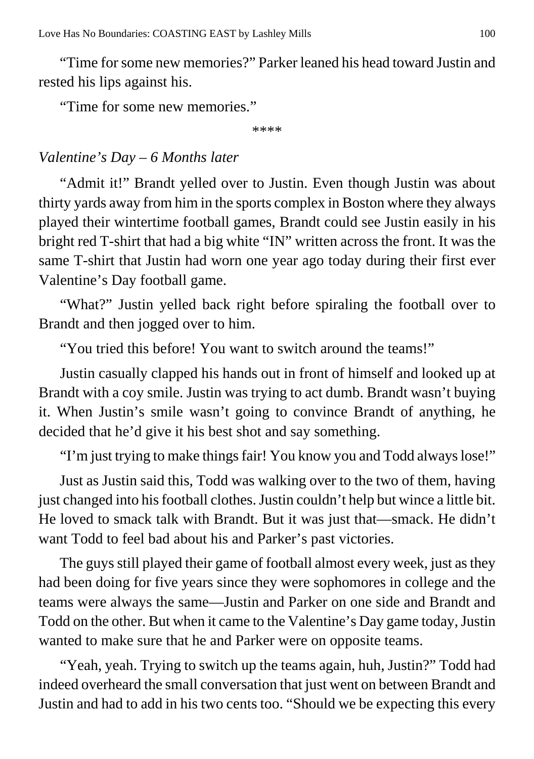"Time for some new memories?" Parker leaned his head toward Justin and rested his lips against his.

"Time for some new memories."

\*\*\*\*

*Valentine's Day – 6 Months later*

"Admit it!" Brandt yelled over to Justin. Even though Justin was about thirty yards away from him in the sports complex in Boston where they always played their wintertime football games, Brandt could see Justin easily in his bright red T-shirt that had a big white "IN" written across the front. It was the same T-shirt that Justin had worn one year ago today during their first ever Valentine's Day football game.

"What?" Justin yelled back right before spiraling the football over to Brandt and then jogged over to him.

"You tried this before! You want to switch around the teams!"

Justin casually clapped his hands out in front of himself and looked up at Brandt with a coy smile. Justin was trying to act dumb. Brandt wasn't buying it. When Justin's smile wasn't going to convince Brandt of anything, he decided that he'd give it his best shot and say something.

"I'm just trying to make things fair! You know you and Todd always lose!"

Just as Justin said this, Todd was walking over to the two of them, having just changed into his football clothes. Justin couldn't help but wince a little bit. He loved to smack talk with Brandt. But it was just that—smack. He didn't want Todd to feel bad about his and Parker's past victories.

The guys still played their game of football almost every week, just as they had been doing for five years since they were sophomores in college and the teams were always the same—Justin and Parker on one side and Brandt and Todd on the other. But when it came to the Valentine's Day game today, Justin wanted to make sure that he and Parker were on opposite teams.

"Yeah, yeah. Trying to switch up the teams again, huh, Justin?" Todd had indeed overheard the small conversation that just went on between Brandt and Justin and had to add in his two cents too. "Should we be expecting this every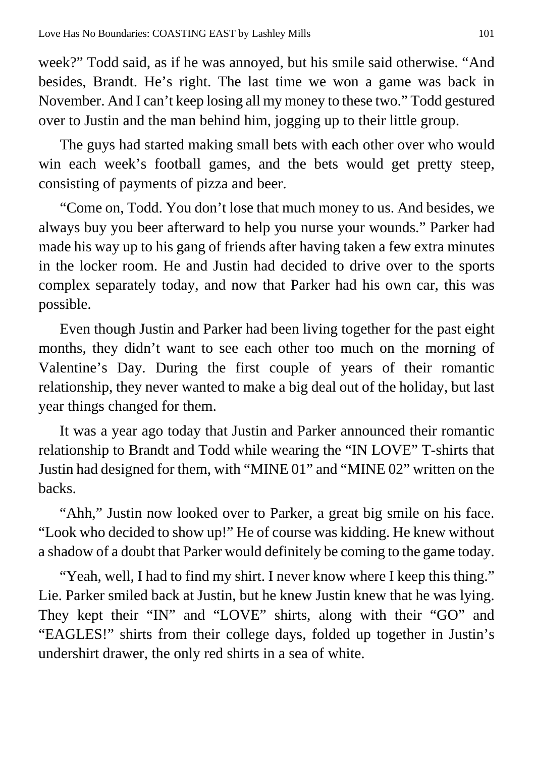week?" Todd said, as if he was annoyed, but his smile said otherwise. "And besides, Brandt. He's right. The last time we won a game was back in November. And I can't keep losing all my money to these two." Todd gestured over to Justin and the man behind him, jogging up to their little group.

The guys had started making small bets with each other over who would win each week's football games, and the bets would get pretty steep, consisting of payments of pizza and beer.

"Come on, Todd. You don't lose that much money to us. And besides, we always buy you beer afterward to help you nurse your wounds." Parker had made his way up to his gang of friends after having taken a few extra minutes in the locker room. He and Justin had decided to drive over to the sports complex separately today, and now that Parker had his own car, this was possible.

Even though Justin and Parker had been living together for the past eight months, they didn't want to see each other too much on the morning of Valentine's Day. During the first couple of years of their romantic relationship, they never wanted to make a big deal out of the holiday, but last year things changed for them.

It was a year ago today that Justin and Parker announced their romantic relationship to Brandt and Todd while wearing the "IN LOVE" T-shirts that Justin had designed for them, with "MINE 01" and "MINE 02" written on the backs.

"Ahh," Justin now looked over to Parker, a great big smile on his face. "Look who decided to show up!" He of course was kidding. He knew without a shadow of a doubt that Parker would definitely be coming to the game today.

"Yeah, well, I had to find my shirt. I never know where I keep this thing." Lie. Parker smiled back at Justin, but he knew Justin knew that he was lying. They kept their "IN" and "LOVE" shirts, along with their "GO" and "EAGLES!" shirts from their college days, folded up together in Justin's undershirt drawer, the only red shirts in a sea of white.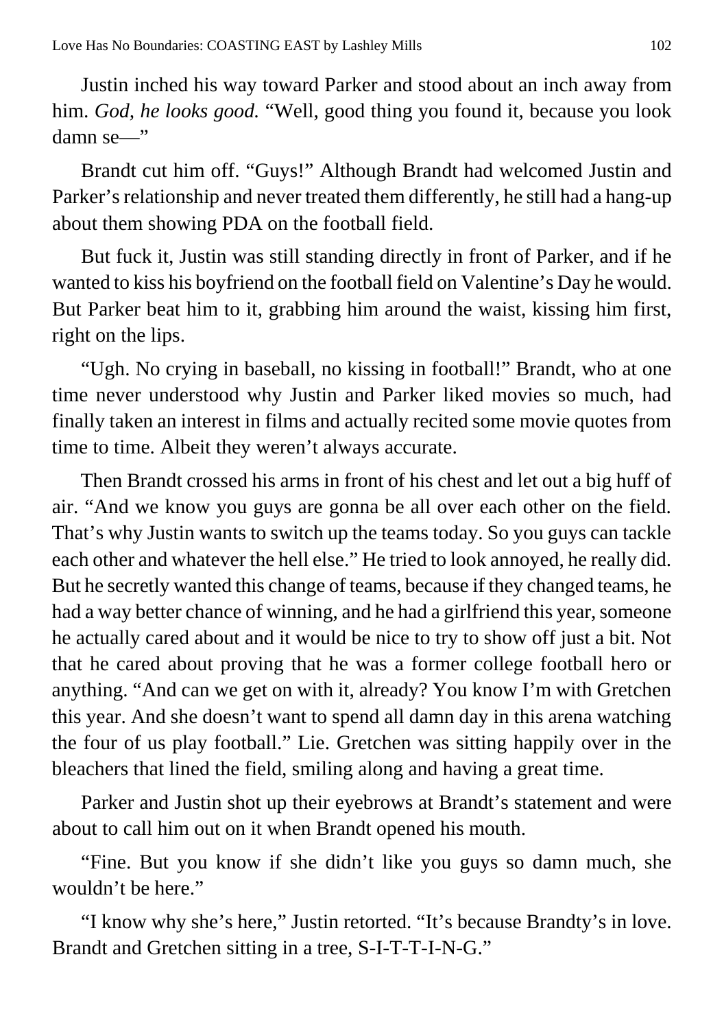Justin inched his way toward Parker and stood about an inch away from him. *God, he looks good.* "Well, good thing you found it, because you look damn se—"

Brandt cut him off. "Guys!" Although Brandt had welcomed Justin and Parker's relationship and never treated them differently, he still had a hang-up about them showing PDA on the football field.

But fuck it, Justin was still standing directly in front of Parker, and if he wanted to kiss his boyfriend on the football field on Valentine's Day he would. But Parker beat him to it, grabbing him around the waist, kissing him first, right on the lips.

"Ugh. No crying in baseball, no kissing in football!" Brandt, who at one time never understood why Justin and Parker liked movies so much, had finally taken an interest in films and actually recited some movie quotes from time to time. Albeit they weren't always accurate.

Then Brandt crossed his arms in front of his chest and let out a big huff of air. "And we know you guys are gonna be all over each other on the field. That's why Justin wants to switch up the teams today. So you guys can tackle each other and whatever the hell else." He tried to look annoyed, he really did. But he secretly wanted this change of teams, because if they changed teams, he had a way better chance of winning, and he had a girlfriend this year, someone he actually cared about and it would be nice to try to show off just a bit. Not that he cared about proving that he was a former college football hero or anything. "And can we get on with it, already? You know I'm with Gretchen this year. And she doesn't want to spend all damn day in this arena watching the four of us play football." Lie. Gretchen was sitting happily over in the bleachers that lined the field, smiling along and having a great time.

Parker and Justin shot up their eyebrows at Brandt's statement and were about to call him out on it when Brandt opened his mouth.

"Fine. But you know if she didn't like you guys so damn much, she wouldn't be here."

"I know why she's here," Justin retorted. "It's because Brandty's in love. Brandt and Gretchen sitting in a tree, S-I-T-T-I-N-G."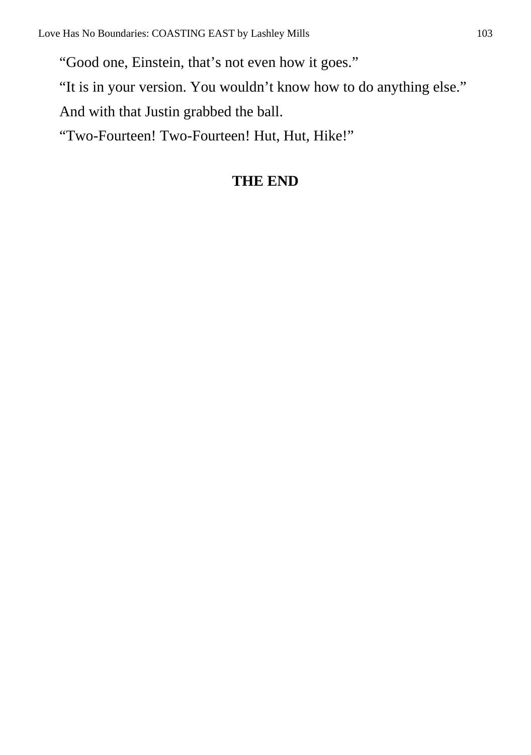"Good one, Einstein, that's not even how it goes."

"It is in your version. You wouldn't know how to do anything else."

And with that Justin grabbed the ball.

"Two-Fourteen! Two-Fourteen! Hut, Hut, Hike!"

**THE END**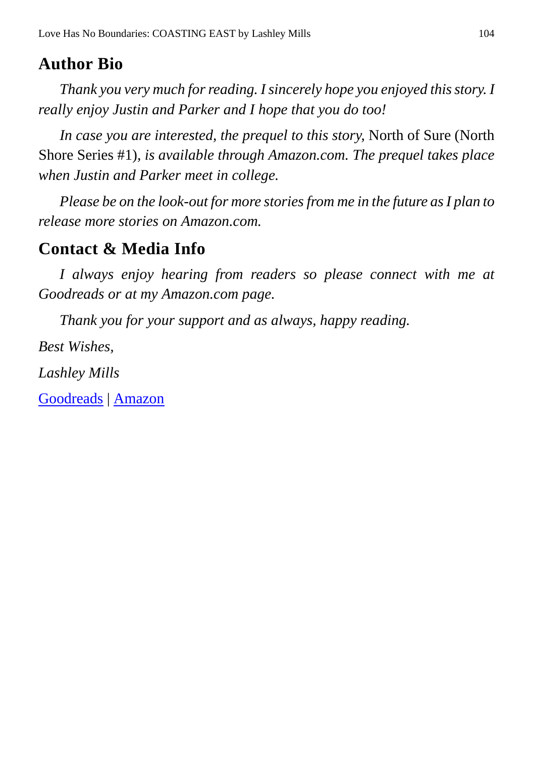## Author Bio

*Thank you very much for reading. I sincerely hope you enjoyed this story. I really enjoy Justin and Parker and I hope that you do too!*

*In case you are interested, the prequel to this story,* North of Sure (North Shore Series #1)*, is available through Amazon.com. The prequel takes place when Justin and Parker meet in college.*

*Please be on the look-out for more stories from me in the future as I plan to release more stories on Amazon.com.*

## Contact & Media Info

*I always enjoy hearing from readers so please connect with me at Goodreads or at my Amazon.com page.*

*Thank you for your support and as always, happy reading.*

*Best Wishes,*

*Lashley Mills*

Goodreads | Amazon